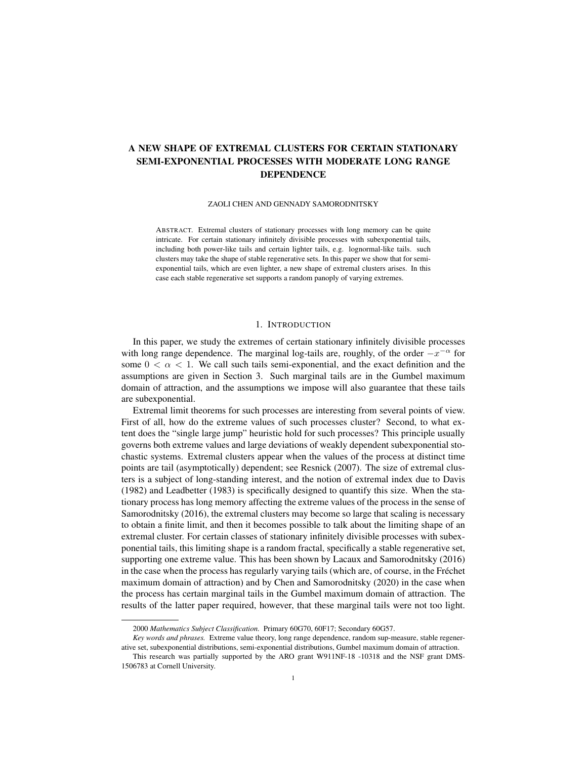# A NEW SHAPE OF EXTREMAL CLUSTERS FOR CERTAIN STATIONARY SEMI-EXPONENTIAL PROCESSES WITH MODERATE LONG RANGE DEPENDENCE

ZAOLI CHEN AND GENNADY SAMORODNITSKY

ABSTRACT. Extremal clusters of stationary processes with long memory can be quite intricate. For certain stationary infinitely divisible processes with subexponential tails, including both power-like tails and certain lighter tails, e.g. lognormal-like tails. such clusters may take the shape of stable regenerative sets. In this paper we show that for semi-exponential tails, which are even lighter, a new shape of extremal clusters arises. In this case each stable regenerative set supports a random panoply of varying extremes.

## 1. INTRODUCTION

In this paper, we study the extremes of certain stationary infinitely divisible processes with long range dependence. The marginal log-tails are, roughly, of the order $-x^{-\alpha}$ for some $0 < \alpha < 1$. We call such tails semi-exponential, and the exact definition and the assumptions are given in Section 3. Such marginal tails are in the Gumbel maximum domain of attraction, and the assumptions we impose will also guarantee that these tails are subexponential.

Extremal limit theorems for such processes are interesting from several points of view. First of all, how do the extreme values of such processes cluster? Second, to what extent does the "single large jump" heuristic hold for such processes? This principle usually governs both extreme values and large deviations of weakly dependent subexponential stochastic systems. Extremal clusters appear when the values of the process at distinct time points are tail (asymptotically) dependent; see Resnick (2007). The size of extremal clusters is a subject of long-standing interest, and the notion of extremal index due to Davis (1982) and Leadbetter (1983) is specifically designed to quantify this size. When the stationary process has long memory affecting the extreme values of the process in the sense of Samorodnitsky (2016), the extremal clusters may become so large that scaling is necessary to obtain a finite limit, and then it becomes possible to talk about the limiting shape of an extremal cluster. For certain classes of stationary infinitely divisible processes with subexponential tails, this limiting shape is a random fractal, specifically a stable regenerative set, supporting one extreme value. This has been shown by Lacaux and Samorodnitsky (2016) in the case when the process has regularly varying tails (which are, of course, in the Fréchet maximum domain of attraction) and by Chen and Samorodnitsky (2020) in the case when the process has certain marginal tails in the Gumbel maximum domain of attraction. The results of the latter paper required, however, that these marginal tails were not too light.

---

2000 *Mathematics Subject Classification.* Primary 60G70, 60F17; Secondary 60G57.

*Key words and phrases.* Extreme value theory, long range dependence, random sup-measure, stable regenerative set, subexponential distributions, semi-exponential distributions, Gumbel maximum domain of attraction.

This research was partially supported by the ARO grant W911NF-18 -10318 and the NSF grant DMS-1506783 at Cornell University.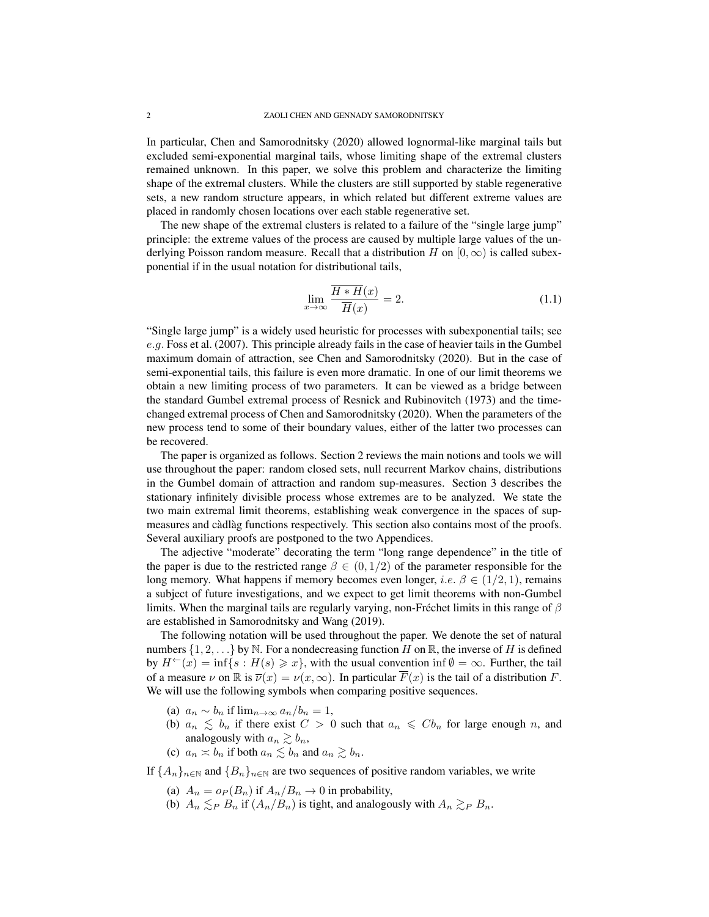In particular, Chen and Samorodnitsky (2020) allowed lognormal-like marginal tails but excluded semi-exponential marginal tails, whose limiting shape of the extremal clusters remained unknown. In this paper, we solve this problem and characterize the limiting shape of the extremal clusters. While the clusters are still supported by stable regenerative sets, a new random structure appears, in which related but different extreme values are placed in randomly chosen locations over each stable regenerative set.

The new shape of the extremal clusters is related to a failure of the "single large jump" principle: the extreme values of the process are caused by multiple large values of the underlying Poisson random measure. Recall that a distribution $H$ on $[0, \infty)$ is called subexponential if in the usual notation for distributional tails,

$$\lim_{x\to\infty} \frac{\overline{H * H}(x)}{\overline{H}(x)} = 2. \tag{1.1}$$

"Single large jump" is a widely used heuristic for processes with subexponential tails; see $e.g.$ Foss et al. (2007). This principle already fails in the case of heavier tails in the Gumbel maximum domain of attraction, see Chen and Samorodnitsky (2020). But in the case of semi-exponential tails, this failure is even more dramatic. In one of our limit theorems we obtain a new limiting process of two parameters. It can be viewed as a bridge between the standard Gumbel extremal process of Resnick and Rubinovitch (1973) and the time-changed extremal process of Chen and Samorodnitsky (2020). When the parameters of the new process tend to some of their boundary values, either of the latter two processes can be recovered.

The paper is organized as follows. Section 2 reviews the main notions and tools we will use throughout the paper: random closed sets, null recurrent Markov chains, distributions in the Gumbel domain of attraction and random sup-measures. Section 3 describes the stationary infinitely divisible process whose extremes are to be analyzed. We state the two main extremal limit theorems, establishing weak convergence in the spaces of sup-measures and càdlàg functions respectively. This section also contains most of the proofs. Several auxiliary proofs are postponed to the two Appendices.

The adjective "moderate" decorating the term "long range dependence" in the title of the paper is due to the restricted range $\beta \in (0, 1/2)$ of the parameter responsible for the long memory. What happens if memory becomes even longer, $i.e.$ $\beta \in (1/2, 1)$, remains a subject of future investigations, and we expect to get limit theorems with non-Gumbel limits. When the marginal tails are regularly varying, non-Fréchet limits in this range of $\beta$ are established in Samorodnitsky and Wang (2019).

The following notation will be used throughout the paper. We denote the set of natural numbers $\{1, 2, \ldots\}$ by $\mathbb{N}$. For a nondecreasing function $H$ on $\mathbb{R}$, the inverse of $H$ is defined by $H^{\leftarrow}(x) = \inf\{s : H(s) \geqslant x\}$, with the usual convention $\inf \emptyset = \infty$. Further, the tail of a measure $\nu$ on $\mathbb{R}$ is $\overline{\nu}(x) = \nu(x, \infty)$. In particular $\overline{F}(x)$ is the tail of a distribution $F$. We will use the following symbols when comparing positive sequences.

(a) $a_n \sim b_n$ if $\lim_{n\to\infty} a_n/b_n = 1$,
(b) $a_n \lesssim b_n$ if there exist $C > 0$ such that $a_n \leqslant C b_n$ for large enough $n$, and analogously with $a_n \gtrsim b_n$,
(c) $a_n \asymp b_n$ if both $a_n \lesssim b_n$ and $a_n \gtrsim b_n$.

If $\{A_n\}_{n\in\mathbb{N}}$ and $\{B_n\}_{n\in\mathbb{N}}$ are two sequences of positive random variables, we write

(a) $A_n = o_P(B_n)$ if $A_n/B_n \to 0$ in probability,
(b) $A_n \lesssim_P B_n$ if $(A_n/B_n)$ is tight, and analogously with $A_n \gtrsim_P B_n$.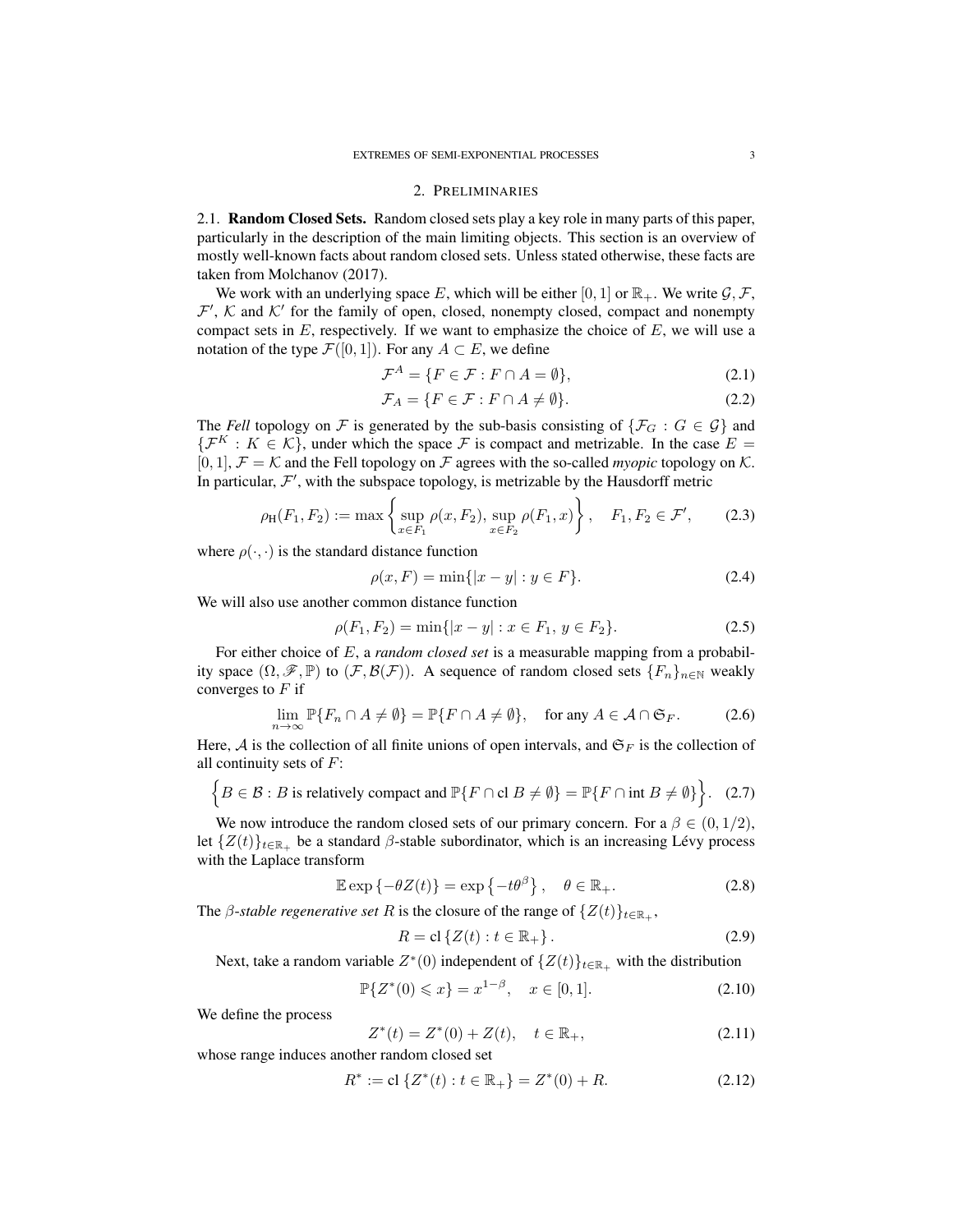## 2. Preliminaries

### 2.1. **Random Closed Sets.**

Random closed sets play a key role in many parts of this paper, particularly in the description of the main limiting objects. This section is an overview of mostly well-known facts about random closed sets. Unless stated otherwise, these facts are taken from Molchanov (2017).

We work with an underlying space $E$, which will be either $[0,1]$ or $\mathbb{R}_+$. We write $\mathcal{G}, \mathcal{F}$, $\mathcal{F}'$, $\mathcal{K}$ and $\mathcal{K}'$ for the family of open, closed, nonempty closed, compact and nonempty compact sets in $E$, respectively. If we want to emphasize the choice of $E$, we will use a notation of the type $\mathcal{F}([0,1])$. For any $A \subset E$, we define

$$\mathcal{F}^A = \{F \in \mathcal{F} : F \cap A = \emptyset\}, \tag{2.1}$$

$$\mathcal{F}_A = \{F \in \mathcal{F} : F \cap A \neq \emptyset\}. \tag{2.2}$$

The *Fell* topology on $\mathcal{F}$ is generated by the sub-basis consisting of $\{\mathcal{F}_G : G \in \mathcal{G}\}$ and $\{\mathcal{F}^K : K \in \mathcal{K}\}$, under which the space $\mathcal{F}$ is compact and metrizable. In the case $E = [0,1]$, $\mathcal{F} = \mathcal{K}$ and the Fell topology on $\mathcal{F}$ agrees with the so-called *myopic* topology on $\mathcal{K}$. In particular, $\mathcal{F}'$, with the subspace topology, is metrizable by the Hausdorff metric

$$\rho_{\mathrm{H}}(F_1, F_2) := \max\left\{\sup_{x \in F_1} \rho(x, F_2), \sup_{x \in F_2} \rho(F_1, x)\right\}, \quad F_1, F_2 \in \mathcal{F}', \tag{2.3}$$

where $\rho(\cdot,\cdot)$ is the standard distance function

$$\rho(x, F) = \min\{|x - y| : y \in F\}. \tag{2.4}$$

We will also use another common distance function

$$\rho(F_1, F_2) = \min\{|x - y| : x \in F_1,\ y \in F_2\}. \tag{2.5}$$

For either choice of $E$, a *random closed set* is a measurable mapping from a probability space $(\Omega, \mathscr{F}, \mathbb{P})$ to $(\mathcal{F}, \mathcal{B}(\mathcal{F}))$. A sequence of random closed sets $\{F_n\}_{n \in \mathbb{N}}$ weakly converges to $F$ if

$$\lim_{n \to \infty} \mathbb{P}\{F_n \cap A \neq \emptyset\} = \mathbb{P}\{F \cap A \neq \emptyset\}, \quad \text{for any } A \in \mathcal{A} \cap \mathfrak{S}_F. \tag{2.6}$$

Here, $\mathcal{A}$ is the collection of all finite unions of open intervals, and $\mathfrak{S}_F$ is the collection of all continuity sets of $F$:

$$\Big\{B \in \mathcal{B} : B \text{ is relatively compact and } \mathbb{P}\{F \cap \mathrm{cl}\, B \neq \emptyset\} = \mathbb{P}\{F \cap \mathrm{int}\, B \neq \emptyset\}\Big\}. \tag{2.7}$$

We now introduce the random closed sets of our primary concern. For a $\beta \in (0, 1/2)$, let $\{Z(t)\}_{t \in \mathbb{R}_+}$ be a standard $\beta$-stable subordinator, which is an increasing Lévy process with the Laplace transform

$$\mathbb{E} \exp\{-\theta Z(t)\} = \exp\left\{-t\theta^\beta\right\}, \quad \theta \in \mathbb{R}_+. \tag{2.8}$$

The *$\beta$-stable regenerative set* $R$ is the closure of the range of $\{Z(t)\}_{t \in \mathbb{R}_+}$,

$$R = \mathrm{cl}\,\{Z(t) : t \in \mathbb{R}_+\}. \tag{2.9}$$

Next, take a random variable $Z^*(0)$ independent of $\{Z(t)\}_{t \in \mathbb{R}_+}$ with the distribution

$$\mathbb{P}\{Z^*(0) \leqslant x\} = x^{1-\beta}, \quad x \in [0,1]. \tag{2.10}$$

We define the process

$$Z^*(t) = Z^*(0) + Z(t), \quad t \in \mathbb{R}_+, \tag{2.11}$$

whose range induces another random closed set

$$R^* := \mathrm{cl}\,\{Z^*(t) : t \in \mathbb{R}_+\} = Z^*(0) + R. \tag{2.12}$$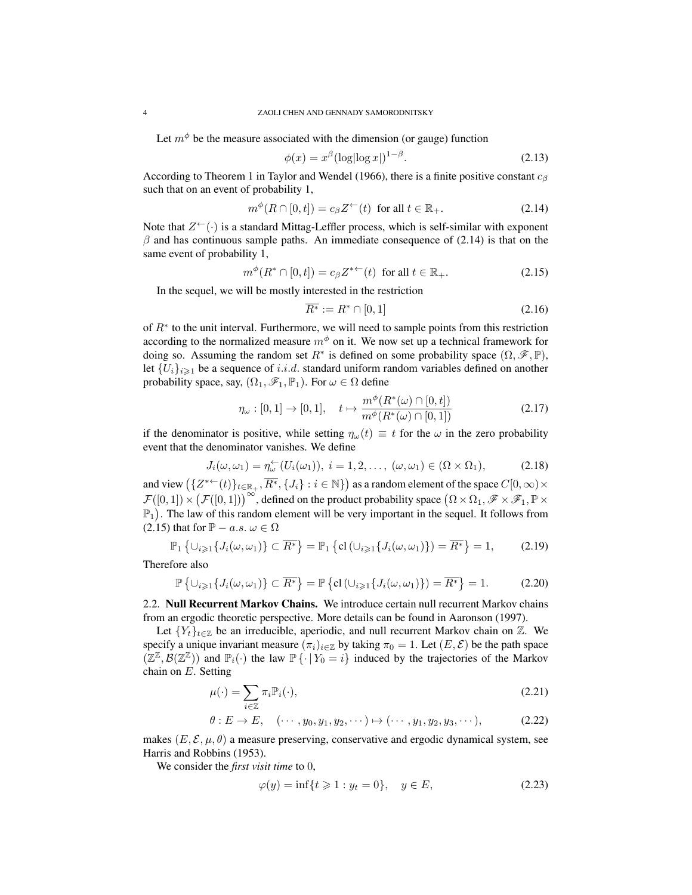Let $m^\phi$ be the measure associated with the dimension (or gauge) function

$$\phi(x) = x^\beta (\log|\log x|)^{1-\beta}. \tag{2.13}$$

According to Theorem 1 in Taylor and Wendel (1966), there is a finite positive constant $c_\beta$ such that on an event of probability 1,

$$m^\phi(R \cap [0,t]) = c_\beta Z^{\leftarrow}(t) \ \text{ for all } t \in \mathbb{R}_+. \tag{2.14}$$

Note that $Z^{\leftarrow}(\cdot)$ is a standard Mittag-Leffler process, which is self-similar with exponent $\beta$ and has continuous sample paths. An immediate consequence of (2.14) is that on the same event of probability 1,

$$m^\phi(R^* \cap [0,t]) = c_\beta Z^{*\leftarrow}(t) \ \text{ for all } t \in \mathbb{R}_+. \tag{2.15}$$

In the sequel, we will be mostly interested in the restriction

$$\overline{R^*} := R^* \cap [0,1] \tag{2.16}$$

of $R^*$ to the unit interval. Furthermore, we will need to sample points from this restriction according to the normalized measure $m^\phi$ on it. We now set up a technical framework for doing so. Assuming the random set $R^*$ is defined on some probability space $(\Omega, \mathscr{F}, \mathbb{P})$, let $\{U_i\}_{i \geqslant 1}$ be a sequence of $i.i.d.$ standard uniform random variables defined on another probability space, say, $(\Omega_1, \mathscr{F}_1, \mathbb{P}_1)$. For $\omega \in \Omega$ define

$$\eta_\omega : [0,1] \to [0,1], \quad t \mapsto \frac{m^\phi(R^*(\omega) \cap [0,t])}{m^\phi(R^*(\omega) \cap [0,1])} \tag{2.17}$$

if the denominator is positive, while setting $\eta_\omega(t) \equiv t$ for the $\omega$ in the zero probability event that the denominator vanishes. We define

$$J_i(\omega, \omega_1) = \eta_\omega^{\leftarrow}(U_i(\omega_1)), \ i = 1, 2, \ldots, \ (\omega, \omega_1) \in (\Omega \times \Omega_1), \tag{2.18}$$

and view $\big(\{Z^{*\leftarrow}(t)\}_{t \in \mathbb{R}_+}, \overline{R^*}, \{J_i\} : i \in \mathbb{N}\}\big)$ as a random element of the space $C[0,\infty) \times \mathcal{F}([0,1]) \times \big(\mathcal{F}([0,1])\big)^\infty$, defined on the product probability space $\big(\Omega \times \Omega_1, \mathscr{F} \times \mathscr{F}_1, \mathbb{P} \times \mathbb{P}_1\big)$. The law of this random element will be very important in the sequel. It follows from (2.15) that for $\mathbb{P} - a.s.\ \omega \in \Omega$

$$\mathbb{P}_1\left\{\cup_{i \geqslant 1}\{J_i(\omega, \omega_1)\} \subset \overline{R^*}\right\} = \mathbb{P}_1\left\{\mathrm{cl}\left(\cup_{i \geqslant 1}\{J_i(\omega, \omega_1)\}\right) = \overline{R^*}\right\} = 1, \tag{2.19}$$

Therefore also

$$\mathbb{P}\left\{\cup_{i \geqslant 1}\{J_i(\omega, \omega_1)\} \subset \overline{R^*}\right\} = \mathbb{P}\left\{\mathrm{cl}\left(\cup_{i \geqslant 1}\{J_i(\omega, \omega_1)\}\right) = \overline{R^*}\right\} = 1. \tag{2.20}$$

### 2.2. Null Recurrent Markov Chains.

We introduce certain null recurrent Markov chains from an ergodic theoretic perspective. More details can be found in Aaronson (1997).

Let $\{Y_t\}_{t \in \mathbb{Z}}$ be an irreducible, aperiodic, and null recurrent Markov chain on $\mathbb{Z}$. We specify a unique invariant measure $(\pi_i)_{i \in \mathbb{Z}}$ by taking $\pi_0 = 1$. Let $(E, \mathcal{E})$ be the path space $(\mathbb{Z}^{\mathbb{Z}}, \mathcal{B}(\mathbb{Z}^{\mathbb{Z}}))$ and $\mathbb{P}_i(\cdot)$ the law $\mathbb{P}\{\cdot \mid Y_0 = i\}$ induced by the trajectories of the Markov chain on $E$. Setting

$$\mu(\cdot) = \sum_{i \in \mathbb{Z}} \pi_i \mathbb{P}_i(\cdot), \tag{2.21}$$

$$\theta : E \to E, \quad (\cdots, y_0, y_1, y_2, \cdots) \mapsto (\cdots, y_1, y_2, y_3, \cdots), \tag{2.22}$$

makes $(E, \mathcal{E}, \mu, \theta)$ a measure preserving, conservative and ergodic dynamical system, see Harris and Robbins (1953).

We consider the *first visit time* to 0,

$$\varphi(y) = \inf\{t \geqslant 1 : y_t = 0\}, \quad y \in E, \tag{2.23}$$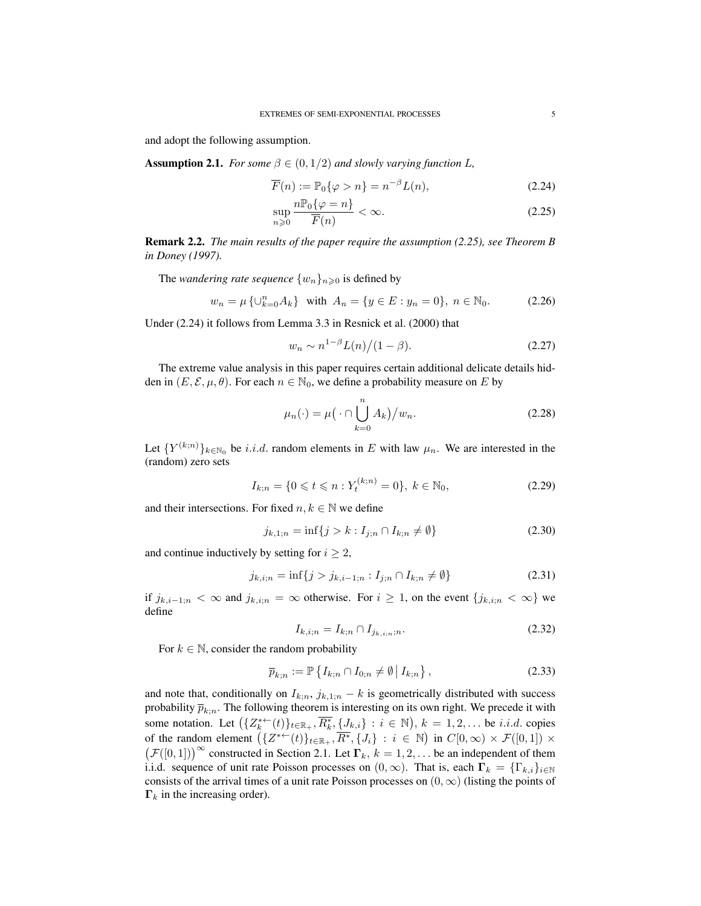and adopt the following assumption.

**Assumption 2.1.** *For some $\beta \in (0, 1/2)$ and slowly varying function $L$,*

$$\overline{F}(n) := \mathbb{P}_0\{\varphi > n\} = n^{-\beta} L(n), \tag{2.24}$$

$$\sup_{n \geqslant 0} \frac{n \mathbb{P}_0\{\varphi = n\}}{\overline{F}(n)} < \infty. \tag{2.25}$$

**Remark 2.2.** *The main results of the paper require the assumption (2.25), see Theorem B in Doney (1997).*

The *wandering rate sequence* $\{w_n\}_{n \geqslant 0}$ is defined by

$$w_n = \mu\left\{\cup_{k=0}^n A_k\right\} \ \text{ with } \ A_n = \{y \in E : y_n = 0\}, \ n \in \mathbb{N}_0. \tag{2.26}$$

Under (2.24) it follows from Lemma 3.3 in Resnick et al. (2000) that

$$w_n \sim n^{1-\beta} L(n) \big/ (1 - \beta). \tag{2.27}$$

The extreme value analysis in this paper requires certain additional delicate details hidden in $(E, \mathcal{E}, \mu, \theta)$. For each $n \in \mathbb{N}_0$, we define a probability measure on $E$ by

$$\mu_n(\cdot) = \mu\big(\cdot \cap \bigcup_{k=0}^n A_k\big) \big/ w_n. \tag{2.28}$$

Let $\{Y^{(k;n)}\}_{k \in \mathbb{N}_0}$ be $i.i.d.$ random elements in $E$ with law $\mu_n$. We are interested in the (random) zero sets

$$I_{k;n} = \{0 \leqslant t \leqslant n : Y_t^{(k;n)} = 0\}, \ k \in \mathbb{N}_0, \tag{2.29}$$

and their intersections. For fixed $n, k \in \mathbb{N}$ we define

$$j_{k,1;n} = \inf\{j > k : I_{j;n} \cap I_{k;n} \neq \emptyset\} \tag{2.30}$$

and continue inductively by setting for $i \geq 2$,

$$j_{k,i;n} = \inf\{j > j_{k,i-1;n} : I_{j;n} \cap I_{k;n} \neq \emptyset\} \tag{2.31}$$

if $j_{k,i-1;n} < \infty$ and $j_{k,i;n} = \infty$ otherwise. For $i \geq 1$, on the event $\{j_{k,i;n} < \infty\}$ we define

$$I_{k,i;n} = I_{k;n} \cap I_{j_{k,i;n};n}. \tag{2.32}$$

For $k \in \mathbb{N}$, consider the random probability

$$\overline{p}_{k;n} := \mathbb{P}\left\{I_{k;n} \cap I_{0;n} \neq \emptyset \,\middle|\, I_{k;n}\right\}, \tag{2.33}$$

and note that, conditionally on $I_{k;n}$, $j_{k,1;n} - k$ is geometrically distributed with success probability $\overline{p}_{k;n}$. The following theorem is interesting on its own right. We precede it with some notation. Let $\big(\{Z_k^{*\leftarrow}(t)\}_{t \in \mathbb{R}_+}, \overline{R_k^*}, \{J_{k,i}\} : i \in \mathbb{N}\big)$, $k = 1, 2, \ldots$ be $i.i.d.$ copies of the random element $\big(\{Z^{*\leftarrow}(t)\}_{t \in \mathbb{R}_+}, \overline{R^*}, \{J_i\} : i \in \mathbb{N}\big)$ in $C[0, \infty) \times \mathcal{F}([0,1]) \times \big(\mathcal{F}([0,1])\big)^\infty$ constructed in Section 2.1. Let $\mathbf{\Gamma}_k$, $k = 1, 2, \ldots$ be an independent of them i.i.d. sequence of unit rate Poisson processes on $(0, \infty)$. That is, each $\mathbf{\Gamma}_k = \{\Gamma_{k,i}\}_{i \in \mathbb{N}}$ consists of the arrival times of a unit rate Poisson processes on $(0, \infty)$ (listing the points of $\mathbf{\Gamma}_k$ in the increasing order).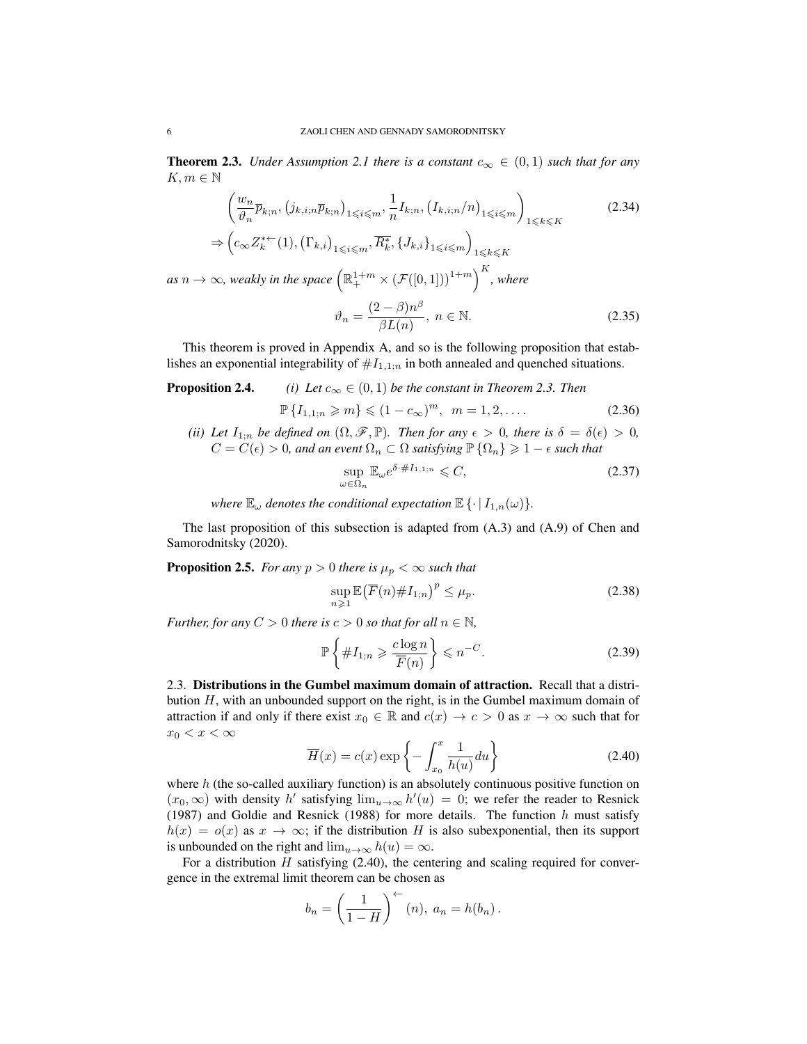**Theorem 2.3.** *Under Assumption 2.1 there is a constant $c_\infty \in (0,1)$ such that for any $K, m \in \mathbb{N}$*

$$
\begin{aligned}
&\left(\frac{w_n}{\vartheta_n}\overline{p}_{k;n}, \left(j_{k,i;n}\overline{p}_{k;n}\right)_{1\leqslant i\leqslant m}, \frac{1}{n}I_{k;n}, \left(I_{k,i;n}/n\right)_{1\leqslant i\leqslant m}\right)_{1\leqslant k\leqslant K} \\
&\Rightarrow \left(c_\infty Z_k^{*\leftarrow}(1), \left(\Gamma_{k,i}\right)_{1\leqslant i\leqslant m}, \overline{R_k^*}, \{J_{k,i}\}_{1\leqslant i\leqslant m}\right)_{1\leqslant k\leqslant K}
\end{aligned} \tag{2.34}
$$

*as $n\to\infty$, weakly in the space $\left(\mathbb{R}_+^{1+m}\times\left(\mathcal{F}([0,1])\right)^{1+m}\right)^K$, where*

$$
\vartheta_n = \frac{(2-\beta)n^\beta}{\beta L(n)},\ n\in\mathbb{N}. \tag{2.35}
$$

This theorem is proved in Appendix A, and so is the following proposition that establishes an exponential integrability of $\#I_{1,1;n}$ in both annealed and quenched situations.

**Proposition 2.4.** *(i) Let $c_\infty \in (0,1)$ be the constant in Theorem 2.3. Then*

$$
\mathbb{P}\left\{I_{1,1;n}\geqslant m\right\}\leqslant (1-c_\infty)^m,\ \ m=1,2,\ldots. \tag{2.36}
$$

*(ii) Let $I_{1;n}$ be defined on $(\Omega,\mathscr{F},\mathbb{P})$. Then for any $\epsilon>0$, there is $\delta=\delta(\epsilon)>0$, $C=C(\epsilon)>0$, and an event $\Omega_n\subset\Omega$ satisfying $\mathbb{P}\left\{\Omega_n\right\}\geqslant 1-\epsilon$ such that*

$$
\sup_{\omega\in\Omega_n}\mathbb{E}_\omega e^{\delta\cdot\#I_{1,1;n}}\leqslant C, \tag{2.37}
$$

*where $\mathbb{E}_\omega$ denotes the conditional expectation $\mathbb{E}\left\{\cdot\mid I_{1,n}(\omega)\right\}$.*

The last proposition of this subsection is adapted from (A.3) and (A.9) of Chen and Samorodnitsky (2020).

**Proposition 2.5.** *For any $p>0$ there is $\mu_p<\infty$ such that*

$$
\sup_{n\geqslant 1}\mathbb{E}\big(\overline{F}(n)\#I_{1;n}\big)^p\leq \mu_p. \tag{2.38}
$$

*Further, for any $C>0$ there is $c>0$ so that for all $n\in\mathbb{N}$,*

$$
\mathbb{P}\left\{\#I_{1;n}\geqslant\frac{c\log n}{\overline{F}(n)}\right\}\leqslant n^{-C}. \tag{2.39}
$$

## 2.3. Distributions in the Gumbel maximum domain of attraction.

Recall that a distribution $H$, with an unbounded support on the right, is in the Gumbel maximum domain of attraction if and only if there exist $x_0\in\mathbb{R}$ and $c(x)\to c>0$ as $x\to\infty$ such that for $x_0<x<\infty$

$$
\overline{H}(x)=c(x)\exp\left\{-\int_{x_0}^x\frac{1}{h(u)}du\right\} \tag{2.40}
$$

where $h$ (the so-called auxiliary function) is an absolutely continuous positive function on $(x_0,\infty)$ with density $h'$ satisfying $\lim_{u\to\infty}h'(u)=0$; we refer the reader to Resnick (1987) and Goldie and Resnick (1988) for more details. The function $h$ must satisfy $h(x)=o(x)$ as $x\to\infty$; if the distribution $H$ is also subexponential, then its support is unbounded on the right and $\lim_{u\to\infty}h(u)=\infty$.

For a distribution $H$ satisfying (2.40), the centering and scaling required for convergence in the extremal limit theorem can be chosen as

$$
b_n=\left(\frac{1}{1-H}\right)^{\leftarrow}(n),\ a_n=h(b_n)\,.
$$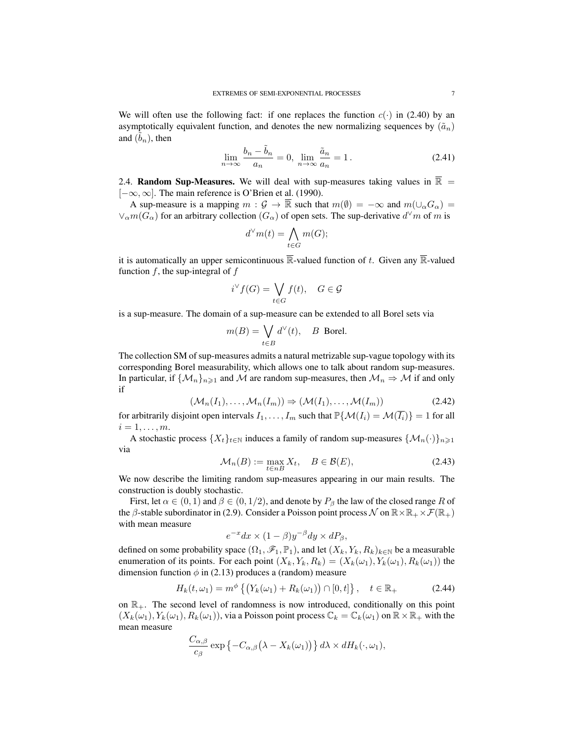We will often use the following fact: if one replaces the function $c(\cdot)$ in (2.40) by an asymptotically equivalent function, and denotes the new normalizing sequences by $(\tilde{a}_n)$ and $(\tilde{b}_n)$, then

$$\lim_{n\to\infty} \frac{b_n - \tilde{b}_n}{a_n} = 0, \ \lim_{n\to\infty} \frac{\tilde{a}_n}{a_n} = 1\,. \tag{2.41}$$

2.4. **Random Sup-Measures.** We will deal with sup-measures taking values in $\overline{\mathbb{R}} = [-\infty, \infty]$. The main reference is O'Brien et al. (1990).

A sup-measure is a mapping $m : \mathcal{G} \to \overline{\mathbb{R}}$ such that $m(\emptyset) = -\infty$ and $m(\cup_\alpha G_\alpha) = \vee_\alpha m(G_\alpha)$ for an arbitrary collection $(G_\alpha)$ of open sets. The sup-derivative $d^\vee m$ of $m$ is

$$d^\vee m(t) = \bigwedge_{t\in G} m(G);$$

it is automatically an upper semicontinuous $\overline{\mathbb{R}}$-valued function of $t$. Given any $\overline{\mathbb{R}}$-valued function $f$, the sup-integral of $f$

$$i^\vee f(G) = \bigvee_{t\in G} f(t), \quad G \in \mathcal{G}$$

is a sup-measure. The domain of a sup-measure can be extended to all Borel sets via

$$m(B) = \bigvee_{t\in B} d^\vee(t), \quad B \text{ Borel}.$$

The collection SM of sup-measures admits a natural metrizable sup-vague topology with its corresponding Borel measurability, which allows one to talk about random sup-measures. In particular, if $\{\mathcal{M}_n\}_{n\geqslant 1}$ and $\mathcal{M}$ are random sup-measures, then $\mathcal{M}_n \Rightarrow \mathcal{M}$ if and only if

$$(\mathcal{M}_n(I_1), \dots, \mathcal{M}_n(I_m)) \Rightarrow (\mathcal{M}(I_1), \dots, \mathcal{M}(I_m)) \tag{2.42}$$

for arbitrarily disjoint open intervals $I_1, \dots, I_m$ such that $\mathbb{P}\{\mathcal{M}(I_i) = \mathcal{M}(\overline{I_i})\} = 1$ for all $i = 1, \dots, m$.

A stochastic process $\{X_t\}_{t\in\mathbb{N}}$ induces a family of random sup-measures $\{\mathcal{M}_n(\cdot)\}_{n\geqslant 1}$ via

$$\mathcal{M}_n(B) := \max_{t\in nB} X_t, \quad B \in \mathcal{B}(E), \tag{2.43}$$

We now describe the limiting random sup-measures appearing in our main results. The construction is doubly stochastic.

First, let $\alpha \in (0,1)$ and $\beta \in (0, 1/2)$, and denote by $P_\beta$ the law of the closed range $R$ of the $\beta$-stable subordinator in (2.9). Consider a Poisson point process $\mathcal{N}$ on $\mathbb{R}\times\mathbb{R}_+\times\mathcal{F}(\mathbb{R}_+)$ with mean measure

$$e^{-x}dx \times (1-\beta)y^{-\beta}dy \times dP_\beta,$$

defined on some probability space $(\Omega_1, \mathscr{F}_1, \mathbb{P}_1)$, and let $(X_k, Y_k, R_k)_{k\in\mathbb{N}}$ be a measurable enumeration of its points. For each point $(X_k, Y_k, R_k) = (X_k(\omega_1), Y_k(\omega_1), R_k(\omega_1))$ the dimension function $\phi$ in (2.13) produces a (random) measure

$$H_k(t, \omega_1) = m^\phi\left\{\big(Y_k(\omega_1) + R_k(\omega_1)\big) \cap [0, t]\right\}, \quad t \in \mathbb{R}_+ \tag{2.44}$$

on $\mathbb{R}_+$. The second level of randomness is now introduced, conditionally on this point $(X_k(\omega_1), Y_k(\omega_1), R_k(\omega_1))$, via a Poisson point process $\mathbb{C}_k = \mathbb{C}_k(\omega_1)$ on $\mathbb{R}\times\mathbb{R}_+$ with the mean measure

$$\frac{C_{\alpha,\beta}}{c_\beta} \exp\left\{-C_{\alpha,\beta}\big(\lambda - X_k(\omega_1)\big)\right\} d\lambda \times dH_k(\cdot, \omega_1),$$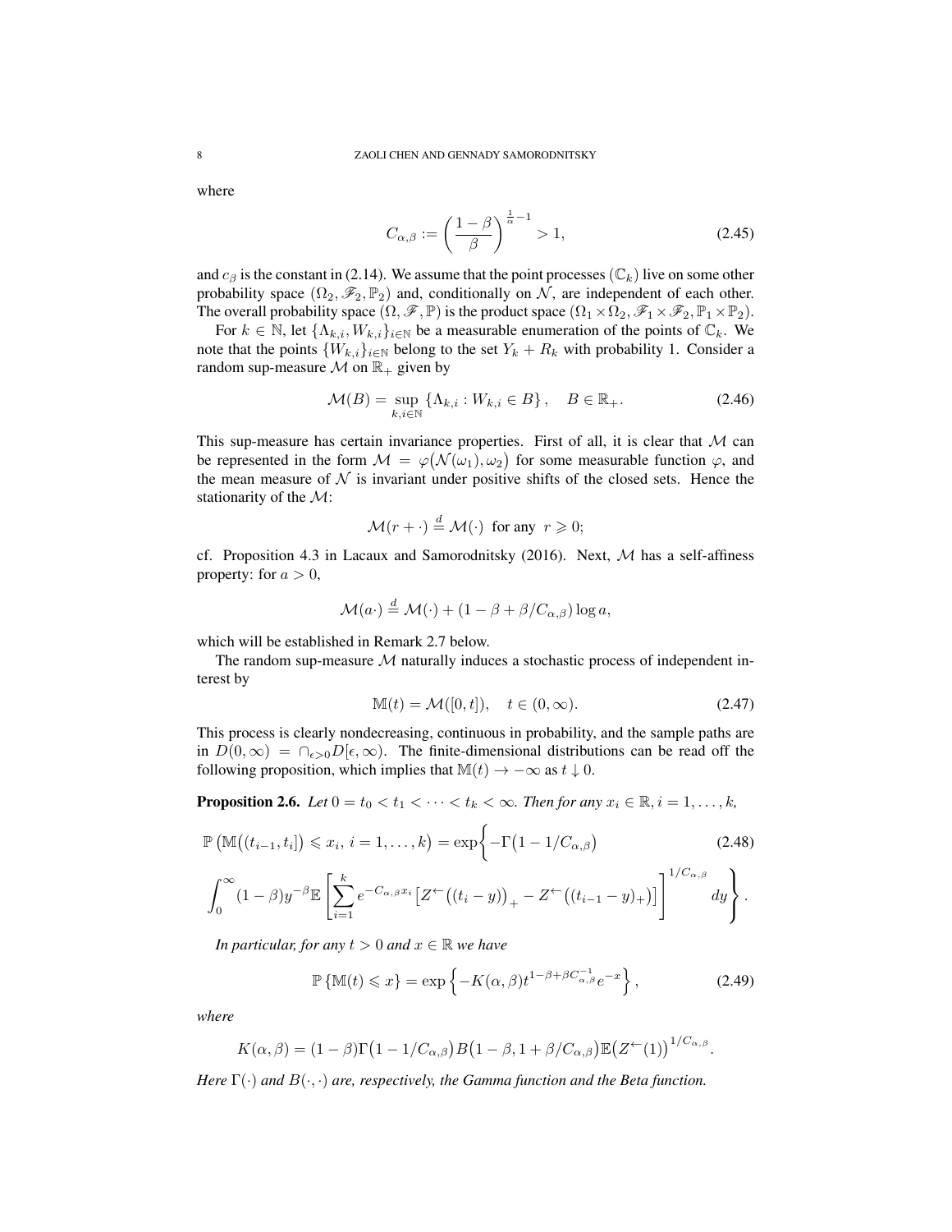where

$$C_{\alpha,\beta} := \left(\frac{1-\beta}{\beta}\right)^{\frac{1}{\alpha}-1} > 1, \tag{2.45}$$

and $c_\beta$ is the constant in (2.14). We assume that the point processes $(\mathbb{C}_k)$ live on some other probability space $(\Omega_2, \mathscr{F}_2, \mathbb{P}_2)$ and, conditionally on $\mathcal{N}$, are independent of each other. The overall probability space $(\Omega, \mathscr{F}, \mathbb{P})$ is the product space $(\Omega_1 \times \Omega_2, \mathscr{F}_1 \times \mathscr{F}_2, \mathbb{P}_1 \times \mathbb{P}_2)$.

For $k \in \mathbb{N}$, let $\{\Lambda_{k,i}, W_{k,i}\}_{i\in\mathbb{N}}$ be a measurable enumeration of the points of $\mathbb{C}_k$. We note that the points $\{W_{k,i}\}_{i\in\mathbb{N}}$ belong to the set $Y_k + R_k$ with probability 1. Consider a random sup-measure $\mathcal{M}$ on $\mathbb{R}_+$ given by

$$\mathcal{M}(B) = \sup_{k,i\in\mathbb{N}} \{\Lambda_{k,i} : W_{k,i} \in B\}, \quad B \in \mathbb{R}_+. \tag{2.46}$$

This sup-measure has certain invariance properties. First of all, it is clear that $\mathcal{M}$ can be represented in the form $\mathcal{M} = \varphi\big(\mathcal{N}(\omega_1), \omega_2\big)$ for some measurable function $\varphi$, and the mean measure of $\mathcal{N}$ is invariant under positive shifts of the closed sets. Hence the stationarity of the $\mathcal{M}$:

$$\mathcal{M}(r + \cdot) \overset{d}{=} \mathcal{M}(\cdot) \text{ for any } r \geqslant 0;$$

cf. Proposition 4.3 in Lacaux and Samorodnitsky (2016). Next, $\mathcal{M}$ has a self-affiness property: for $a > 0$,

$$\mathcal{M}(a\cdot) \overset{d}{=} \mathcal{M}(\cdot) + (1 - \beta + \beta/C_{\alpha,\beta}) \log a,$$

which will be established in Remark 2.7 below.

The random sup-measure $\mathcal{M}$ naturally induces a stochastic process of independent interest by

$$\mathbb{M}(t) = \mathcal{M}([0,t]), \quad t \in (0,\infty). \tag{2.47}$$

This process is clearly nondecreasing, continuous in probability, and the sample paths are in $D(0,\infty) = \cap_{\epsilon>0} D[\epsilon,\infty)$. The finite-dimensional distributions can be read off the following proposition, which implies that $\mathbb{M}(t) \to -\infty$ as $t \downarrow 0$.

**Proposition 2.6.** *Let $0 = t_0 < t_1 < \cdots < t_k < \infty$. Then for any $x_i \in \mathbb{R}, i = 1,\ldots,k$,*

$$\mathbb{P}\left(\mathbb{M}\big((t_{i-1}, t_i]\big) \leqslant x_i,\ i = 1,\ldots,k\right) = \exp\Bigg\{-\Gamma\big(1 - 1/C_{\alpha,\beta}\big) \tag{2.48}$$

$$\int_0^\infty (1-\beta) y^{-\beta} \mathbb{E}\left[\sum_{i=1}^k e^{-C_{\alpha,\beta} x_i} \big[Z^{\leftarrow}\big((t_i - y)\big)_+ - Z^{\leftarrow}\big((t_{i-1} - y)_+\big)\big]\right]^{1/C_{\alpha,\beta}} dy\Bigg\}.$$

*In particular, for any $t > 0$ and $x \in \mathbb{R}$ we have*

$$\mathbb{P}\left\{\mathbb{M}(t) \leqslant x\right\} = \exp\left\{-K(\alpha,\beta) t^{1-\beta+\beta C_{\alpha,\beta}^{-1}} e^{-x}\right\}, \tag{2.49}$$

*where*

$$K(\alpha,\beta) = (1-\beta)\Gamma\big(1 - 1/C_{\alpha,\beta}\big) B\big(1-\beta, 1 + \beta/C_{\alpha,\beta}\big) \mathbb{E}\big(Z^{\leftarrow}(1)\big)^{1/C_{\alpha,\beta}}.$$

*Here $\Gamma(\cdot)$ and $B(\cdot,\cdot)$ are, respectively, the Gamma function and the Beta function.*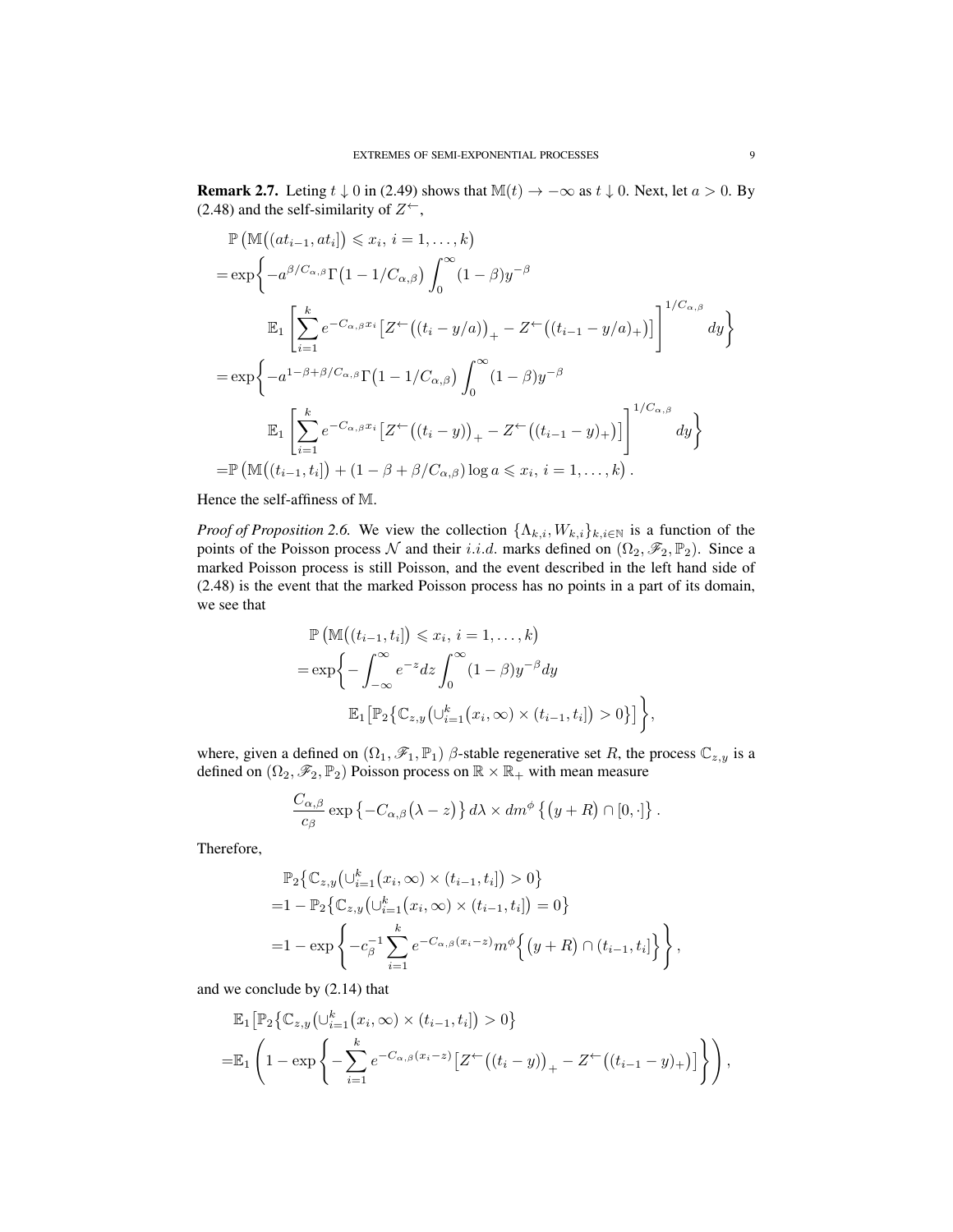**Remark 2.7.** Leting $t \downarrow 0$ in (2.49) shows that $\mathbb{M}(t) \to -\infty$ as $t \downarrow 0$. Next, let $a > 0$. By (2.48) and the self-similarity of $Z^{\leftarrow}$,

$$
\begin{aligned}
&\mathbb{P}\left(\mathbb{M}\big((at_{i-1}, at_i]\big) \leqslant x_i,\ i = 1, \ldots, k\right) \\
=& \exp\bigg\{ -a^{\beta/C_{\alpha,\beta}} \Gamma\big(1 - 1/C_{\alpha,\beta}\big) \int_0^\infty (1-\beta) y^{-\beta} \\
&\qquad \mathbb{E}_1 \left[ \sum_{i=1}^k e^{-C_{\alpha,\beta} x_i} \big[ Z^{\leftarrow}\big((t_i - y/a)\big)_+ - Z^{\leftarrow}\big((t_{i-1} - y/a)_+\big)\big]\right]^{1/C_{\alpha,\beta}} dy \bigg\} \\
=& \exp\bigg\{ -a^{1-\beta+\beta/C_{\alpha,\beta}} \Gamma\big(1 - 1/C_{\alpha,\beta}\big) \int_0^\infty (1-\beta) y^{-\beta} \\
&\qquad \mathbb{E}_1 \left[ \sum_{i=1}^k e^{-C_{\alpha,\beta} x_i} \big[ Z^{\leftarrow}\big((t_i - y)\big)_+ - Z^{\leftarrow}\big((t_{i-1} - y)_+\big)\big]\right]^{1/C_{\alpha,\beta}} dy \bigg\} \\
=& \mathbb{P}\left(\mathbb{M}\big((t_{i-1}, t_i]\big) + (1 - \beta + \beta/C_{\alpha,\beta}) \log a \leqslant x_i,\ i = 1, \ldots, k\right).
\end{aligned}
$$

Hence the self-affiness of $\mathbb{M}$.

*Proof of Proposition 2.6.* We view the collection $\{\Lambda_{k,i}, W_{k,i}\}_{k,i\in\mathbb{N}}$ is a function of the points of the Poisson process $\mathcal{N}$ and their $i.i.d.$ marks defined on $(\Omega_2, \mathscr{F}_2, \mathbb{P}_2)$. Since a marked Poisson process is still Poisson, and the event described in the left hand side of (2.48) is the event that the marked Poisson process has no points in a part of its domain, we see that

$$
\begin{aligned}
&\mathbb{P}\left(\mathbb{M}\big((t_{i-1}, t_i]\big) \leqslant x_i,\ i = 1, \ldots, k\right) \\
=& \exp\bigg\{ -\int_{-\infty}^\infty e^{-z} dz \int_0^\infty (1-\beta) y^{-\beta} dy \\
&\qquad \mathbb{E}_1\big[\mathbb{P}_2\big\{\mathbb{C}_{z,y}\big(\cup_{i=1}^k (x_i, \infty) \times (t_{i-1}, t_i]\big) > 0\big\}\big] \bigg\},
\end{aligned}
$$

where, given a defined on $(\Omega_1, \mathscr{F}_1, \mathbb{P}_1)$ $\beta$-stable regenerative set $R$, the process $\mathbb{C}_{z,y}$ is a defined on $(\Omega_2, \mathscr{F}_2, \mathbb{P}_2)$ Poisson process on $\mathbb{R} \times \mathbb{R}_+$ with mean measure

$$
\frac{C_{\alpha,\beta}}{c_\beta} \exp\big\{-C_{\alpha,\beta}\big(\lambda - z\big)\big\} d\lambda \times dm^\phi \big\{ \big(y + R\big) \cap [0, \cdot] \big\}.
$$

Therefore,

$$
\begin{aligned}
&\mathbb{P}_2\big\{\mathbb{C}_{z,y}\big(\cup_{i=1}^k (x_i, \infty) \times (t_{i-1}, t_i]\big) > 0\big\} \\
=& 1 - \mathbb{P}_2\big\{\mathbb{C}_{z,y}\big(\cup_{i=1}^k (x_i, \infty) \times (t_{i-1}, t_i]\big) = 0\big\} \\
=& 1 - \exp\left\{ -c_\beta^{-1} \sum_{i=1}^k e^{-C_{\alpha,\beta}(x_i - z)} m^\phi \Big\{ \big(y + R\big) \cap (t_{i-1}, t_i] \Big\} \right\},
\end{aligned}
$$

and we conclude by (2.14) that

$$
\begin{aligned}
&\mathbb{E}_1\big[\mathbb{P}_2\big\{\mathbb{C}_{z,y}\big(\cup_{i=1}^k (x_i, \infty) \times (t_{i-1}, t_i]\big) > 0\big\} \\
=& \mathbb{E}_1\left(1 - \exp\left\{ -\sum_{i=1}^k e^{-C_{\alpha,\beta}(x_i - z)} \big[ Z^{\leftarrow}\big((t_i - y)\big)_+ - Z^{\leftarrow}\big((t_{i-1} - y)_+\big)\big] \right\}\right),
\end{aligned}
$$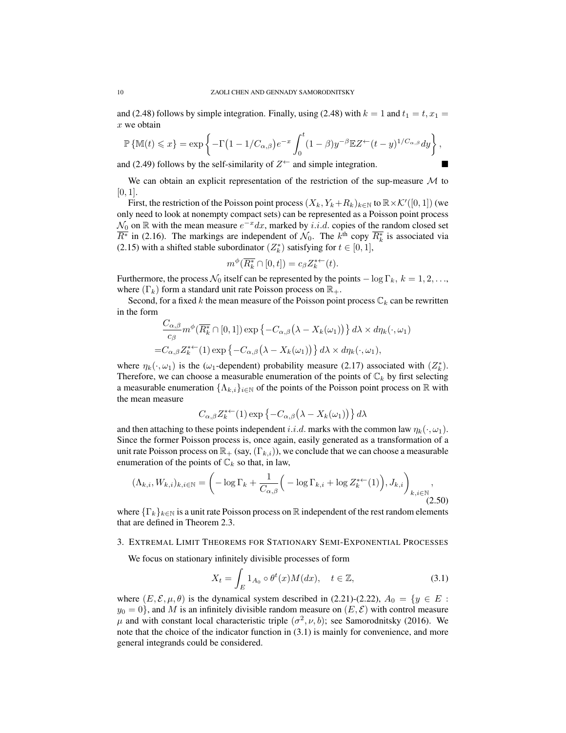and (2.48) follows by simple integration. Finally, using (2.48) with $k = 1$ and $t_1 = t, x_1 = x$ we obtain

$$\mathbb{P}\{\mathbb{M}(t) \leqslant x\} = \exp\left\{ -\Gamma\big(1 - 1/C_{\alpha,\beta}\big) e^{-x} \int_0^t (1-\beta) y^{-\beta} \mathbb{E} Z^{\leftarrow}(t-y)^{1/C_{\alpha,\beta}} dy \right\},$$

and (2.49) follows by the self-similarity of $Z^{\leftarrow}$ and simple integration. ■

We can obtain an explicit representation of the restriction of the sup-measure $\mathcal{M}$ to $[0,1]$.

First, the restriction of the Poisson point process $(X_k, Y_k + R_k)_{k\in\mathbb{N}}$ to $\mathbb{R}\times\mathcal{K}'([0,1])$ (we only need to look at nonempty compact sets) can be represented as a Poisson point process $\mathcal{N}_0$ on $\mathbb{R}$ with the mean measure $e^{-x}dx$, marked by $i.i.d.$ copies of the random closed set $\overline{R^*}$ in (2.16). The markings are independent of $\mathcal{N}_0$. The $k^{\text{th}}$ copy $\overline{R_k^*}$ is associated via (2.15) with a shifted stable subordinator $(Z_k^*)$ satisfying for $t \in [0,1]$,

$$m^{\phi}(\overline{R_k^*} \cap [0,t]) = c_\beta Z_k^{*\leftarrow}(t).$$

Furthermore, the process $\mathcal{N}_0$ itself can be represented by the points $-\log \Gamma_k,\ k = 1, 2, \ldots$, where $(\Gamma_k)$ form a standard unit rate Poisson process on $\mathbb{R}_+$.

Second, for a fixed $k$ the mean measure of the Poisson point process $\mathbb{C}_k$ can be rewritten in the form

$$\begin{aligned}
&\frac{C_{\alpha,\beta}}{c_\beta} m^{\phi}(\overline{R_k^*}\cap[0,1]) \exp\left\{-C_{\alpha,\beta}\big(\lambda - X_k(\omega_1)\big)\right\} d\lambda \times d\eta_k(\cdot,\omega_1) \\
=& C_{\alpha,\beta} Z_k^{*\leftarrow}(1) \exp\left\{-C_{\alpha,\beta}\big(\lambda - X_k(\omega_1)\big)\right\} d\lambda \times d\eta_k(\cdot,\omega_1),
\end{aligned}$$

where $\eta_k(\cdot,\omega_1)$ is the ($\omega_1$-dependent) probability measure (2.17) associated with $(Z_k^*)$. Therefore, we can choose a measurable enumeration of the points of $\mathbb{C}_k$ by first selecting a measurable enumeration $\{\Lambda_{k,i}\}_{i\in\mathbb{N}}$ of the points of the Poisson point process on $\mathbb{R}$ with the mean measure

$$C_{\alpha,\beta} Z_k^{*\leftarrow}(1) \exp\left\{-C_{\alpha,\beta}\big(\lambda - X_k(\omega_1)\big)\right\} d\lambda$$

and then attaching to these points independent $i.i.d.$ marks with the common law $\eta_k(\cdot,\omega_1)$. Since the former Poisson process is, once again, easily generated as a transformation of a unit rate Poisson process on $\mathbb{R}_+$ (say, $(\Gamma_{k,i})$), we conclude that we can choose a measurable enumeration of the points of $\mathbb{C}_k$ so that, in law,

$$(\Lambda_{k,i}, W_{k,i})_{k,i\in\mathbb{N}} = \left( -\log \Gamma_k + \frac{1}{C_{\alpha,\beta}}\Big( -\log \Gamma_{k,i} + \log Z_k^{*\leftarrow}(1)\Big), J_{k,i} \right)_{k,i\in\mathbb{N}}, \tag{2.50}$$

where $\{\Gamma_k\}_{k\in\mathbb{N}}$ is a unit rate Poisson process on $\mathbb{R}$ independent of the rest random elements that are defined in Theorem 2.3.

## 3. Extremal Limit Theorems for Stationary Semi-Exponential Processes

We focus on stationary infinitely divisible processes of form

$$X_t = \int_E 1_{A_0} \circ \theta^t(x) M(dx), \quad t \in \mathbb{Z}, \tag{3.1}$$

where $(E, \mathcal{E}, \mu, \theta)$ is the dynamical system described in (2.21)-(2.22), $A_0 = \{y \in E : y_0 = 0\}$, and $M$ is an infinitely divisible random measure on $(E, \mathcal{E})$ with control measure $\mu$ and with constant local characteristic triple $(\sigma^2, \nu, b)$; see Samorodnitsky (2016). We note that the choice of the indicator function in (3.1) is mainly for convenience, and more general integrands could be considered.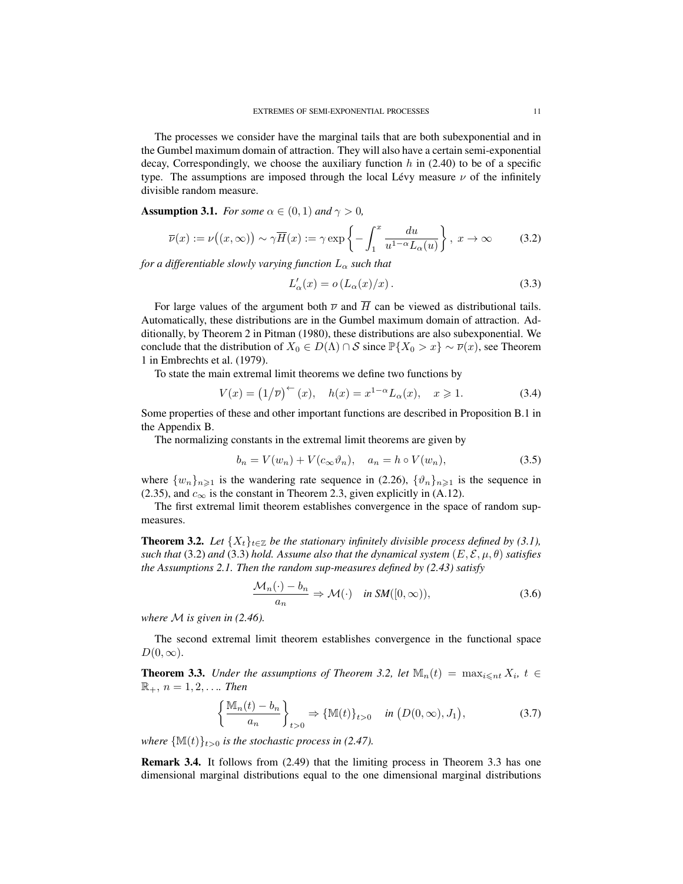The processes we consider have the marginal tails that are both subexponential and in the Gumbel maximum domain of attraction. They will also have a certain semi-exponential decay, Correspondingly, we choose the auxiliary function $h$ in (2.40) to be of a specific type. The assumptions are imposed through the local Lévy measure $\nu$ of the infinitely divisible random measure.

**Assumption 3.1.** *For some $\alpha \in (0,1)$ and $\gamma > 0$,*

$$\overline{\nu}(x) := \nu\big((x,\infty)\big) \sim \gamma \overline{H}(x) := \gamma \exp\left\{-\int_1^x \frac{du}{u^{1-\alpha}L_\alpha(u)}\right\}, \; x \to \infty \tag{3.2}$$

*for a differentiable slowly varying function $L_\alpha$ such that*

$$L_\alpha'(x) = o\left(L_\alpha(x)/x\right). \tag{3.3}$$

For large values of the argument both $\overline{\nu}$ and $\overline{H}$ can be viewed as distributional tails. Automatically, these distributions are in the Gumbel maximum domain of attraction. Additionally, by Theorem 2 in Pitman (1980), these distributions are also subexponential. We conclude that the distribution of $X_0 \in D(\Lambda) \cap \mathcal{S}$ since $\mathbb{P}\{X_0 > x\} \sim \overline{\nu}(x)$, see Theorem 1 in Embrechts et al. (1979).

To state the main extremal limit theorems we define two functions by

$$V(x) = \left(1/\overline{\nu}\right)^{\leftarrow}(x), \quad h(x) = x^{1-\alpha}L_\alpha(x), \quad x \geqslant 1. \tag{3.4}$$

Some properties of these and other important functions are described in Proposition B.1 in the Appendix B.

The normalizing constants in the extremal limit theorems are given by

$$b_n = V(w_n) + V(c_\infty \vartheta_n), \quad a_n = h \circ V(w_n), \tag{3.5}$$

where $\{w_n\}_{n\geqslant 1}$ is the wandering rate sequence in (2.26), $\{\vartheta_n\}_{n\geqslant 1}$ is the sequence in (2.35), and $c_\infty$ is the constant in Theorem 2.3, given explicitly in (A.12).

The first extremal limit theorem establishes convergence in the space of random sup-measures.

**Theorem 3.2.** *Let $\{X_t\}_{t\in\mathbb{Z}}$ be the stationary infinitely divisible process defined by (3.1), such that* (3.2) *and* (3.3) *hold. Assume also that the dynamical system $(E, \mathcal{E}, \mu, \theta)$ satisfies the Assumptions 2.1. Then the random sup-measures defined by (2.43) satisfy*

$$\frac{\mathcal{M}_n(\cdot) - b_n}{a_n} \Rightarrow \mathcal{M}(\cdot) \quad \textit{in SM}([0,\infty)), \tag{3.6}$$

*where $\mathcal{M}$ is given in (2.46).*

The second extremal limit theorem establishes convergence in the functional space $D(0,\infty)$.

**Theorem 3.3.** *Under the assumptions of Theorem 3.2, let $\mathbb{M}_n(t) = \max_{i\leqslant nt} X_i$, $t \in \mathbb{R}_+$, $n = 1, 2, \ldots$. Then*

$$\left\{\frac{\mathbb{M}_n(t) - b_n}{a_n}\right\}_{t>0} \Rightarrow \{\mathbb{M}(t)\}_{t>0} \quad \textit{in } \big(D(0,\infty), J_1\big), \tag{3.7}$$

*where $\{\mathbb{M}(t)\}_{t>0}$ is the stochastic process in (2.47).*

**Remark 3.4.** It follows from (2.49) that the limiting process in Theorem 3.3 has one dimensional marginal distributions equal to the one dimensional marginal distributions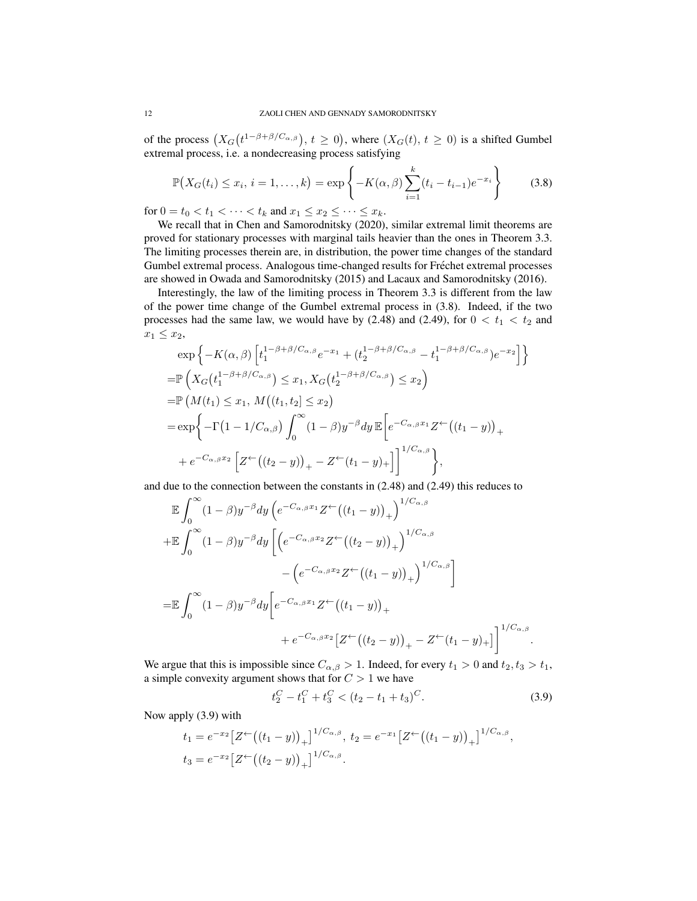of the process $\big(X_G\big(t^{1-\beta+\beta/C_{\alpha,\beta}}\big),\, t\geq 0\big)$, where $(X_G(t),\, t\geq 0)$ is a shifted Gumbel extremal process, i.e. a nondecreasing process satisfying

$$
\mathbb{P}\big(X_G(t_i)\leq x_i,\, i=1,\dots,k\big)=\exp\left\{-K(\alpha,\beta)\sum_{i=1}^{k}(t_i-t_{i-1})e^{-x_i}\right\} \tag{3.8}
$$

for $0=t_0<t_1<\cdots<t_k$ and $x_1\leq x_2\leq\cdots\leq x_k$.

We recall that in Chen and Samorodnitsky (2020), similar extremal limit theorems are proved for stationary processes with marginal tails heavier than the ones in Theorem 3.3. The limiting processes therein are, in distribution, the power time changes of the standard Gumbel extremal process. Analogous time-changed results for Fréchet extremal processes are showed in Owada and Samorodnitsky (2015) and Lacaux and Samorodnitsky (2016).

Interestingly, the law of the limiting process in Theorem 3.3 is different from the law of the power time change of the Gumbel extremal process in (3.8). Indeed, if the two processes had the same law, we would have by (2.48) and (2.49), for $0<t_1<t_2$ and $x_1\leq x_2$,

$$
\begin{aligned}
&\exp\left\{-K(\alpha,\beta)\left[t_1^{1-\beta+\beta/C_{\alpha,\beta}}e^{-x_1}+(t_2^{1-\beta+\beta/C_{\alpha,\beta}}-t_1^{1-\beta+\beta/C_{\alpha,\beta}})e^{-x_2}\right]\right\}\\
=&\mathbb{P}\left(X_G\big(t_1^{1-\beta+\beta/C_{\alpha,\beta}}\big)\leq x_1,\, X_G\big(t_2^{1-\beta+\beta/C_{\alpha,\beta}}\big)\leq x_2\right)\\
=&\mathbb{P}\left(M(t_1)\leq x_1,\, M\big((t_1,t_2]\leq x_2\big)\right.\\
=&\exp\Bigg\{-\Gamma\big(1-1/C_{\alpha,\beta}\big)\int_0^\infty(1-\beta)y^{-\beta}dy\,\mathbb{E}\Big[e^{-C_{\alpha,\beta}x_1}Z^{\leftarrow}\big((t_1-y)\big)_+\\
&+e^{-C_{\alpha,\beta}x_2}\left[Z^{\leftarrow}\big((t_2-y)\big)_+-Z^{\leftarrow}(t_1-y)_+\right]\Big]^{1/C_{\alpha,\beta}}\Bigg\},
\end{aligned}
$$

and due to the connection between the constants in (2.48) and (2.49) this reduces to

$$
\begin{aligned}
&\mathbb{E}\int_0^\infty(1-\beta)y^{-\beta}dy\left(e^{-C_{\alpha,\beta}x_1}Z^{\leftarrow}\big((t_1-y)\big)_+\right)^{1/C_{\alpha,\beta}}\\
+&\mathbb{E}\int_0^\infty(1-\beta)y^{-\beta}dy\left[\left(e^{-C_{\alpha,\beta}x_2}Z^{\leftarrow}\big((t_2-y)\big)_+\right)^{1/C_{\alpha,\beta}}\right.\\
&\qquad\qquad\left.-\left(e^{-C_{\alpha,\beta}x_2}Z^{\leftarrow}\big((t_1-y)\big)_+\right)^{1/C_{\alpha,\beta}}\right]\\
=&\mathbb{E}\int_0^\infty(1-\beta)y^{-\beta}dy\Big[e^{-C_{\alpha,\beta}x_1}Z^{\leftarrow}\big((t_1-y)\big)_+\\
&\qquad\qquad+e^{-C_{\alpha,\beta}x_2}\big[Z^{\leftarrow}\big((t_2-y)\big)_+-Z^{\leftarrow}(t_1-y)_+\big]\Big]^{1/C_{\alpha,\beta}}.
\end{aligned}
$$

We argue that this is impossible since $C_{\alpha,\beta}>1$. Indeed, for every $t_1>0$ and $t_2,t_3>t_1$, a simple convexity argument shows that for $C>1$ we have

$$
t_2^C-t_1^C+t_3^C<(t_2-t_1+t_3)^C. \tag{3.9}
$$

Now apply (3.9) with

$$
\begin{aligned}
&t_1=e^{-x_2}\big[Z^{\leftarrow}\big((t_1-y)\big)_+\big]^{1/C_{\alpha,\beta}},\; t_2=e^{-x_1}\big[Z^{\leftarrow}\big((t_1-y)\big)_+\big]^{1/C_{\alpha,\beta}},\\
&t_3=e^{-x_2}\big[Z^{\leftarrow}\big((t_2-y)\big)_+\big]^{1/C_{\alpha,\beta}}.
\end{aligned}
$$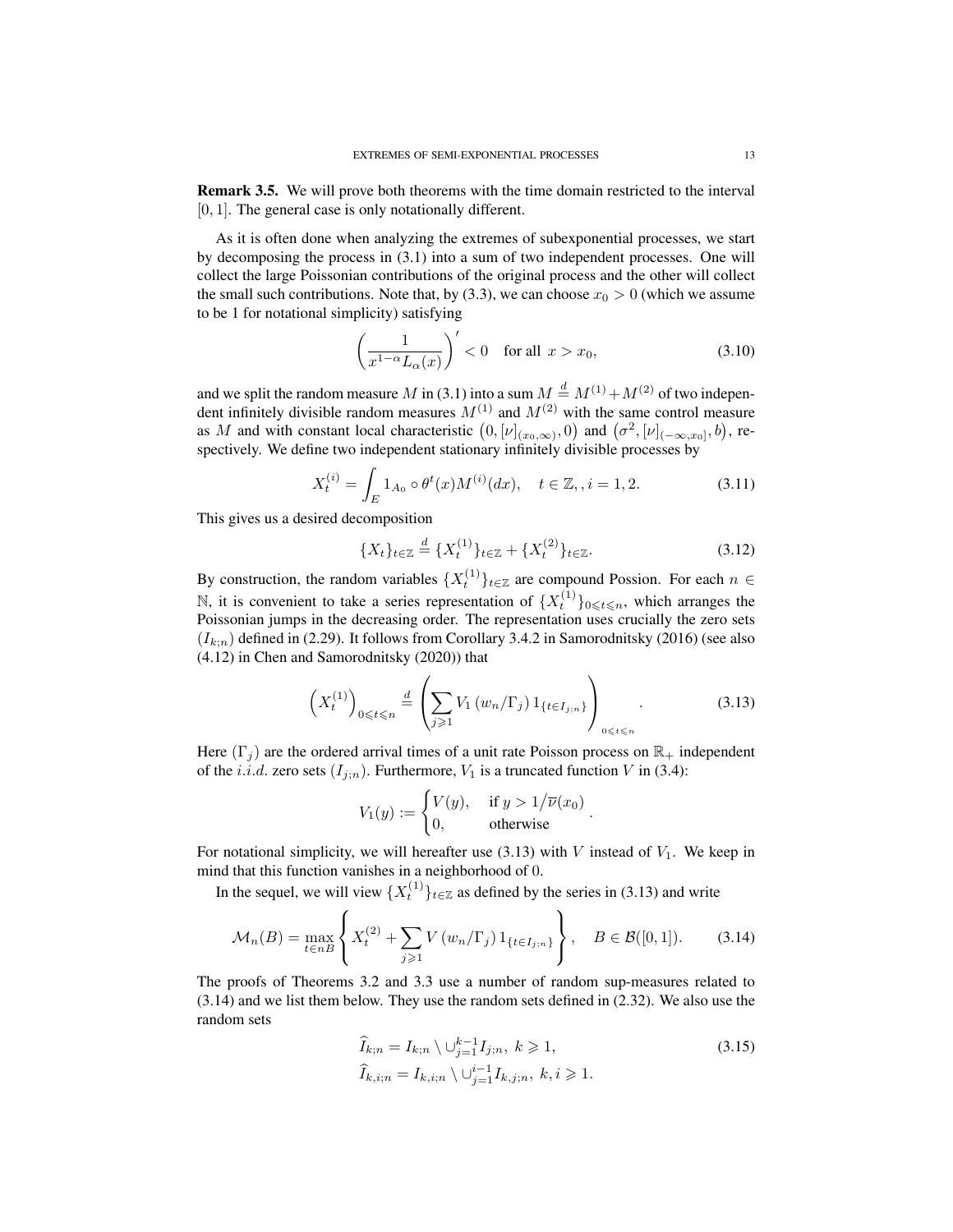**Remark 3.5.** We will prove both theorems with the time domain restricted to the interval $[0, 1]$. The general case is only notationally different.

As it is often done when analyzing the extremes of subexponential processes, we start by decomposing the process in (3.1) into a sum of two independent processes. One will collect the large Poissonian contributions of the original process and the other will collect the small such contributions. Note that, by (3.3), we can choose $x_0 > 0$ (which we assume to be 1 for notational simplicity) satisfying

$$\left(\frac{1}{x^{1-\alpha}L_\alpha(x)}\right)' < 0 \quad \text{for all } x > x_0, \tag{3.10}$$

and we split the random measure $M$ in (3.1) into a sum $M \overset{d}{=} M^{(1)} + M^{(2)}$ of two independent infinitely divisible random measures $M^{(1)}$ and $M^{(2)}$ with the same control measure as $M$ and with constant local characteristic $\big(0, [\nu]_{(x_0,\infty)}, 0\big)$ and $\big(\sigma^2, [\nu]_{(-\infty,x_0]}, b\big)$, respectively. We define two independent stationary infinitely divisible processes by

$$X_t^{(i)} = \int_E 1_{A_0} \circ \theta^t(x) M^{(i)}(dx), \quad t \in \mathbb{Z}, , i = 1, 2. \tag{3.11}$$

This gives us a desired decomposition

$$\{X_t\}_{t\in\mathbb{Z}} \overset{d}{=} \{X_t^{(1)}\}_{t\in\mathbb{Z}} + \{X_t^{(2)}\}_{t\in\mathbb{Z}}. \tag{3.12}$$

By construction, the random variables $\{X_t^{(1)}\}_{t\in\mathbb{Z}}$ are compound Possion. For each $n \in \mathbb{N}$, it is convenient to take a series representation of $\{X_t^{(1)}\}_{0\leqslant t\leqslant n}$, which arranges the Poissonian jumps in the decreasing order. The representation uses crucially the zero sets $(I_{k;n})$ defined in (2.29). It follows from Corollary 3.4.2 in Samorodnitsky (2016) (see also (4.12) in Chen and Samorodnitsky (2020)) that

$$\left(X_t^{(1)}\right)_{0\leqslant t\leqslant n} \overset{d}{=} \left(\sum_{j\geqslant 1} V_1\left(w_n/\Gamma_j\right) 1_{\{t\in I_{j;n}\}}\right)_{0\leqslant t\leqslant n}. \tag{3.13}$$

Here $(\Gamma_j)$ are the ordered arrival times of a unit rate Poisson process on $\mathbb{R}_+$ independent of the *i.i.d.* zero sets $(I_{j;n})$. Furthermore, $V_1$ is a truncated function $V$ in (3.4):

$$V_1(y) := \begin{cases} V(y), & \text{if } y > 1/\overline{\nu}(x_0) \\ 0, & \text{otherwise} \end{cases}.$$

For notational simplicity, we will hereafter use (3.13) with $V$ instead of $V_1$. We keep in mind that this function vanishes in a neighborhood of 0.

In the sequel, we will view $\{X_t^{(1)}\}_{t\in\mathbb{Z}}$ as defined by the series in (3.13) and write

$$\mathcal{M}_n(B) = \max_{t\in nB}\left\{X_t^{(2)} + \sum_{j\geqslant 1} V\left(w_n/\Gamma_j\right) 1_{\{t\in I_{j;n}\}}\right\}, \quad B \in \mathcal{B}([0,1]). \tag{3.14}$$

The proofs of Theorems 3.2 and 3.3 use a number of random sup-measures related to (3.14) and we list them below. They use the random sets defined in (2.32). We also use the random sets

$$\begin{aligned} \widehat{I}_{k;n} &= I_{k;n} \setminus \cup_{j=1}^{k-1} I_{j;n},\ k \geqslant 1, \\ \widehat{I}_{k,i;n} &= I_{k,i;n} \setminus \cup_{j=1}^{i-1} I_{k,j;n},\ k, i \geqslant 1. \end{aligned} \tag{3.15}$$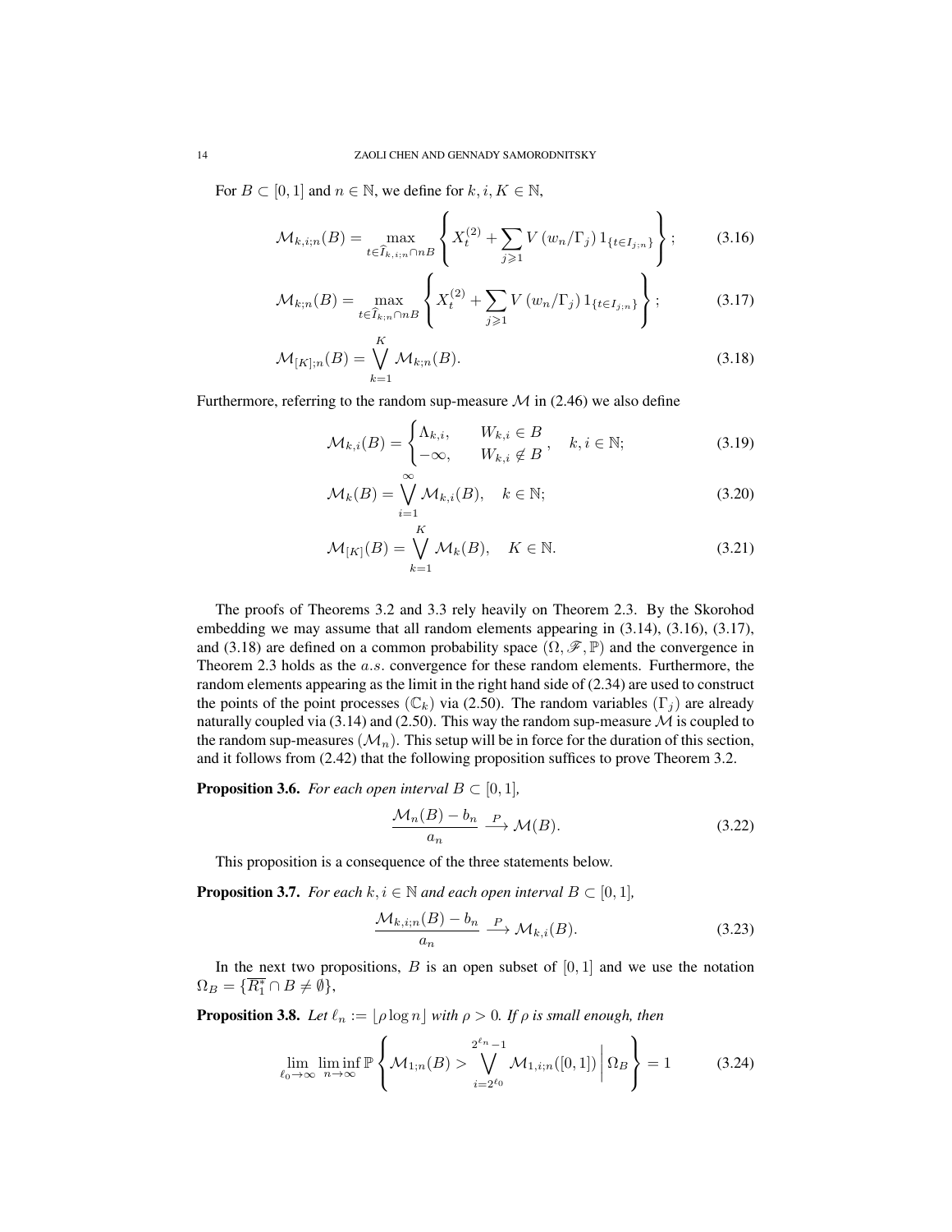For $B \subset [0,1]$ and $n \in \mathbb{N}$, we define for $k, i, K \in \mathbb{N}$,

$$\mathcal{M}_{k,i;n}(B) = \max_{t \in \widehat{I}_{k,i;n} \cap nB} \left\{ X_t^{(2)} + \sum_{j \geqslant 1} V\left(w_n/\Gamma_j\right) 1_{\{t \in I_{j;n}\}} \right\}; \tag{3.16}$$

$$\mathcal{M}_{k;n}(B) = \max_{t \in \widehat{I}_{k;n} \cap nB} \left\{ X_t^{(2)} + \sum_{j \geqslant 1} V\left(w_n/\Gamma_j\right) 1_{\{t \in I_{j;n}\}} \right\}; \tag{3.17}$$

$$\mathcal{M}_{[K];n}(B) = \bigvee_{k=1}^{K} \mathcal{M}_{k;n}(B). \tag{3.18}$$

Furthermore, referring to the random sup-measure $\mathcal{M}$ in (2.46) we also define

$$\mathcal{M}_{k,i}(B) = \begin{cases} \Lambda_{k,i}, & W_{k,i} \in B \\ -\infty, & W_{k,i} \notin B \end{cases}, \quad k, i \in \mathbb{N}; \tag{3.19}$$

$$\mathcal{M}_k(B) = \bigvee_{i=1}^{\infty} \mathcal{M}_{k,i}(B), \quad k \in \mathbb{N}; \tag{3.20}$$

$$\mathcal{M}_{[K]}(B) = \bigvee_{k=1}^{K} \mathcal{M}_k(B), \quad K \in \mathbb{N}. \tag{3.21}$$

The proofs of Theorems 3.2 and 3.3 rely heavily on Theorem 2.3. By the Skorohod embedding we may assume that all random elements appearing in (3.14), (3.16), (3.17), and (3.18) are defined on a common probability space $(\Omega, \mathscr{F}, \mathbb{P})$ and the convergence in Theorem 2.3 holds as the $a.s.$ convergence for these random elements. Furthermore, the random elements appearing as the limit in the right hand side of (2.34) are used to construct the points of the point processes $(\mathbb{C}_k)$ via (2.50). The random variables $(\Gamma_j)$ are already naturally coupled via (3.14) and (2.50). This way the random sup-measure $\mathcal{M}$ is coupled to the random sup-measures $(\mathcal{M}_n)$. This setup will be in force for the duration of this section, and it follows from (2.42) that the following proposition suffices to prove Theorem 3.2.

**Proposition 3.6.** *For each open interval $B \subset [0,1]$,*

$$\frac{\mathcal{M}_n(B) - b_n}{a_n} \xrightarrow{P} \mathcal{M}(B). \tag{3.22}$$

This proposition is a consequence of the three statements below.

**Proposition 3.7.** *For each $k, i \in \mathbb{N}$ and each open interval $B \subset [0,1]$,*

$$\frac{\mathcal{M}_{k,i;n}(B) - b_n}{a_n} \xrightarrow{P} \mathcal{M}_{k,i}(B). \tag{3.23}$$

In the next two propositions, $B$ is an open subset of $[0,1]$ and we use the notation $\Omega_B = \{\overline{R_1^*} \cap B \neq \emptyset\}$,

**Proposition 3.8.** *Let $\ell_n := \lfloor \rho \log n \rfloor$ with $\rho > 0$. If $\rho$ is small enough, then*

$$\lim_{\ell_0 \to \infty} \liminf_{n \to \infty} \mathbb{P}\left\{ \mathcal{M}_{1;n}(B) > \bigvee_{i=2^{\ell_0}}^{2^{\ell_n}-1} \mathcal{M}_{1,i;n}([0,1]) \,\middle|\, \Omega_B \right\} = 1 \tag{3.24}$$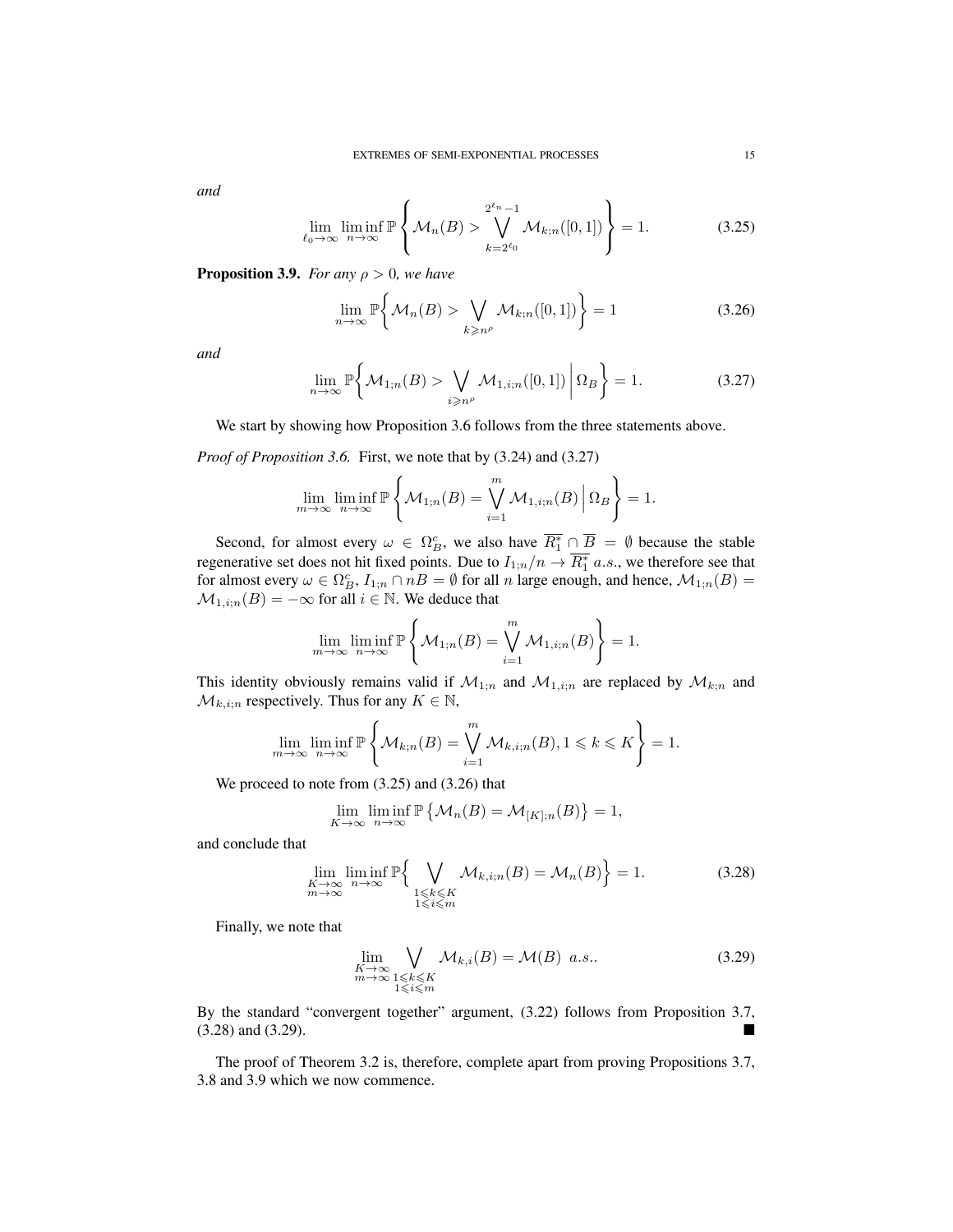*and*

$$\lim_{\ell_0\to\infty}\liminf_{n\to\infty}\mathbb{P}\left\{\mathcal{M}_n(B)>\bigvee_{k=2^{\ell_0}}^{2^{\ell_n}-1}\mathcal{M}_{k;n}([0,1])\right\}=1. \tag{3.25}$$

**Proposition 3.9.** *For any $\rho>0$, we have*

$$\lim_{n\to\infty}\mathbb{P}\bigg\{\mathcal{M}_n(B)>\bigvee_{k\geqslant n^\rho}\mathcal{M}_{k;n}([0,1])\bigg\}=1 \tag{3.26}$$

*and*

$$\lim_{n\to\infty}\mathbb{P}\bigg\{\mathcal{M}_{1;n}(B)>\bigvee_{i\geqslant n^\rho}\mathcal{M}_{1,i;n}([0,1])\,\bigg|\,\Omega_B\bigg\}=1. \tag{3.27}$$

We start by showing how Proposition 3.6 follows from the three statements above.

*Proof of Proposition 3.6.* First, we note that by (3.24) and (3.27)

$$\lim_{m\to\infty}\liminf_{n\to\infty}\mathbb{P}\left\{\mathcal{M}_{1;n}(B)=\bigvee_{i=1}^{m}\mathcal{M}_{1,i;n}(B)\,\bigg|\,\Omega_B\right\}=1.$$

Second, for almost every $\omega\in\Omega_B^c$, we also have $\overline{R_1^*}\cap\overline{B}=\emptyset$ because the stable regenerative set does not hit fixed points. Due to $I_{1;n}/n\to\overline{R_1^*}$ *a.s.*, we therefore see that for almost every $\omega\in\Omega_B^c$, $I_{1;n}\cap nB=\emptyset$ for all $n$ large enough, and hence, $\mathcal{M}_{1;n}(B)=\mathcal{M}_{1,i;n}(B)=-\infty$ for all $i\in\mathbb{N}$. We deduce that

$$\lim_{m\to\infty}\liminf_{n\to\infty}\mathbb{P}\left\{\mathcal{M}_{1;n}(B)=\bigvee_{i=1}^{m}\mathcal{M}_{1,i;n}(B)\right\}=1.$$

This identity obviously remains valid if $\mathcal{M}_{1;n}$ and $\mathcal{M}_{1,i;n}$ are replaced by $\mathcal{M}_{k;n}$ and $\mathcal{M}_{k,i;n}$ respectively. Thus for any $K\in\mathbb{N}$,

$$\lim_{m\to\infty}\liminf_{n\to\infty}\mathbb{P}\left\{\mathcal{M}_{k;n}(B)=\bigvee_{i=1}^{m}\mathcal{M}_{k,i;n}(B),1\leqslant k\leqslant K\right\}=1.$$

We proceed to note from (3.25) and (3.26) that

$$\lim_{K\to\infty}\liminf_{n\to\infty}\mathbb{P}\left\{\mathcal{M}_n(B)=\mathcal{M}_{[K];n}(B)\right\}=1,$$

and conclude that

$$\lim_{\substack{K\to\infty\\ m\to\infty}}\liminf_{n\to\infty}\mathbb{P}\Big\{\bigvee_{\substack{1\leqslant k\leqslant K\\ 1\leqslant i\leqslant m}}\mathcal{M}_{k,i;n}(B)=\mathcal{M}_n(B)\Big\}=1. \tag{3.28}$$

Finally, we note that

$$\lim_{\substack{K\to\infty\\ m\to\infty}}\bigvee_{\substack{1\leqslant k\leqslant K\\ 1\leqslant i\leqslant m}}\mathcal{M}_{k,i}(B)=\mathcal{M}(B)\ \ a.s.. \tag{3.29}$$

By the standard "convergent together" argument, (3.22) follows from Proposition 3.7, (3.28) and (3.29). ∎

The proof of Theorem 3.2 is, therefore, complete apart from proving Propositions 3.7, 3.8 and 3.9 which we now commence.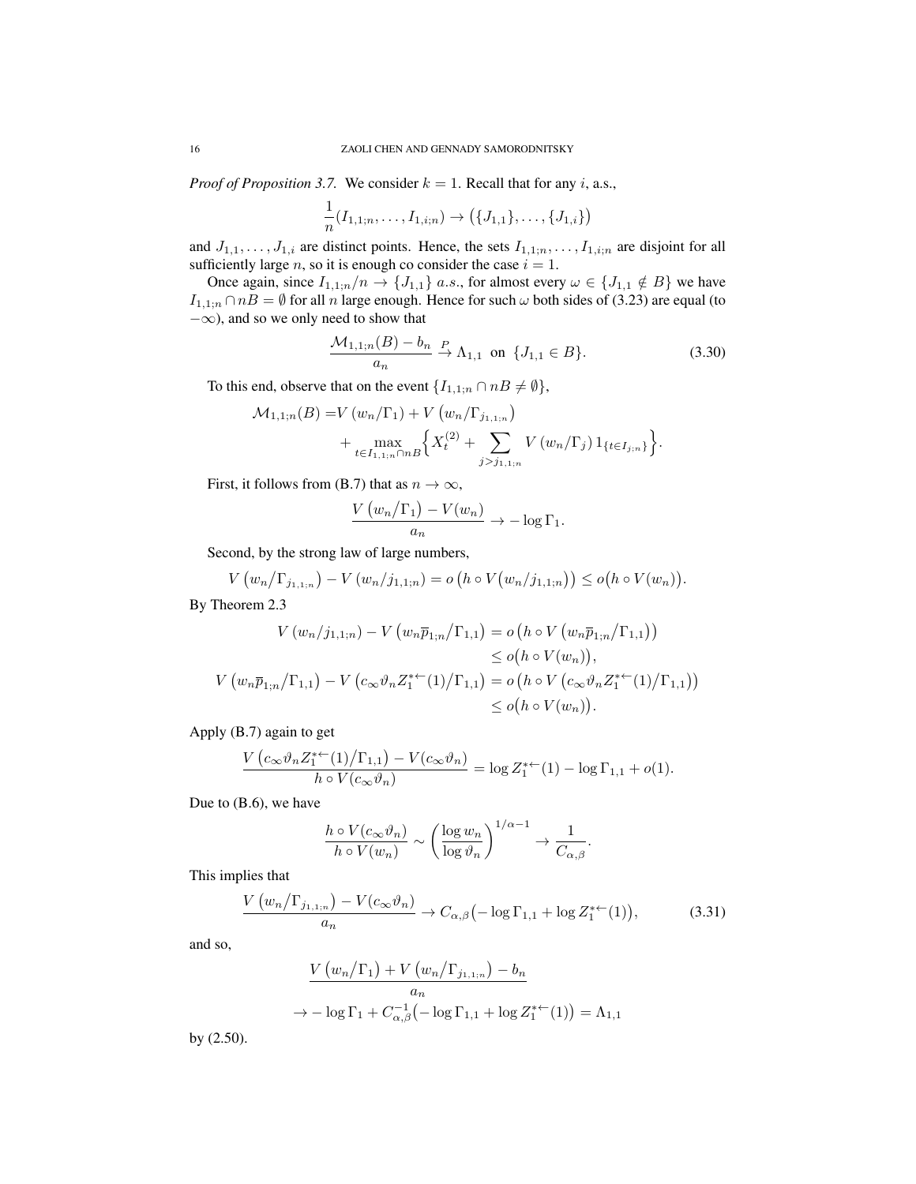*Proof of Proposition 3.7.* We consider $k = 1$. Recall that for any $i$, a.s.,

$$\frac{1}{n}(I_{1,1;n}, \ldots, I_{1,i;n}) \to \big(\{J_{1,1}\}, \ldots, \{J_{1,i}\}\big)$$

and $J_{1,1}, \ldots, J_{1,i}$ are distinct points. Hence, the sets $I_{1,1;n}, \ldots, I_{1,i;n}$ are disjoint for all sufficiently large $n$, so it is enough co consider the case $i = 1$.

Once again, since $I_{1,1;n}/n \to \{J_{1,1}\}$ *a.s.*, for almost every $\omega \in \{J_{1,1} \notin B\}$ we have $I_{1,1;n} \cap nB = \emptyset$ for all $n$ large enough. Hence for such $\omega$ both sides of (3.23) are equal (to $-\infty$), and so we only need to show that

$$\frac{\mathcal{M}_{1,1;n}(B) - b_n}{a_n} \xrightarrow{P} \Lambda_{1,1} \text{ on } \{J_{1,1} \in B\}. \tag{3.30}$$

To this end, observe that on the event $\{I_{1,1;n} \cap nB \neq \emptyset\}$,

$$\begin{aligned}\mathcal{M}_{1,1;n}(B) =& V\left(w_n/\Gamma_1\right) + V\left(w_n/\Gamma_{j_{1,1;n}}\right) \\ &+ \max_{t \in I_{1,1;n} \cap nB} \Big\{ X_t^{(2)} + \sum_{j > j_{1,1;n}} V\left(w_n/\Gamma_j\right) 1_{\{t \in I_{j;n}\}} \Big\}.\end{aligned}$$

First, it follows from (B.7) that as $n \to \infty$,

$$\frac{V\left(w_n/\Gamma_1\right) - V(w_n)}{a_n} \to -\log \Gamma_1.$$

Second, by the strong law of large numbers,

$$V\left(w_n/\Gamma_{j_{1,1;n}}\right) - V\left(w_n/j_{1,1;n}\right) = o\left(h \circ V\big(w_n/j_{1,1;n}\big)\right) \le o\big(h \circ V(w_n)\big).$$

By Theorem 2.3

$$\begin{aligned} V\left(w_n/j_{1,1;n}\right) - V\left(w_n\overline{p}_{1;n}/\Gamma_{1,1}\right) &= o\left(h \circ V\left(w_n\overline{p}_{1;n}/\Gamma_{1,1}\right)\right) \\ &\le o\big(h \circ V(w_n)\big), \\ V\left(w_n\overline{p}_{1;n}/\Gamma_{1,1}\right) - V\left(c_\infty \vartheta_n Z_1^{*\leftarrow}(1)/\Gamma_{1,1}\right) &= o\left(h \circ V\left(c_\infty \vartheta_n Z_1^{*\leftarrow}(1)/\Gamma_{1,1}\right)\right) \\ &\le o\big(h \circ V(w_n)\big). \end{aligned}$$

Apply (B.7) again to get

$$\frac{V\left(c_\infty \vartheta_n Z_1^{*\leftarrow}(1)/\Gamma_{1,1}\right) - V(c_\infty \vartheta_n)}{h \circ V(c_\infty \vartheta_n)} = \log Z_1^{*\leftarrow}(1) - \log \Gamma_{1,1} + o(1).$$

Due to (B.6), we have

$$\frac{h \circ V(c_\infty \vartheta_n)}{h \circ V(w_n)} \sim \left(\frac{\log w_n}{\log \vartheta_n}\right)^{1/\alpha - 1} \to \frac{1}{C_{\alpha,\beta}}.$$

This implies that

$$\frac{V\left(w_n/\Gamma_{j_{1,1;n}}\right) - V(c_\infty \vartheta_n)}{a_n} \to C_{\alpha,\beta}\big(-\log \Gamma_{1,1} + \log Z_1^{*\leftarrow}(1)\big), \tag{3.31}$$

and so,

$$\begin{aligned} &\frac{V\left(w_n/\Gamma_1\right) + V\left(w_n/\Gamma_{j_{1,1;n}}\right) - b_n}{a_n} \\ &\to -\log \Gamma_1 + C_{\alpha,\beta}^{-1}\big(-\log \Gamma_{1,1} + \log Z_1^{*\leftarrow}(1)\big) = \Lambda_{1,1} \end{aligned}$$

by (2.50).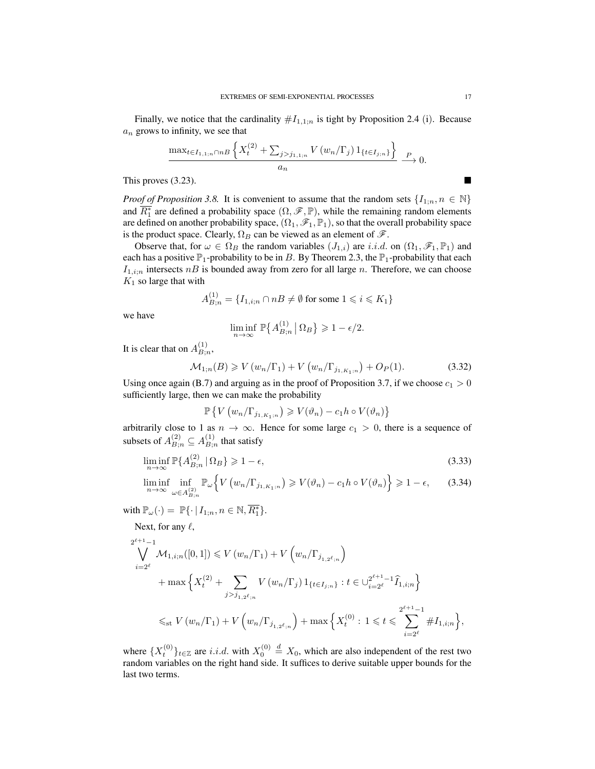Finally, we notice that the cardinality $\#I_{1,1;n}$ is tight by Proposition 2.4 (i). Because $a_n$ grows to infinity, we see that

$$\frac{\max_{t\in I_{1,1;n}\cap nB}\left\{X_t^{(2)}+\sum_{j>j_{1,1;n}}V\left(w_n/\Gamma_j\right)1_{\{t\in I_{j;n}\}}\right\}}{a_n}\xrightarrow{P}0.$$

This proves (3.23). ■

*Proof of Proposition 3.8.* It is convenient to assume that the random sets $\{I_{1;n}, n\in\mathbb{N}\}$ and $\overline{R_1^*}$ are defined a probability space $(\Omega,\mathscr{F},\mathbb{P})$, while the remaining random elements are defined on another probability space, $(\Omega_1,\mathscr{F}_1,\mathbb{P}_1)$, so that the overall probability space is the product space. Clearly, $\Omega_B$ can be viewed as an element of $\mathscr{F}$.

Observe that, for $\omega\in\Omega_B$ the random variables $(J_{1,i})$ are *i.i.d.* on $(\Omega_1,\mathscr{F}_1,\mathbb{P}_1)$ and each has a positive $\mathbb{P}_1$-probability to be in $B$. By Theorem 2.3, the $\mathbb{P}_1$-probability that each $I_{1,i;n}$ intersects $nB$ is bounded away from zero for all large $n$. Therefore, we can choose $K_1$ so large that with

$$A_{B;n}^{(1)}=\{I_{1,i;n}\cap nB\neq\emptyset \text{ for some } 1\leqslant i\leqslant K_1\}$$

we have

$$\liminf_{n\to\infty}\mathbb{P}\left\{A_{B;n}^{(1)}\,\middle|\,\Omega_B\right\}\geqslant 1-\epsilon/2.$$

It is clear that on $A_{B;n}^{(1)}$,

$$\mathcal{M}_{1;n}(B)\geqslant V\left(w_n/\Gamma_1\right)+V\left(w_n/\Gamma_{j_{1,K_1;n}}\right)+O_P(1). \tag{3.32}$$

Using once again (B.7) and arguing as in the proof of Proposition 3.7, if we choose $c_1>0$ sufficiently large, then we can make the probability

$$\mathbb{P}\left\{V\left(w_n/\Gamma_{j_{1,K_1;n}}\right)\geqslant V(\vartheta_n)-c_1h\circ V(\vartheta_n)\right\}$$

arbitrarily close to 1 as $n\to\infty$. Hence for some large $c_1>0$, there is a sequence of subsets of $A_{B;n}^{(2)}\subseteq A_{B;n}^{(1)}$ that satisfy

$$\liminf_{n\to\infty}\mathbb{P}\{A_{B;n}^{(2)}\,|\,\Omega_B\}\geqslant 1-\epsilon, \tag{3.33}$$

$$\liminf_{n\to\infty}\inf_{\omega\in A_{B;n}^{(2)}}\mathbb{P}_\omega\left\{V\left(w_n/\Gamma_{j_{1,K_1;n}}\right)\geqslant V(\vartheta_n)-c_1h\circ V(\vartheta_n)\right\}\geqslant 1-\epsilon, \tag{3.34}$$

with $\mathbb{P}_\omega(\cdot)=\mathbb{P}\{\cdot\,|\,I_{1;n},n\in\mathbb{N},\overline{R_1^*}\}$.

Next, for any $\ell$,

$$\begin{aligned}
\bigvee_{i=2^\ell}^{2^{\ell+1}-1}\mathcal{M}_{1,i;n}([0,1]) &\leqslant V\left(w_n/\Gamma_1\right)+V\left(w_n/\Gamma_{j_{1,2^\ell;n}}\right)\\
&\quad+\max\left\{X_t^{(2)}+\sum_{j>j_{1,2^\ell;n}}V\left(w_n/\Gamma_j\right)1_{\{t\in I_{j;n}\}}: t\in\cup_{i=2^\ell}^{2^{\ell+1}-1}\widehat{I}_{1,i;n}\right\}\\
&\leqslant_{\mathrm{st}} V\left(w_n/\Gamma_1\right)+V\left(w_n/\Gamma_{j_{1,2^\ell;n}}\right)+\max\left\{X_t^{(0)}:\,1\leqslant t\leqslant\sum_{i=2^\ell}^{2^{\ell+1}-1}\#I_{1,i;n}\right\},
\end{aligned}$$

where $\{X_t^{(0)}\}_{t\in\mathbb{Z}}$ are *i.i.d.* with $X_0^{(0)}\overset{d}{=}X_0$, which are also independent of the rest two random variables on the right hand side. It suffices to derive suitable upper bounds for the last two terms.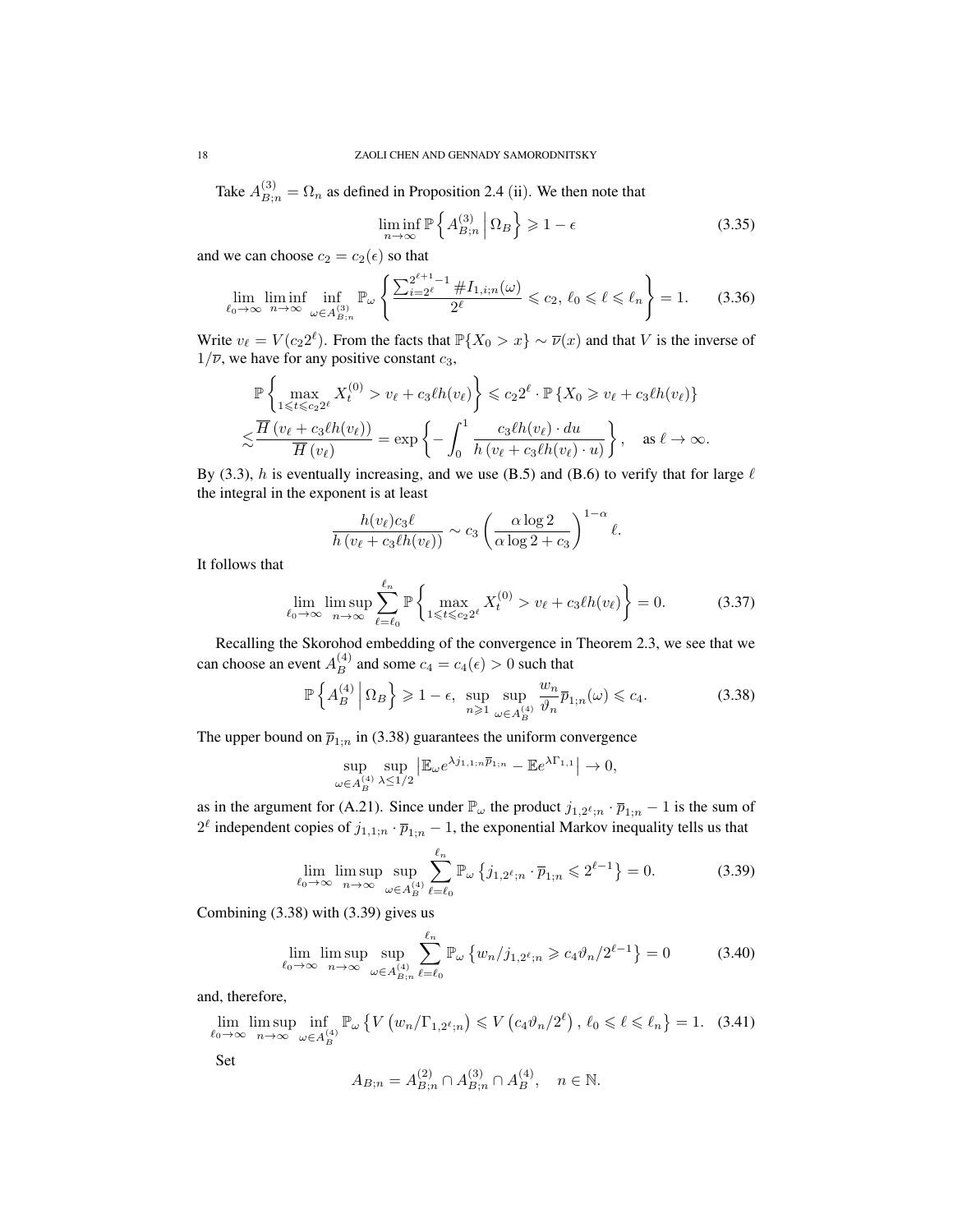Take $A_{B;n}^{(3)} = \Omega_n$ as defined in Proposition 2.4 (ii). We then note that

$$\liminf_{n\to\infty} \mathbb{P}\left\{ A_{B;n}^{(3)} \,\middle|\, \Omega_B \right\} \geqslant 1-\epsilon \tag{3.35}$$

and we can choose $c_2 = c_2(\epsilon)$ so that

$$\lim_{\ell_0\to\infty} \liminf_{n\to\infty} \inf_{\omega\in A_{B;n}^{(3)}} \mathbb{P}_\omega \left\{ \frac{\sum_{i=2^\ell}^{2^{\ell+1}-1} \# I_{1,i;n}(\omega)}{2^\ell} \leqslant c_2,\ \ell_0 \leqslant \ell \leqslant \ell_n \right\} = 1. \tag{3.36}$$

Write $v_\ell = V(c_2 2^\ell)$. From the facts that $\mathbb{P}\{X_0 > x\} \sim \overline{\nu}(x)$ and that $V$ is the inverse of $1/\overline{\nu}$, we have for any positive constant $c_3$,

$$\begin{aligned}
&\mathbb{P}\left\{ \max_{1\leqslant t\leqslant c_2 2^\ell} X_t^{(0)} > v_\ell + c_3 \ell h(v_\ell) \right\} \leqslant c_2 2^\ell \cdot \mathbb{P}\left\{ X_0 \geqslant v_\ell + c_3\ell h(v_\ell) \right\} \\
\lesssim & \frac{\overline{H}\left(v_\ell + c_3 \ell h(v_\ell)\right)}{\overline{H}\left(v_\ell\right)} = \exp\left\{ -\int_0^1 \frac{c_3 \ell h(v_\ell)\cdot du}{h\left(v_\ell + c_3\ell h(v_\ell)\cdot u\right)} \right\}, \quad \text{as } \ell\to\infty.
\end{aligned}$$

By (3.3), $h$ is eventually increasing, and we use (B.5) and (B.6) to verify that for large $\ell$ the integral in the exponent is at least

$$\frac{h(v_\ell) c_3 \ell}{h\left(v_\ell + c_3\ell h(v_\ell)\right)} \sim c_3 \left( \frac{\alpha \log 2}{\alpha\log 2 + c_3}\right)^{1-\alpha} \ell.$$

It follows that

$$\lim_{\ell_0\to\infty} \limsup_{n\to\infty} \sum_{\ell=\ell_0}^{\ell_n} \mathbb{P}\left\{ \max_{1\leqslant t\leqslant c_2 2^\ell} X_t^{(0)} > v_\ell + c_3\ell h(v_\ell) \right\} = 0. \tag{3.37}$$

Recalling the Skorohod embedding of the convergence in Theorem 2.3, we see that we can choose an event $A_B^{(4)}$ and some $c_4 = c_4(\epsilon) > 0$ such that

$$\mathbb{P}\left\{ A_B^{(4)} \,\middle|\, \Omega_B \right\} \geqslant 1-\epsilon,\ \sup_{n\geqslant 1} \sup_{\omega\in A_B^{(4)}} \frac{w_n}{\vartheta_n} \overline{p}_{1;n}(\omega) \leqslant c_4. \tag{3.38}$$

The upper bound on $\overline{p}_{1;n}$ in (3.38) guarantees the uniform convergence

$$\sup_{\omega\in A_B^{(4)}} \sup_{\lambda\leq 1/2} \left| \mathbb{E}_\omega e^{\lambda j_{1,1;n}\overline{p}_{1;n}} - \mathbb{E} e^{\lambda \Gamma_{1,1}} \right| \to 0,$$

as in the argument for (A.21). Since under $\mathbb{P}_\omega$ the product $j_{1,2^\ell;n}\cdot \overline{p}_{1;n} - 1$ is the sum of $2^\ell$ independent copies of $j_{1,1;n}\cdot\overline{p}_{1;n} - 1$, the exponential Markov inequality tells us that

$$\lim_{\ell_0\to\infty} \limsup_{n\to\infty} \sup_{\omega\in A_B^{(4)}} \sum_{\ell=\ell_0}^{\ell_n} \mathbb{P}_\omega\left\{ j_{1,2^\ell;n}\cdot \overline{p}_{1;n} \leqslant 2^{\ell-1} \right\} = 0. \tag{3.39}$$

Combining (3.38) with (3.39) gives us

$$\lim_{\ell_0\to\infty} \limsup_{n\to\infty} \sup_{\omega\in A_{B;n}^{(4)}} \sum_{\ell=\ell_0}^{\ell_n} \mathbb{P}_\omega \left\{ w_n / j_{1,2^\ell;n} \geqslant c_4 \vartheta_n / 2^{\ell-1} \right\} = 0 \tag{3.40}$$

and, therefore,

$$\lim_{\ell_0\to\infty} \limsup_{n\to\infty} \inf_{\omega\in A_B^{(4)}} \mathbb{P}_\omega \left\{ V\left(w_n/\Gamma_{1,2^\ell;n}\right) \leqslant V\left(c_4\vartheta_n/2^\ell\right),\ \ell_0\leqslant \ell\leqslant \ell_n \right\} = 1. \tag{3.41}$$

Set

$$A_{B;n} = A_{B;n}^{(2)} \cap A_{B;n}^{(3)} \cap A_B^{(4)}, \quad n\in\mathbb{N}.$$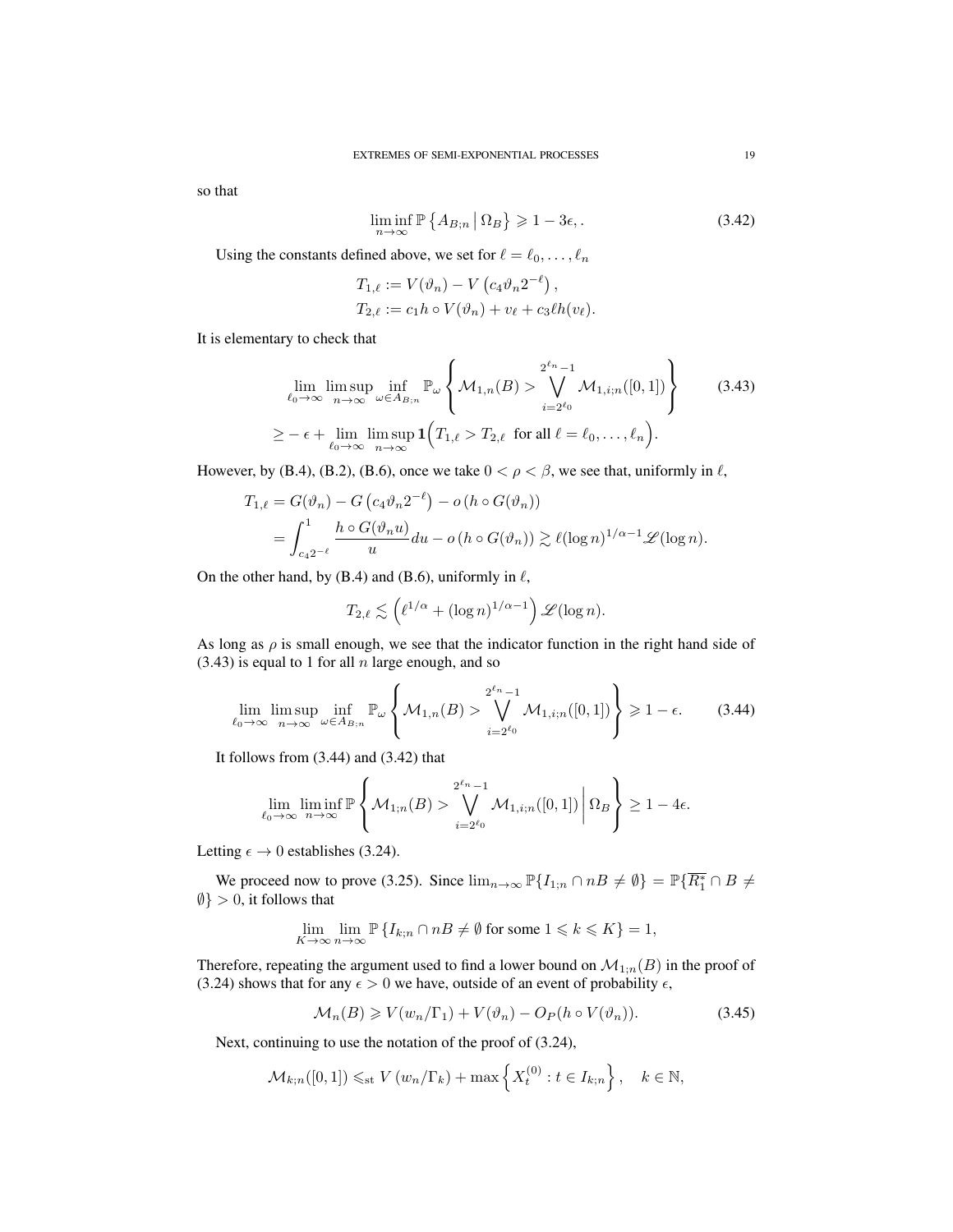so that

$$\liminf_{n\to\infty} \mathbb{P}\left\{A_{B;n} \,\middle|\, \Omega_B\right\} \geqslant 1 - 3\epsilon, . \tag{3.42}$$

Using the constants defined above, we set for $\ell = \ell_0, \ldots, \ell_n$

$$T_{1,\ell} := V(\vartheta_n) - V\left(c_4 \vartheta_n 2^{-\ell}\right),$$
$$T_{2,\ell} := c_1 h \circ V(\vartheta_n) + v_\ell + c_3 \ell h(v_\ell).$$

It is elementary to check that

$$\begin{aligned}
&\lim_{\ell_0\to\infty} \limsup_{n\to\infty} \inf_{\omega\in A_{B;n}} \mathbb{P}_\omega\left\{\mathcal{M}_{1,n}(B) > \bigvee_{i=2^{\ell_0}}^{2^{\ell_n}-1} \mathcal{M}_{1,i;n}([0,1])\right\} \\
&\geq -\epsilon + \lim_{\ell_0\to\infty} \limsup_{n\to\infty} \mathbf{1}\Big(T_{1,\ell} > T_{2,\ell} \text{ for all } \ell = \ell_0, \ldots, \ell_n\Big).
\end{aligned} \tag{3.43}$$

However, by (B.4), (B.2), (B.6), once we take $0 < \rho < \beta$, we see that, uniformly in $\ell$,

$$\begin{aligned}
T_{1,\ell} &= G(\vartheta_n) - G\left(c_4 \vartheta_n 2^{-\ell}\right) - o\left(h \circ G(\vartheta_n)\right) \\
&= \int_{c_4 2^{-\ell}}^1 \frac{h \circ G(\vartheta_n u)}{u} du - o\left(h \circ G(\vartheta_n)\right) \gtrsim \ell(\log n)^{1/\alpha - 1} \mathscr{L}(\log n).
\end{aligned}$$

On the other hand, by (B.4) and (B.6), uniformly in $\ell$,

$$T_{2,\ell} \lesssim \left(\ell^{1/\alpha} + (\log n)^{1/\alpha - 1}\right) \mathscr{L}(\log n).$$

As long as $\rho$ is small enough, we see that the indicator function in the right hand side of (3.43) is equal to 1 for all $n$ large enough, and so

$$\lim_{\ell_0\to\infty} \limsup_{n\to\infty} \inf_{\omega\in A_{B;n}} \mathbb{P}_\omega\left\{\mathcal{M}_{1,n}(B) > \bigvee_{i=2^{\ell_0}}^{2^{\ell_n}-1} \mathcal{M}_{1,i;n}([0,1])\right\} \geqslant 1 - \epsilon. \tag{3.44}$$

It follows from (3.44) and (3.42) that

$$\lim_{\ell_0\to\infty} \liminf_{n\to\infty} \mathbb{P}\left\{\mathcal{M}_{1;n}(B) > \bigvee_{i=2^{\ell_0}}^{2^{\ell_n}-1} \mathcal{M}_{1,i;n}([0,1]) \,\middle|\, \Omega_B\right\} \geq 1 - 4\epsilon.$$

Letting $\epsilon \to 0$ establishes (3.24).

We proceed now to prove (3.25). Since $\lim_{n\to\infty} \mathbb{P}\{I_{1;n} \cap nB \neq \emptyset\} = \mathbb{P}\{\overline{R_1^*} \cap B \neq \emptyset\} > 0$, it follows that

$$\lim_{K\to\infty} \lim_{n\to\infty} \mathbb{P}\left\{I_{k;n} \cap nB \neq \emptyset \text{ for some } 1 \leqslant k \leqslant K\right\} = 1,$$

Therefore, repeating the argument used to find a lower bound on $\mathcal{M}_{1;n}(B)$ in the proof of (3.24) shows that for any $\epsilon > 0$ we have, outside of an event of probability $\epsilon$,

$$\mathcal{M}_n(B) \geqslant V(w_n/\Gamma_1) + V(\vartheta_n) - O_P(h \circ V(\vartheta_n)). \tag{3.45}$$

Next, continuing to use the notation of the proof of (3.24),

$$\mathcal{M}_{k;n}([0,1]) \leqslant_{\text{st}} V\left(w_n/\Gamma_k\right) + \max\left\{X_t^{(0)} : t \in I_{k;n}\right\}, \quad k \in \mathbb{N},$$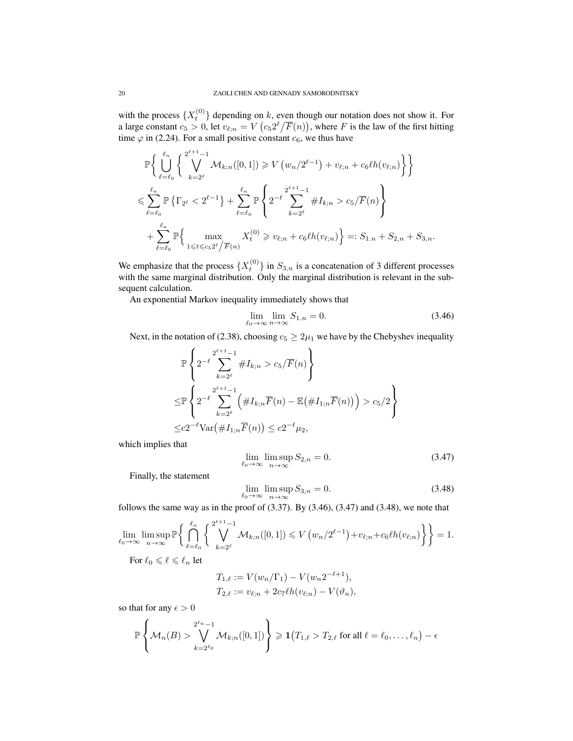with the process $\{X_t^{(0)}\}$ depending on $k$, even though our notation does not show it. For a large constant $c_5 > 0$, let $v_{\ell;n} = V\left(c_5 2^\ell \big/ \overline{F}(n)\right)$, where $F$ is the law of the first hitting time $\varphi$ in (2.24). For a small positive constant $c_6$, we thus have

$$
\begin{aligned}
&\mathbb{P}\Big\{ \bigcup_{\ell=\ell_0}^{\ell_n} \Big\{ \bigvee_{k=2^\ell}^{2^{\ell+1}-1} \mathcal{M}_{k;n}([0,1]) \geqslant V\left(w_n/2^{\ell-1}\right) + v_{\ell;n} + c_6 \ell h(v_{\ell;n}) \Big\} \Big\} \\
&\leqslant \sum_{\ell=\ell_0}^{\ell_n} \mathbb{P}\left\{ \Gamma_{2^\ell} < 2^{\ell-1} \right\} + \sum_{\ell=\ell_0}^{\ell_n} \mathbb{P}\left\{ 2^{-\ell} \sum_{k=2^\ell}^{2^{\ell+1}-1} \# I_{k;n} > c_5/\overline{F}(n) \right\} \\
&\quad + \sum_{\ell=\ell_0}^{\ell_n} \mathbb{P}\Big\{ \max_{1 \leqslant t \leqslant c_5 2^\ell / \overline{F}(n)} X_t^{(0)} \geqslant v_{\ell;n} + c_6 \ell h(v_{\ell;n}) \Big\} =: S_{1.n} + S_{2,n} + S_{3,n}.
\end{aligned}
$$

We emphasize that the process $\{X_t^{(0)}\}$ in $S_{3,n}$ is a concatenation of 3 different processes with the same marginal distribution. Only the marginal distribution is relevant in the subsequent calculation.

An exponential Markov inequality immediately shows that

$$
\lim_{\ell_0 \to \infty} \lim_{n \to \infty} S_{1.n} = 0. \tag{3.46}
$$

Next, in the notation of (2.38), choosing $c_5 \geq 2\mu_1$ we have by the Chebyshev inequality

$$
\begin{aligned}
&\mathbb{P}\left\{ 2^{-\ell} \sum_{k=2^\ell}^{2^{\ell+1}-1} \# I_{k;n} > c_5/\overline{F}(n) \right\} \\
\leq &\mathbb{P}\left\{ 2^{-\ell} \sum_{k=2^\ell}^{2^{\ell+1}-1} \Big( \# I_{k;n}\overline{F}(n) - \mathbb{E}\big(\# I_{1;n}\overline{F}(n)\big) \Big) > c_5/2 \right\} \\
\leq & c 2^{-\ell} \mathrm{Var}\big(\# I_{1;n}\overline{F}(n)\big) \leq c 2^{-\ell} \mu_2,
\end{aligned}
$$

which implies that

$$
\lim_{\ell_0 \to \infty} \limsup_{n \to \infty} S_{2,n} = 0. \tag{3.47}
$$

Finally, the statement

$$
\lim_{\ell_0 \to \infty} \limsup_{n \to \infty} S_{3,n} = 0. \tag{3.48}
$$

follows the same way as in the proof of (3.37). By (3.46), (3.47) and (3.48), we note that

$$
\lim_{\ell_0 \to \infty} \limsup_{n \to \infty} \mathbb{P}\Big\{ \bigcap_{\ell=\ell_0}^{\ell_n} \Big\{ \bigvee_{k=2^\ell}^{2^{\ell+1}-1} \mathcal{M}_{k;n}([0,1]) \leqslant V\left(w_n/2^{\ell-1}\right) + v_{\ell;n} + c_6 \ell h(v_{\ell;n}) \Big\} \Big\} = 1.
$$

For $\ell_0 \leqslant \ell \leqslant \ell_n$ let

$$
\begin{aligned}
T_{1,\ell} &:= V(w_n/\Gamma_1) - V(w_n 2^{-\ell+1}), \\
T_{2,\ell} &:= v_{\ell;n} + 2c_7 \ell h(v_{\ell;n}) - V(\vartheta_n),
\end{aligned}
$$

so that for any $\epsilon > 0$

$$
\mathbb{P}\left\{ \mathcal{M}_n(B) > \bigvee_{k=2^{\ell_0}}^{2^{\ell_n}-1} \mathcal{M}_{k;n}([0,1]) \right\} \geqslant \mathbf{1}\big(T_{1,\ell} > T_{2,\ell} \text{ for all } \ell = \ell_0, \ldots, \ell_n\big) - \epsilon
$$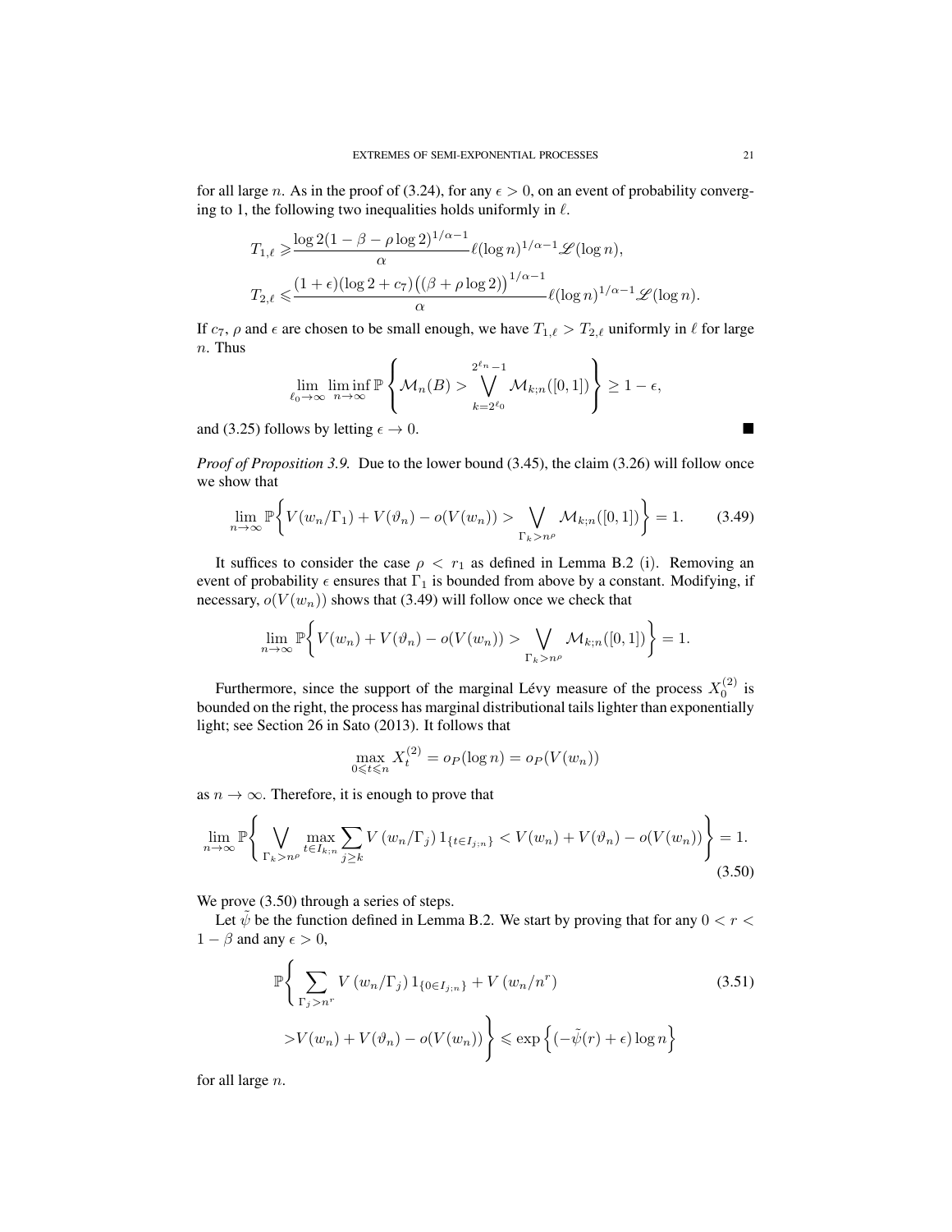for all large $n$. As in the proof of (3.24), for any $\epsilon > 0$, on an event of probability converging to 1, the following two inequalities holds uniformly in $\ell$.

$$
\begin{aligned}
T_{1,\ell} \geqslant & \frac{\log 2(1-\beta-\rho\log 2)^{1/\alpha-1}}{\alpha}\ell(\log n)^{1/\alpha-1}\mathscr{L}(\log n),\\
T_{2,\ell} \leqslant & \frac{(1+\epsilon)(\log 2+c_7)\big((\beta+\rho\log 2)\big)^{1/\alpha-1}}{\alpha}\ell(\log n)^{1/\alpha-1}\mathscr{L}(\log n).
\end{aligned}
$$

If $c_7$, $\rho$ and $\epsilon$ are chosen to be small enough, we have $T_{1,\ell} > T_{2,\ell}$ uniformly in $\ell$ for large $n$. Thus

$$
\lim_{\ell_0\to\infty}\liminf_{n\to\infty}\mathbb{P}\left\{\mathcal{M}_n(B) > \bigvee_{k=2^{\ell_0}}^{2^{\ell_n}-1}\mathcal{M}_{k;n}([0,1])\right\} \geq 1-\epsilon,
$$

and (3.25) follows by letting $\epsilon \to 0$. ■

*Proof of Proposition 3.9.* Due to the lower bound (3.45), the claim (3.26) will follow once we show that

$$
\lim_{n\to\infty}\mathbb{P}\bigg\{V(w_n/\Gamma_1)+V(\vartheta_n)-o(V(w_n)) > \bigvee_{\Gamma_k>n^\rho}\mathcal{M}_{k;n}([0,1])\bigg\} = 1. \tag{3.49}
$$

It suffices to consider the case $\rho < r_1$ as defined in Lemma B.2 (i). Removing an event of probability $\epsilon$ ensures that $\Gamma_1$ is bounded from above by a constant. Modifying, if necessary, $o(V(w_n))$ shows that (3.49) will follow once we check that

$$
\lim_{n\to\infty}\mathbb{P}\bigg\{V(w_n)+V(\vartheta_n)-o(V(w_n)) > \bigvee_{\Gamma_k>n^\rho}\mathcal{M}_{k;n}([0,1])\bigg\} = 1.
$$

Furthermore, since the support of the marginal Lévy measure of the process $X_0^{(2)}$ is bounded on the right, the process has marginal distributional tails lighter than exponentially light; see Section 26 in Sato (2013). It follows that

$$
\max_{0\leqslant t\leqslant n} X_t^{(2)} = o_P(\log n) = o_P(V(w_n))
$$

as $n\to\infty$. Therefore, it is enough to prove that

$$
\lim_{n\to\infty}\mathbb{P}\bigg\{\bigvee_{\Gamma_k>n^\rho}\max_{t\in I_{k;n}}\sum_{j\geq k}V\left(w_n/\Gamma_j\right)1_{\{t\in I_{j;n}\}} < V(w_n)+V(\vartheta_n)-o(V(w_n))\bigg\} = 1. \tag{3.50}
$$

We prove (3.50) through a series of steps.

Let $\tilde{\psi}$ be the function defined in Lemma B.2. We start by proving that for any $0 < r < 1-\beta$ and any $\epsilon > 0$,

$$
\begin{aligned}
&\mathbb{P}\bigg\{\sum_{\Gamma_j>n^r}V\left(w_n/\Gamma_j\right)1_{\{0\in I_{j;n}\}}+V\left(w_n/n^r\right) \\
&\quad > V(w_n)+V(\vartheta_n)-o(V(w_n))\bigg\} \leqslant \exp\left\{(-\tilde{\psi}(r)+\epsilon)\log n\right\}
\end{aligned} \tag{3.51}
$$

for all large $n$.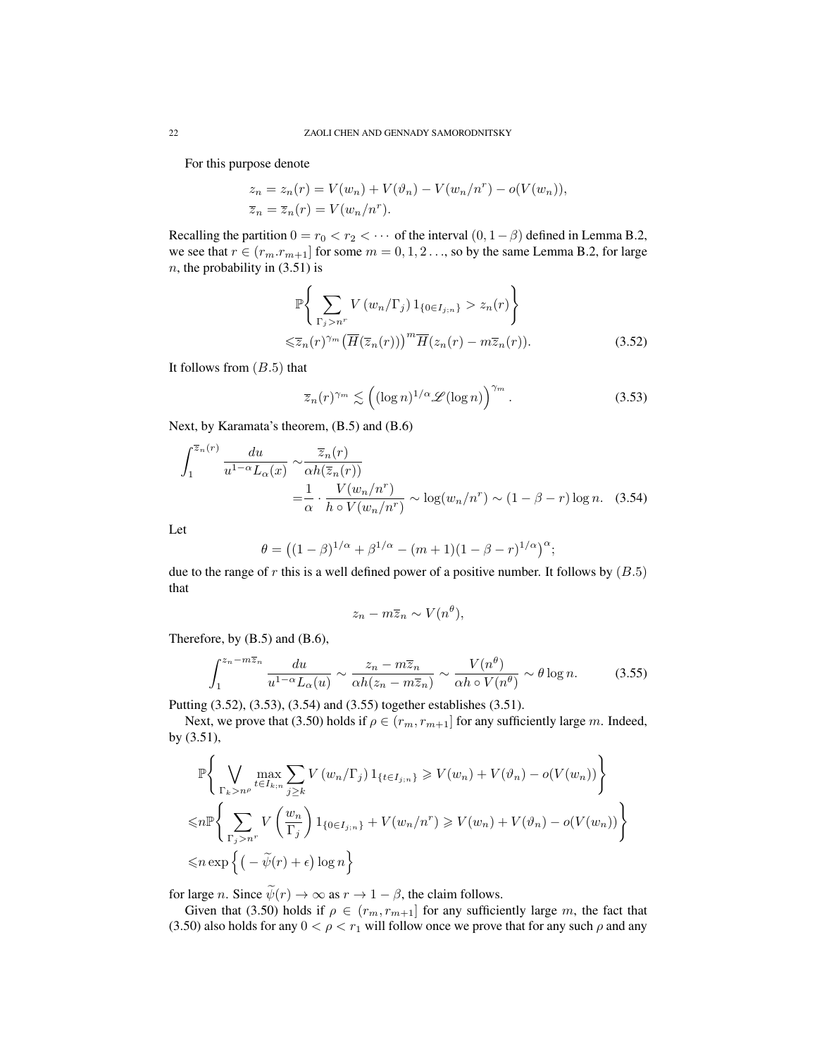For this purpose denote

$$
\begin{aligned}
z_n &= z_n(r) = V(w_n) + V(\vartheta_n) - V(w_n/n^r) - o(V(w_n)),\\
\overline{z}_n &= \overline{z}_n(r) = V(w_n/n^r).
\end{aligned}
$$

Recalling the partition $0 = r_0 < r_2 < \cdots$ of the interval $(0, 1-\beta)$ defined in Lemma B.2, we see that $r \in (r_m.r_{m+1}]$ for some $m = 0, 1, 2\ldots$, so by the same Lemma B.2, for large $n$, the probability in (3.51) is

$$
\begin{aligned}
&\mathbb{P}\left\{ \sum_{\Gamma_j > n^r} V\left(w_n/\Gamma_j\right) 1_{\{0\in I_{j;n}\}} > z_n(r) \right\}\\
\leqslant& \overline{z}_n(r)^{\gamma_m} \left(\overline{H}(\overline{z}_n(r))\right)^m \overline{H}(z_n(r) - m\overline{z}_n(r)). \qquad (3.52)
\end{aligned}
$$

It follows from $(B.5)$ that

$$
\overline{z}_n(r)^{\gamma_m} \lesssim \left((\log n)^{1/\alpha} \mathscr{L}(\log n)\right)^{\gamma_m}. \qquad (3.53)
$$

Next, by Karamata's theorem, (B.5) and (B.6)

$$
\begin{aligned}
\int_1^{\overline{z}_n(r)} \frac{du}{u^{1-\alpha} L_\alpha(x)} \sim& \frac{\overline{z}_n(r)}{\alpha h(\overline{z}_n(r))}\\
=& \frac{1}{\alpha} \cdot \frac{V(w_n/n^r)}{h\circ V(w_n/n^r)} \sim \log(w_n/n^r) \sim (1-\beta-r)\log n. \qquad (3.54)
\end{aligned}
$$

Let

$$
\theta = \left((1-\beta)^{1/\alpha} + \beta^{1/\alpha} - (m+1)(1-\beta-r)^{1/\alpha}\right)^\alpha;
$$

due to the range of $r$ this is a well defined power of a positive number. It follows by $(B.5)$ that

$$
z_n - m\overline{z}_n \sim V(n^\theta),
$$

Therefore, by (B.5) and (B.6),

$$
\int_1^{z_n - m\overline{z}_n} \frac{du}{u^{1-\alpha} L_\alpha(u)} \sim \frac{z_n - m\overline{z}_n}{\alpha h(z_n - m\overline{z}_n)} \sim \frac{V(n^\theta)}{\alpha h\circ V(n^\theta)} \sim \theta \log n. \qquad (3.55)
$$

Putting (3.52), (3.53), (3.54) and (3.55) together establishes (3.51).

Next, we prove that (3.50) holds if $\rho \in (r_m, r_{m+1}]$ for any sufficiently large $m$. Indeed, by (3.51),

$$
\begin{aligned}
&\mathbb{P}\left\{ \bigvee_{\Gamma_k > n^\rho} \max_{t\in I_{k;n}} \sum_{j\geq k} V\left(w_n/\Gamma_j\right) 1_{\{t\in I_{j;n}\}} \geqslant V(w_n) + V(\vartheta_n) - o(V(w_n)) \right\}\\
\leqslant& n\mathbb{P}\left\{ \sum_{\Gamma_j > n^r} V\left(\frac{w_n}{\Gamma_j}\right) 1_{\{0\in I_{j;n}\}} + V(w_n/n^r) \geqslant V(w_n) + V(\vartheta_n) - o(V(w_n)) \right\}\\
\leqslant& n\exp\left\{ \left(-\widetilde{\psi}(r) + \epsilon\right)\log n \right\}
\end{aligned}
$$

for large $n$. Since $\widetilde{\psi}(r) \to \infty$ as $r \to 1-\beta$, the claim follows.

Given that (3.50) holds if $\rho \in (r_m, r_{m+1}]$ for any sufficiently large $m$, the fact that (3.50) also holds for any $0 < \rho < r_1$ will follow once we prove that for any such $\rho$ and any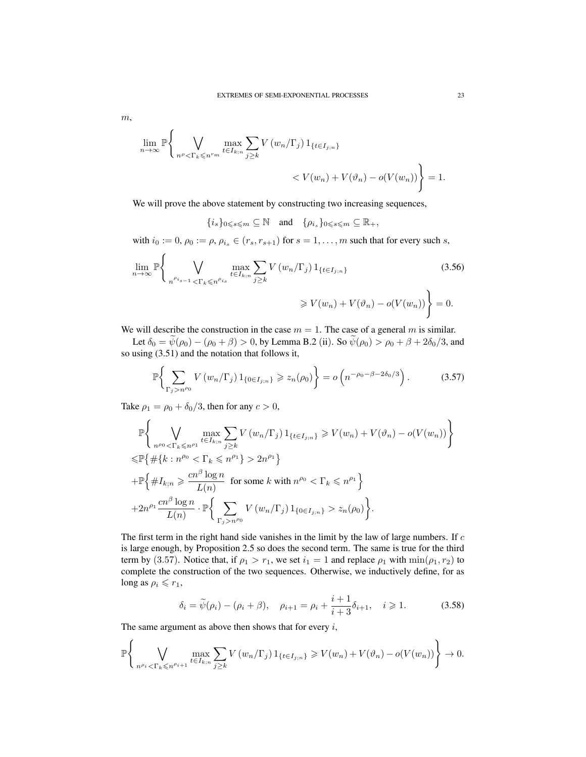$m$,

$$\lim_{n\to\infty}\mathbb{P}\Bigg\{\bigvee_{n^{\rho}<\Gamma_k\leqslant n^{r_m}}\max_{t\in I_{k;n}}\sum_{j\geq k}V\left(w_n/\Gamma_j\right)1_{\{t\in I_{j;n}\}}$$
$$< V(w_n)+V(\vartheta_n)-o(V(w_n))\Bigg\}=1.$$

We will prove the above statement by constructing two increasing sequences,

$$\{i_s\}_{0\leqslant s\leqslant m}\subseteq\mathbb{N}\quad\text{and}\quad\{\rho_{i_s}\}_{0\leqslant s\leqslant m}\subseteq\mathbb{R}_+,$$

with $i_0:=0$, $\rho_0:=\rho$, $\rho_{i_s}\in(r_s,r_{s+1})$ for $s=1,\ldots,m$ such that for every such $s$,

$$\lim_{n\to\infty}\mathbb{P}\Bigg\{\bigvee_{n^{\rho_{i_{s-1}}}<\Gamma_k\leqslant n^{\rho_{i_s}}}\max_{t\in I_{k;n}}\sum_{j\geq k}V\left(w_n/\Gamma_j\right)1_{\{t\in I_{j;n}\}}\tag{3.56}$$
$$\geqslant V(w_n)+V(\vartheta_n)-o(V(w_n))\Bigg\}=0.$$

We will describe the construction in the case $m=1$. The case of a general $m$ is similar.

Let $\delta_0=\widetilde{\psi}(\rho_0)-(\rho_0+\beta)>0$, by Lemma B.2 (ii). So $\widetilde{\psi}(\rho_0)>\rho_0+\beta+2\delta_0/3$, and so using (3.51) and the notation that follows it,

$$\mathbb{P}\Bigg\{\sum_{\Gamma_j>n^{\rho_0}}V\left(w_n/\Gamma_j\right)1_{\{0\in I_{j;n}\}}\geqslant z_n(\rho_0)\Bigg\}=o\left(n^{-\rho_0-\beta-2\delta_0/3}\right).\tag{3.57}$$

Take $\rho_1=\rho_0+\delta_0/3$, then for any $c>0$,

$$\begin{aligned}
&\mathbb{P}\Bigg\{\bigvee_{n^{\rho_0}<\Gamma_k\leqslant n^{\rho_1}}\max_{t\in I_{k;n}}\sum_{j\geq k}V\left(w_n/\Gamma_j\right)1_{\{t\in I_{j;n}\}}\geqslant V(w_n)+V(\vartheta_n)-o(V(w_n))\Bigg\}\\
\leqslant&\mathbb{P}\big\{\#\{k:n^{\rho_0}<\Gamma_k\leqslant n^{\rho_1}\}>2n^{\rho_1}\big\}\\
&+\mathbb{P}\Big\{\#I_{k;n}\geqslant\frac{cn^{\beta}\log n}{L(n)}\ \text{ for some } k \text{ with } n^{\rho_0}<\Gamma_k\leqslant n^{\rho_1}\Big\}\\
&+2n^{\rho_1}\frac{cn^{\beta}\log n}{L(n)}\cdot\mathbb{P}\Bigg\{\sum_{\Gamma_j>n^{\rho_0}}V\left(w_n/\Gamma_j\right)1_{\{0\in I_{j;n}\}}>z_n(\rho_0)\Bigg\}.
\end{aligned}$$

The first term in the right hand side vanishes in the limit by the law of large numbers. If $c$ is large enough, by Proposition 2.5 so does the second term. The same is true for the third term by (3.57). Notice that, if $\rho_1>r_1$, we set $i_1=1$ and replace $\rho_1$ with $\min(\rho_1,r_2)$ to complete the construction of the two sequences. Otherwise, we inductively define, for as long as $\rho_i\leqslant r_1$,

$$\delta_i=\widetilde{\psi}(\rho_i)-(\rho_i+\beta),\quad\rho_{i+1}=\rho_i+\frac{i+1}{i+3}\delta_{i+1},\quad i\geqslant 1.\tag{3.58}$$

The same argument as above then shows that for every $i$,

$$\mathbb{P}\Bigg\{\bigvee_{n^{\rho_i}<\Gamma_k\leqslant n^{\rho_{i+1}}}\max_{t\in I_{k;n}}\sum_{j\geq k}V\left(w_n/\Gamma_j\right)1_{\{t\in I_{j;n}\}}\geqslant V(w_n)+V(\vartheta_n)-o(V(w_n))\Bigg\}\to 0.$$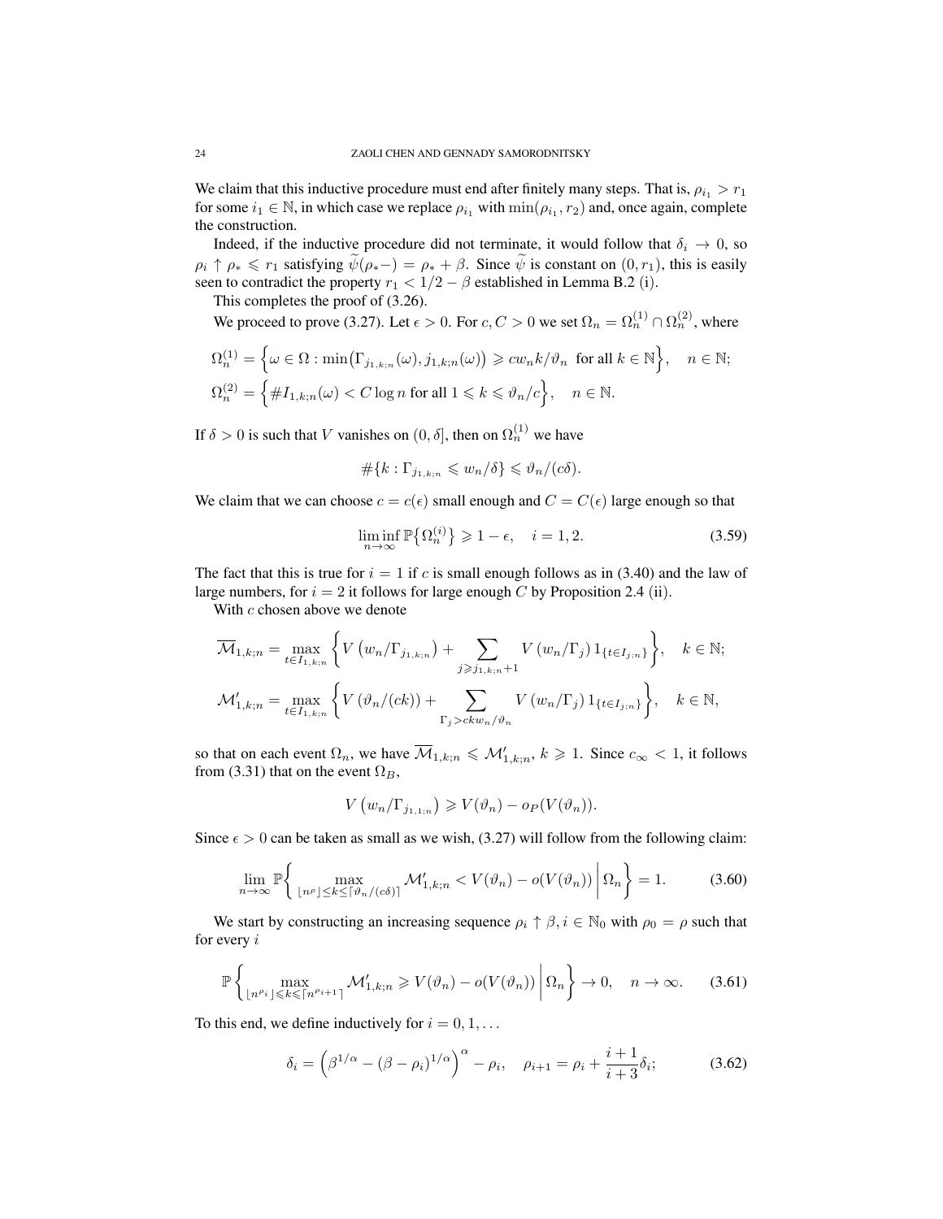We claim that this inductive procedure must end after finitely many steps. That is, $\rho_{i_1} > r_1$ for some $i_1 \in \mathbb{N}$, in which case we replace $\rho_{i_1}$ with $\min(\rho_{i_1}, r_2)$ and, once again, complete the construction.

Indeed, if the inductive procedure did not terminate, it would follow that $\delta_i \to 0$, so $\rho_i \uparrow \rho_* \leqslant r_1$ satisfying $\widetilde{\psi}(\rho_*-) = \rho_* + \beta$. Since $\widetilde{\psi}$ is constant on $(0, r_1)$, this is easily seen to contradict the property $r_1 < 1/2 - \beta$ established in Lemma B.2 (i).

This completes the proof of (3.26).

We proceed to prove (3.27). Let $\epsilon > 0$. For $c, C > 0$ we set $\Omega_n = \Omega_n^{(1)} \cap \Omega_n^{(2)}$, where

$$
\begin{aligned}
\Omega_n^{(1)} &= \Big\{\omega \in \Omega : \min\big(\Gamma_{j_{1,k;n}}(\omega), j_{1,k;n}(\omega)\big) \geqslant c w_n k/\vartheta_n \ \text{ for all } k \in \mathbb{N}\Big\}, \quad n \in \mathbb{N};\\
\Omega_n^{(2)} &= \Big\{\#I_{1,k;n}(\omega) < C \log n \text{ for all } 1 \leqslant k \leqslant \vartheta_n/c\Big\}, \quad n \in \mathbb{N}.
\end{aligned}
$$

If $\delta > 0$ is such that $V$ vanishes on $(0, \delta]$, then on $\Omega_n^{(1)}$ we have

$$
\#\{k : \Gamma_{j_{1,k;n}} \leqslant w_n/\delta\} \leqslant \vartheta_n/(c\delta).
$$

We claim that we can choose $c = c(\epsilon)$ small enough and $C = C(\epsilon)$ large enough so that

$$
\liminf_{n\to\infty} \mathbb{P}\big\{\Omega_n^{(i)}\big\} \geqslant 1 - \epsilon, \quad i = 1, 2. \tag{3.59}
$$

The fact that this is true for $i = 1$ if $c$ is small enough follows as in (3.40) and the law of large numbers, for $i = 2$ it follows for large enough $C$ by Proposition 2.4 (ii).

With $c$ chosen above we denote

$$
\begin{aligned}
\overline{\mathcal{M}}_{1,k;n} &= \max_{t\in I_{1,k;n}} \Bigg\{V\left(w_n/\Gamma_{j_{1,k;n}}\right) + \sum_{j \geqslant j_{1,k;n}+1} V\left(w_n/\Gamma_j\right) 1_{\{t \in I_{j;n}\}}\Bigg\}, \quad k \in \mathbb{N};\\
\mathcal{M}'_{1,k;n} &= \max_{t\in I_{1,k;n}} \Bigg\{V\left(\vartheta_n/(ck)\right) + \sum_{\Gamma_j > ckw_n/\vartheta_n} V\left(w_n/\Gamma_j\right) 1_{\{t \in I_{j;n}\}}\Bigg\}, \quad k \in \mathbb{N},
\end{aligned}
$$

so that on each event $\Omega_n$, we have $\overline{\mathcal{M}}_{1,k;n} \leqslant \mathcal{M}'_{1,k;n}$, $k \geqslant 1$. Since $c_\infty < 1$, it follows from (3.31) that on the event $\Omega_B$,

$$
V\left(w_n/\Gamma_{j_{1,1;n}}\right) \geqslant V(\vartheta_n) - o_P(V(\vartheta_n)).
$$

Since $\epsilon > 0$ can be taken as small as we wish, (3.27) will follow from the following claim:

$$
\lim_{n\to\infty} \mathbb{P}\Bigg\{ \max_{\lfloor n^\rho \rfloor \leq k \leq \lceil \vartheta_n/(c\delta) \rceil} \mathcal{M}'_{1,k;n} < V(\vartheta_n) - o(V(\vartheta_n)) \,\Bigg|\, \Omega_n \Bigg\} = 1. \tag{3.60}
$$

We start by constructing an increasing sequence $\rho_i \uparrow \beta, i \in \mathbb{N}_0$ with $\rho_0 = \rho$ such that for every $i$

$$
\mathbb{P}\left\{ \max_{\lfloor n^{\rho_i} \rfloor \leqslant k \leqslant \lceil n^{\rho_{i+1}} \rceil} \mathcal{M}'_{1,k;n} \geqslant V(\vartheta_n) - o(V(\vartheta_n)) \,\middle|\, \Omega_n \right\} \to 0, \quad n \to \infty. \tag{3.61}
$$

To this end, we define inductively for $i = 0, 1, \ldots$

$$
\delta_i = \left(\beta^{1/\alpha} - (\beta - \rho_i)^{1/\alpha}\right)^\alpha - \rho_i, \quad \rho_{i+1} = \rho_i + \frac{i+1}{i+3}\delta_i; \tag{3.62}
$$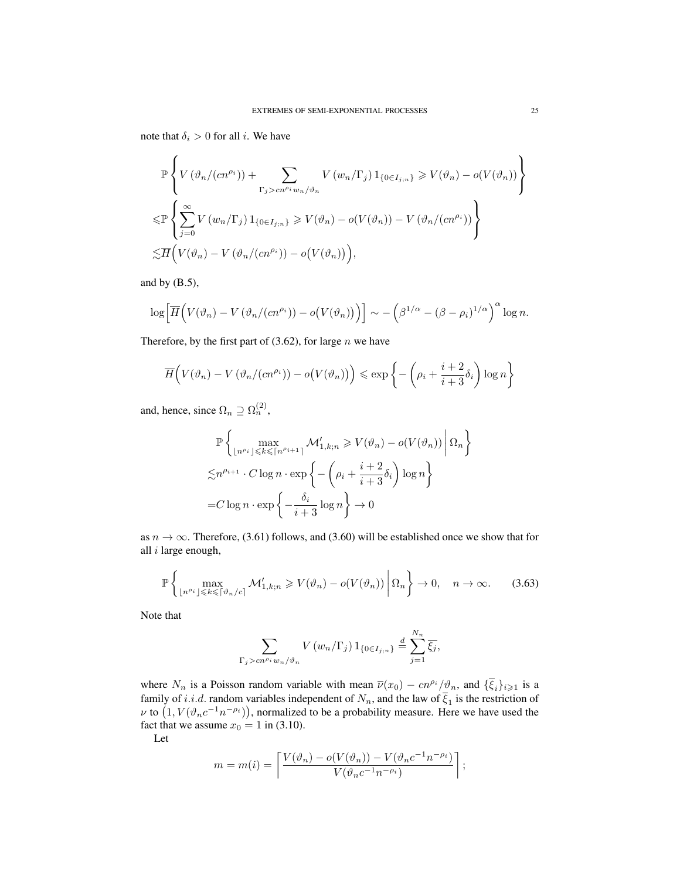note that $\delta_i > 0$ for all $i$. We have

$$
\begin{aligned}
&\mathbb{P}\left\{ V\left(\vartheta_n/(cn^{\rho_i})\right) + \sum_{\Gamma_j > cn^{\rho_i} w_n/\vartheta_n} V\left(w_n/\Gamma_j\right) 1_{\{0\in I_{j;n}\}} \geqslant V(\vartheta_n) - o(V(\vartheta_n)) \right\} \\
\leqslant &\mathbb{P}\left\{ \sum_{j=0}^{\infty} V\left(w_n/\Gamma_j\right) 1_{\{0\in I_{j;n}\}} \geqslant V(\vartheta_n) - o(V(\vartheta_n)) - V\left(\vartheta_n/(cn^{\rho_i})\right) \right\} \\
\lesssim &\overline{H}\Big( V(\vartheta_n) - V\left(\vartheta_n/(cn^{\rho_i})\right) - o\big(V(\vartheta_n)\big) \Big),
\end{aligned}
$$

and by (B.5),

$$
\log\Big[ \overline{H}\Big( V(\vartheta_n) - V\left(\vartheta_n/(cn^{\rho_i})\right) - o\big(V(\vartheta_n)\big) \Big) \Big] \sim -\Big( \beta^{1/\alpha} - (\beta - \rho_i)^{1/\alpha} \Big)^{\alpha} \log n.
$$

Therefore, by the first part of (3.62), for large $n$ we have

$$
\overline{H}\Big( V(\vartheta_n) - V\left(\vartheta_n/(cn^{\rho_i})\right) - o\big(V(\vartheta_n)\big) \Big) \leqslant \exp\left\{ -\left( \rho_i + \frac{i+2}{i+3}\delta_i \right) \log n \right\}
$$

and, hence, since $\Omega_n \supseteq \Omega_n^{(2)}$,

$$
\begin{aligned}
&\mathbb{P}\left\{ \max_{\lfloor n^{\rho_i} \rfloor \leqslant k \leqslant \lceil n^{\rho_{i+1}} \rceil} \mathcal{M}'_{1,k;n} \geqslant V(\vartheta_n) - o(V(\vartheta_n)) \,\middle|\, \Omega_n \right\} \\
\lesssim &n^{\rho_{i+1}} \cdot C \log n \cdot \exp\left\{ -\left( \rho_i + \frac{i+2}{i+3}\delta_i \right) \log n \right\} \\
= &C \log n \cdot \exp\left\{ -\frac{\delta_i}{i+3} \log n \right\} \to 0
\end{aligned}
$$

as $n \to \infty$. Therefore, (3.61) follows, and (3.60) will be established once we show that for all $i$ large enough,

$$
\mathbb{P}\left\{ \max_{\lfloor n^{\rho_i} \rfloor \leqslant k \leqslant \lceil \vartheta_n/c \rceil} \mathcal{M}'_{1,k;n} \geqslant V(\vartheta_n) - o(V(\vartheta_n)) \,\middle|\, \Omega_n \right\} \to 0, \quad n \to \infty. \tag{3.63}
$$

Note that

$$
\sum_{\Gamma_j > cn^{\rho_i} w_n/\vartheta_n} V\left(w_n/\Gamma_j\right) 1_{\{0\in I_{j;n}\}} \overset{d}{=} \sum_{j=1}^{N_n} \overline{\xi_j},
$$

where $N_n$ is a Poisson random variable with mean $\overline{\nu}(x_0) - cn^{\rho_i}/\vartheta_n$, and $\{\overline{\xi}_i\}_{i\geqslant 1}$ is a family of $i.i.d.$ random variables independent of $N_n$, and the law of $\overline{\xi}_1$ is the restriction of $\nu$ to $\big(1, V(\vartheta_n c^{-1} n^{-\rho_i})\big)$, normalized to be a probability measure. Here we have used the fact that we assume $x_0 = 1$ in (3.10).

Let

$$
m = m(i) = \left\lceil \frac{V(\vartheta_n) - o(V(\vartheta_n)) - V(\vartheta_n c^{-1} n^{-\rho_i})}{V(\vartheta_n c^{-1} n^{-\rho_i})} \right\rceil;
$$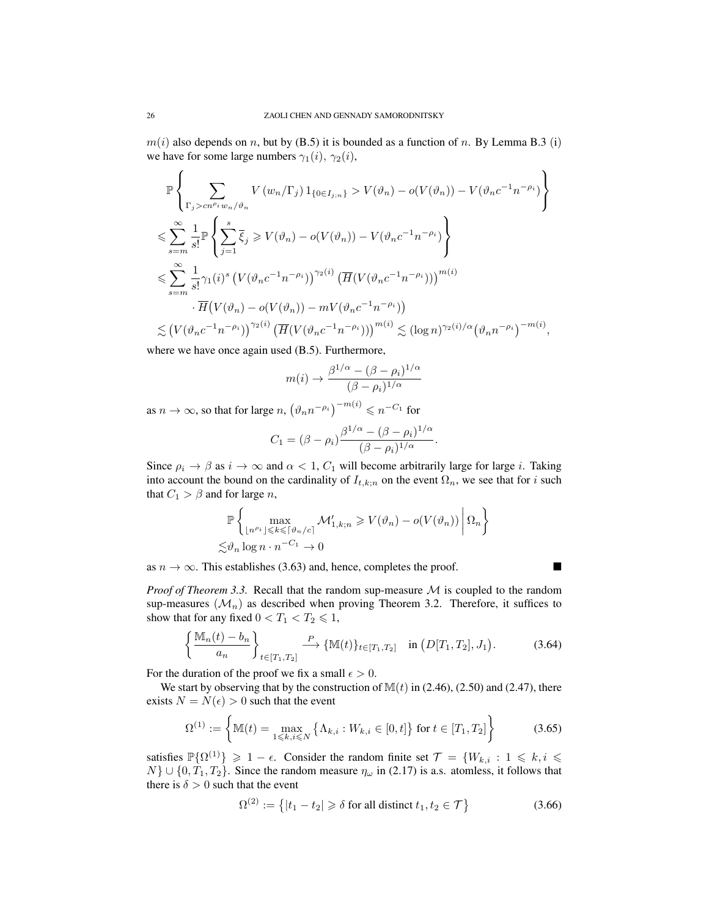$m(i)$ also depends on $n$, but by (B.5) it is bounded as a function of $n$. By Lemma B.3 (i) we have for some large numbers $\gamma_1(i)$, $\gamma_2(i)$,

$$
\begin{aligned}
&\mathbb{P}\left\{ \sum_{\Gamma_j > cn^{\rho_i} w_n/\vartheta_n} V\left(w_n/\Gamma_j\right) 1_{\{0\in I_{j;n}\}} > V(\vartheta_n) - o(V(\vartheta_n)) - V(\vartheta_n c^{-1} n^{-\rho_i}) \right\} \\
&\leqslant \sum_{s=m}^{\infty} \frac{1}{s!} \mathbb{P}\left\{ \sum_{j=1}^{s} \overline{\xi}_j \geqslant V(\vartheta_n) - o(V(\vartheta_n)) - V(\vartheta_n c^{-1} n^{-\rho_i}) \right\} \\
&\leqslant \sum_{s=m}^{\infty} \frac{1}{s!} \gamma_1(i)^s \left(V(\vartheta_n c^{-1} n^{-\rho_i})\right)^{\gamma_2(i)} \left(\overline{H}(V(\vartheta_n c^{-1} n^{-\rho_i}))\right)^{m(i)} \\
&\qquad \cdot \overline{H}\big(V(\vartheta_n) - o(V(\vartheta_n)) - mV(\vartheta_n c^{-1} n^{-\rho_i})\big) \\
&\lesssim \left(V(\vartheta_n c^{-1} n^{-\rho_i})\right)^{\gamma_2(i)} \left(\overline{H}(V(\vartheta_n c^{-1} n^{-\rho_i}))\right)^{m(i)} \lesssim (\log n)^{\gamma_2(i)/\alpha} \big(\vartheta_n n^{-\rho_i}\big)^{-m(i)},
\end{aligned}
$$

where we have once again used (B.5). Furthermore,

$$
m(i) \to \frac{\beta^{1/\alpha} - (\beta - \rho_i)^{1/\alpha}}{(\beta - \rho_i)^{1/\alpha}}
$$

as $n \to \infty$, so that for large $n$, $\left(\vartheta_n n^{-\rho_i}\right)^{-m(i)} \leqslant n^{-C_1}$ for

$$
C_1 = (\beta - \rho_i) \frac{\beta^{1/\alpha} - (\beta - \rho_i)^{1/\alpha}}{(\beta - \rho_i)^{1/\alpha}}.
$$

Since $\rho_i \to \beta$ as $i \to \infty$ and $\alpha < 1$, $C_1$ will become arbitrarily large for large $i$. Taking into account the bound on the cardinality of $I_{t,k;n}$ on the event $\Omega_n$, we see that for $i$ such that $C_1 > \beta$ and for large $n$,

$$
\begin{aligned}
&\mathbb{P}\left\{ \max_{\lfloor n^{\rho_i} \rfloor \leqslant k \leqslant \lceil \vartheta_n / c \rceil} \mathcal{M}'_{1,k;n} \geqslant V(\vartheta_n) - o(V(\vartheta_n)) \,\middle|\, \Omega_n \right\} \\
&\lesssim \vartheta_n \log n \cdot n^{-C_1} \to 0
\end{aligned}
$$

as $n \to \infty$. This establishes (3.63) and, hence, completes the proof. ∎

*Proof of Theorem 3.3.* Recall that the random sup-measure $\mathcal{M}$ is coupled to the random sup-measures $(\mathcal{M}_n)$ as described when proving Theorem 3.2. Therefore, it suffices to show that for any fixed $0 < T_1 < T_2 \leqslant 1$,

$$
\left\{ \frac{\mathbb{M}_n(t) - b_n}{a_n} \right\}_{t\in[T_1,T_2]} \xrightarrow{P} \{\mathbb{M}(t)\}_{t\in[T_1,T_2]} \quad \text{in } \big(D[T_1,T_2], J_1\big). \tag{3.64}
$$

For the duration of the proof we fix a small $\epsilon > 0$.

We start by observing that by the construction of $\mathbb{M}(t)$ in (2.46), (2.50) and (2.47), there exists $N = N(\epsilon) > 0$ such that the event

$$
\Omega^{(1)} := \left\{ \mathbb{M}(t) = \max_{1\leqslant k,i\leqslant N} \left\{ \Lambda_{k,i} : W_{k,i} \in [0,t] \right\} \text{ for } t \in [T_1, T_2] \right\} \tag{3.65}
$$

satisfies $\mathbb{P}\{\Omega^{(1)}\} \geqslant 1 - \epsilon$. Consider the random finite set $\mathcal{T} = \{W_{k,i} : 1 \leqslant k, i \leqslant N\} \cup \{0, T_1, T_2\}$. Since the random measure $\eta_\omega$ in (2.17) is a.s. atomless, it follows that there is $\delta > 0$ such that the event

$$
\Omega^{(2)} := \left\{ |t_1 - t_2| \geqslant \delta \text{ for all distinct } t_1, t_2 \in \mathcal{T} \right\} \tag{3.66}
$$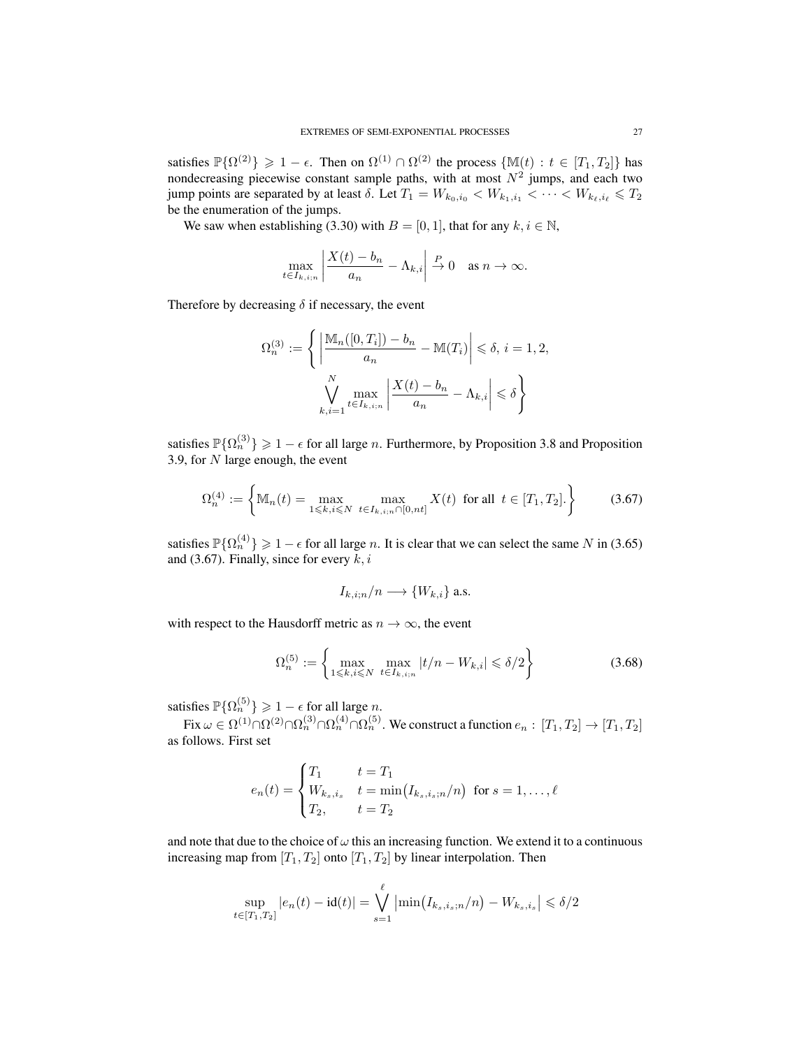satisfies $\mathbb{P}\{\Omega^{(2)}\} \geqslant 1-\epsilon$. Then on $\Omega^{(1)} \cap \Omega^{(2)}$ the process $\{\mathbb{M}(t) : t \in [T_1, T_2]\}$ has nondecreasing piecewise constant sample paths, with at most $N^2$ jumps, and each two jump points are separated by at least $\delta$. Let $T_1 = W_{k_0,i_0} < W_{k_1,i_1} < \cdots < W_{k_\ell,i_\ell} \leqslant T_2$ be the enumeration of the jumps.

We saw when establishing (3.30) with $B = [0,1]$, that for any $k, i \in \mathbb{N}$,

$$\max_{t \in I_{k,i;n}} \left| \frac{X(t) - b_n}{a_n} - \Lambda_{k,i} \right| \xrightarrow{P} 0 \quad \text{as } n \to \infty.$$

Therefore by decreasing $\delta$ if necessary, the event

$$\Omega_n^{(3)} := \left\{ \left| \frac{\mathbb{M}_n([0,T_i]) - b_n}{a_n} - \mathbb{M}(T_i) \right| \leqslant \delta,\ i = 1,2, \bigvee_{k,i=1}^{N} \max_{t \in I_{k,i;n}} \left| \frac{X(t) - b_n}{a_n} - \Lambda_{k,i} \right| \leqslant \delta \right\}$$

satisfies $\mathbb{P}\{\Omega_n^{(3)}\} \geqslant 1-\epsilon$ for all large $n$. Furthermore, by Proposition 3.8 and Proposition 3.9, for $N$ large enough, the event

$$\Omega_n^{(4)} := \left\{ \mathbb{M}_n(t) = \max_{1 \leqslant k,i \leqslant N} \max_{t \in I_{k,i;n} \cap [0,nt]} X(t) \ \text{ for all } \ t \in [T_1, T_2]. \right\} \tag{3.67}$$

satisfies $\mathbb{P}\{\Omega_n^{(4)}\} \geqslant 1-\epsilon$ for all large $n$. It is clear that we can select the same $N$ in (3.65) and (3.67). Finally, since for every $k, i$

$$I_{k,i;n}/n \longrightarrow \{W_{k,i}\} \text{ a.s.}$$

with respect to the Hausdorff metric as $n \to \infty$, the event

$$\Omega_n^{(5)} := \left\{ \max_{1 \leqslant k,i \leqslant N} \max_{t \in I_{k,i;n}} |t/n - W_{k,i}| \leqslant \delta/2 \right\} \tag{3.68}$$

satisfies $\mathbb{P}\{\Omega_n^{(5)}\} \geqslant 1-\epsilon$ for all large $n$.

Fix $\omega \in \Omega^{(1)} \cap \Omega^{(2)} \cap \Omega_n^{(3)} \cap \Omega_n^{(4)} \cap \Omega_n^{(5)}$. We construct a function $e_n : [T_1, T_2] \to [T_1, T_2]$ as follows. First set

$$e_n(t) = \begin{cases} T_1 & t = T_1 \\ W_{k_s,i_s} & t = \min\big(I_{k_s,i_s;n}/n\big) \ \text{ for } s = 1, \ldots, \ell \\ T_2, & t = T_2 \end{cases}$$

and note that due to the choice of $\omega$ this an increasing function. We extend it to a continuous increasing map from $[T_1, T_2]$ onto $[T_1, T_2]$ by linear interpolation. Then

$$\sup_{t \in [T_1,T_2]} |e_n(t) - \mathrm{id}(t)| = \bigvee_{s=1}^{\ell} \left| \min\big(I_{k_s,i_s;n}/n\big) - W_{k_s,i_s} \right| \leqslant \delta/2$$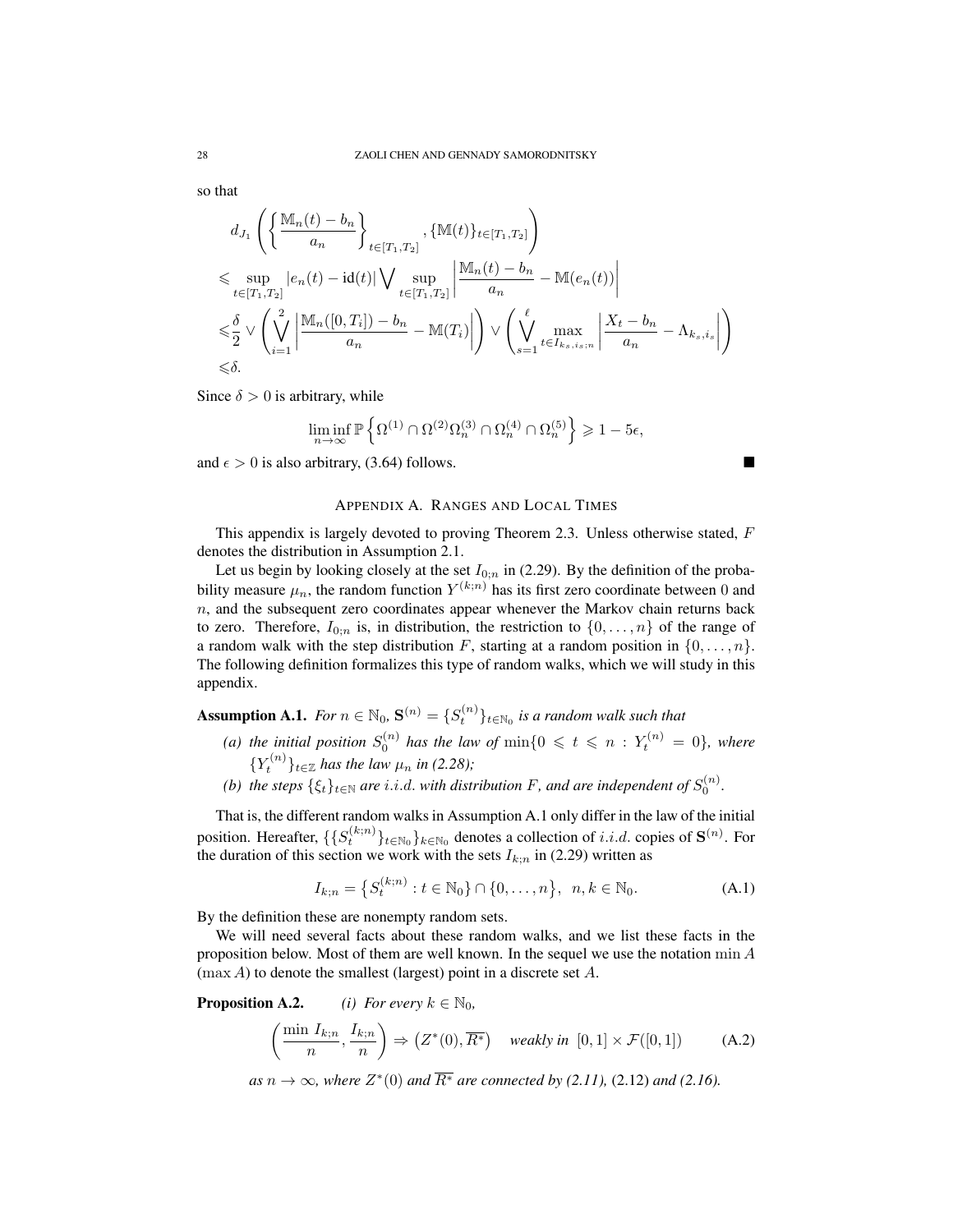so that

$$
\begin{aligned}
&d_{J_1}\left(\left\{\frac{\mathbb{M}_n(t)-b_n}{a_n}\right\}_{t\in[T_1,T_2]},\{\mathbb{M}(t)\}_{t\in[T_1,T_2]}\right)\\
&\leqslant \sup_{t\in[T_1,T_2]}|e_n(t)-\mathrm{id}(t)|\bigvee \sup_{t\in[T_1,T_2]}\left|\frac{\mathbb{M}_n(t)-b_n}{a_n}-\mathbb{M}(e_n(t))\right|\\
&\leqslant \frac{\delta}{2}\vee\left(\bigvee_{i=1}^{2}\left|\frac{\mathbb{M}_n([0,T_i])-b_n}{a_n}-\mathbb{M}(T_i)\right|\right)\vee\left(\bigvee_{s=1}^{\ell}\max_{t\in I_{k_s,i_s;n}}\left|\frac{X_t-b_n}{a_n}-\Lambda_{k_s,i_s}\right|\right)\\
&\leqslant \delta.
\end{aligned}
$$

Since $\delta>0$ is arbitrary, while

$$
\liminf_{n\to\infty}\mathbb{P}\left\{\Omega^{(1)}\cap\Omega^{(2)}\Omega_n^{(3)}\cap\Omega_n^{(4)}\cap\Omega_n^{(5)}\right\}\geqslant 1-5\epsilon,
$$

and $\epsilon>0$ is also arbitrary, (3.64) follows. ■

## APPENDIX A. RANGES AND LOCAL TIMES

This appendix is largely devoted to proving Theorem 2.3. Unless otherwise stated, $F$ denotes the distribution in Assumption 2.1.

Let us begin by looking closely at the set $I_{0;n}$ in (2.29). By the definition of the probability measure $\mu_n$, the random function $Y^{(k;n)}$ has its first zero coordinate between 0 and $n$, and the subsequent zero coordinates appear whenever the Markov chain returns back to zero. Therefore, $I_{0;n}$ is, in distribution, the restriction to $\{0,\dots,n\}$ of the range of a random walk with the step distribution $F$, starting at a random position in $\{0,\dots,n\}$. The following definition formalizes this type of random walks, which we will study in this appendix.

**Assumption A.1.** *For $n\in\mathbb{N}_0$, $\mathbf{S}^{(n)}=\{S_t^{(n)}\}_{t\in\mathbb{N}_0}$ is a random walk such that*

*(a) the initial position $S_0^{(n)}$ has the law of $\min\{0\leqslant t\leqslant n: Y_t^{(n)}=0\}$, where $\{Y_t^{(n)}\}_{t\in\mathbb{Z}}$ has the law $\mu_n$ in (2.28);*

*(b) the steps $\{\xi_t\}_{t\in\mathbb{N}}$ are i.i.d. with distribution $F$, and are independent of $S_0^{(n)}$.*

That is, the different random walks in Assumption A.1 only differ in the law of the initial position. Hereafter, $\{\{S_t^{(k;n)}\}_{t\in\mathbb{N}_0}\}_{k\in\mathbb{N}_0}$ denotes a collection of $i.i.d.$ copies of $\mathbf{S}^{(n)}$. For the duration of this section we work with the sets $I_{k;n}$ in (2.29) written as

$$
I_{k;n}=\left\{S_t^{(k;n)}:t\in\mathbb{N}_0\right\}\cap\{0,\dots,n\},\quad n,k\in\mathbb{N}_0. \tag{A.1}
$$

By the definition these are nonempty random sets.

We will need several facts about these random walks, and we list these facts in the proposition below. Most of them are well known. In the sequel we use the notation $\min A$ ($\max A$) to denote the smallest (largest) point in a discrete set $A$.

**Proposition A.2.** *(i) For every $k\in\mathbb{N}_0$,*

$$
\left(\frac{\min\, I_{k;n}}{n},\frac{I_{k;n}}{n}\right)\Rightarrow\left(Z^*(0),\overline{R^*}\right)\quad\text{weakly in }[0,1]\times\mathcal{F}([0,1]) \tag{A.2}
$$

*as $n\to\infty$, where $Z^*(0)$ and $\overline{R^*}$ are connected by (2.11),* (2.12) *and (2.16).*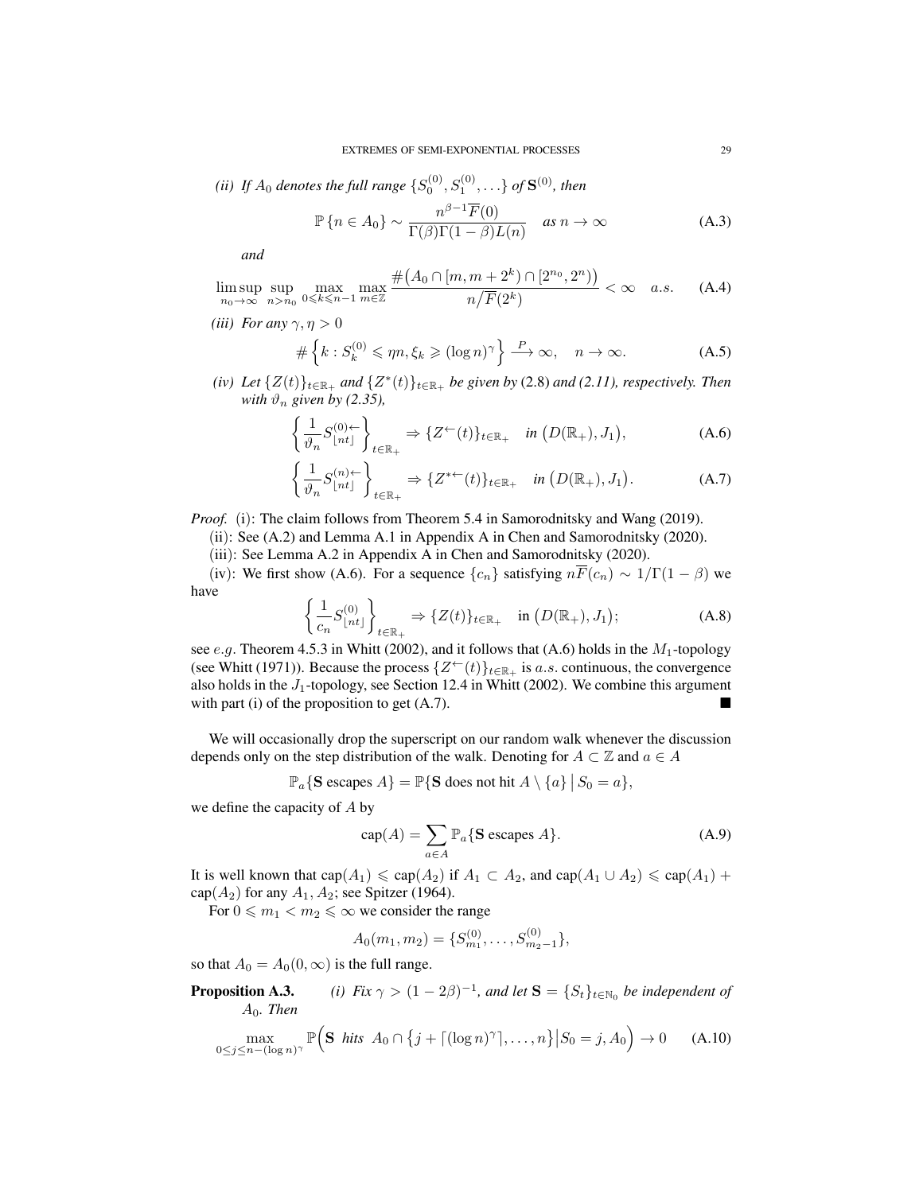*(ii) If $A_0$ denotes the full range $\{S_0^{(0)}, S_1^{(0)}, \ldots\}$ of $\mathbf{S}^{(0)}$, then*

$$\mathbb{P}\{n \in A_0\} \sim \frac{n^{\beta-1}\overline{F}(0)}{\Gamma(\beta)\Gamma(1-\beta)L(n)} \quad \text{as } n \to \infty \tag{A.3}$$

*and*

$$\limsup_{n_0\to\infty} \sup_{n>n_0} \max_{0\leqslant k\leqslant n-1} \max_{m\in\mathbb{Z}} \frac{\#\big(A_0 \cap [m, m+2^k) \cap [2^{n_0}, 2^n)\big)}{n/\overline{F}(2^k)} < \infty \quad a.s. \tag{A.4}$$

*(iii) For any $\gamma, \eta > 0$*

$$\#\left\{k : S_k^{(0)} \leqslant \eta n, \xi_k \geqslant (\log n)^\gamma\right\} \xrightarrow{P} \infty, \quad n \to \infty. \tag{A.5}$$

*(iv) Let $\{Z(t)\}_{t\in\mathbb{R}_+}$ and $\{Z^*(t)\}_{t\in\mathbb{R}_+}$ be given by* (2.8) *and (2.11), respectively. Then with $\vartheta_n$ given by (2.35),*

$$\left\{\frac{1}{\vartheta_n} S_{\lfloor nt\rfloor}^{(0)\leftarrow}\right\}_{t\in\mathbb{R}_+} \Rightarrow \{Z^\leftarrow(t)\}_{t\in\mathbb{R}_+} \quad \text{in } \big(D(\mathbb{R}_+), J_1\big), \tag{A.6}$$

$$\left\{\frac{1}{\vartheta_n} S_{\lfloor nt\rfloor}^{(n)\leftarrow}\right\}_{t\in\mathbb{R}_+} \Rightarrow \{Z^{*\leftarrow}(t)\}_{t\in\mathbb{R}_+} \quad \text{in } \big(D(\mathbb{R}_+), J_1\big). \tag{A.7}$$

*Proof.* (i): The claim follows from Theorem 5.4 in Samorodnitsky and Wang (2019).

(ii): See (A.2) and Lemma A.1 in Appendix A in Chen and Samorodnitsky (2020).

(iii): See Lemma A.2 in Appendix A in Chen and Samorodnitsky (2020).

(iv): We first show (A.6). For a sequence $\{c_n\}$ satisfying $n\overline{F}(c_n) \sim 1/\Gamma(1-\beta)$ we have

$$\left\{\frac{1}{c_n} S_{\lfloor nt\rfloor}^{(0)}\right\}_{t\in\mathbb{R}_+} \Rightarrow \{Z(t)\}_{t\in\mathbb{R}_+} \quad \text{in } \big(D(\mathbb{R}_+), J_1\big); \tag{A.8}$$

see $e.g.$ Theorem 4.5.3 in Whitt (2002), and it follows that (A.6) holds in the $M_1$-topology (see Whitt (1971)). Because the process $\{Z^\leftarrow(t)\}_{t\in\mathbb{R}_+}$ is $a.s.$ continuous, the convergence also holds in the $J_1$-topology, see Section 12.4 in Whitt (2002). We combine this argument with part (i) of the proposition to get (A.7). ■

We will occasionally drop the superscript on our random walk whenever the discussion depends only on the step distribution of the walk. Denoting for $A \subset \mathbb{Z}$ and $a \in A$

$$\mathbb{P}_a\{\mathbf{S} \text{ escapes } A\} = \mathbb{P}\{\mathbf{S} \text{ does not hit } A \setminus \{a\} \,\big|\, S_0 = a\},$$

we define the capacity of $A$ by

$$\text{cap}(A) = \sum_{a\in A} \mathbb{P}_a\{\mathbf{S} \text{ escapes } A\}. \tag{A.9}$$

It is well known that $\text{cap}(A_1) \leqslant \text{cap}(A_2)$ if $A_1 \subset A_2$, and $\text{cap}(A_1 \cup A_2) \leqslant \text{cap}(A_1) + \text{cap}(A_2)$ for any $A_1, A_2$; see Spitzer (1964).

For $0 \leqslant m_1 < m_2 \leqslant \infty$ we consider the range

$$A_0(m_1, m_2) = \{S_{m_1}^{(0)}, \ldots, S_{m_2-1}^{(0)}\},$$

so that $A_0 = A_0(0, \infty)$ is the full range.

**Proposition A.3.** *(i) Fix $\gamma > (1-2\beta)^{-1}$, and let $\mathbf{S} = \{S_t\}_{t\in\mathbb{N}_0}$ be independent of $A_0$. Then*

$$\max_{0\leq j\leq n-(\log n)^\gamma} \mathbb{P}\Big(\mathbf{S} \text{ hits } A_0 \cap \big\{j + \lceil(\log n)^\gamma\rceil, \ldots, n\big\} \big| S_0 = j, A_0\Big) \to 0 \tag{A.10}$$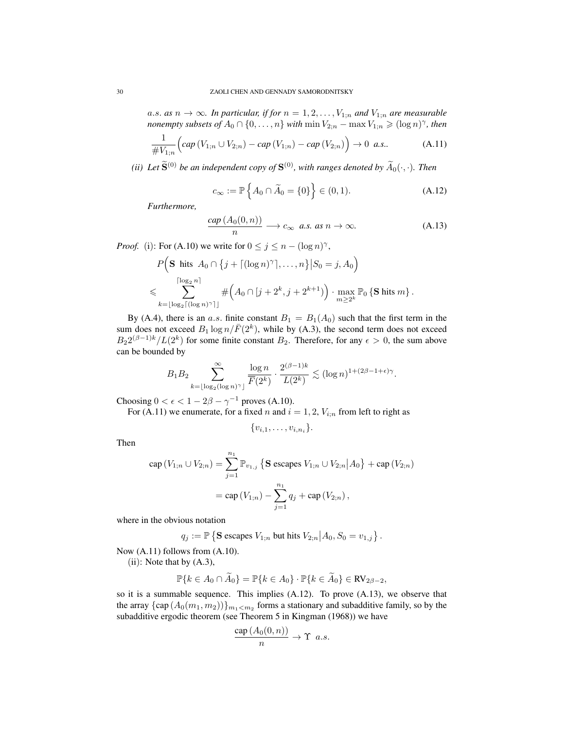*a.s.* as $n \to \infty$. *In particular, if for $n = 1, 2, \ldots, V_{1;n}$ and $V_{1;n}$ are measurable nonempty subsets of $A_0 \cap \{0, \ldots, n\}$ with $\min V_{2;n} - \max V_{1;n} \geqslant (\log n)^\gamma$, then*

$$\frac{1}{\# V_{1;n}} \Big( \text{cap}\,(V_{1;n} \cup V_{2;n}) - \text{cap}\,(V_{1;n}) - \text{cap}\,(V_{2;n}) \Big) \to 0 \;\; a.s.. \tag{A.11}$$

*(ii) Let $\widetilde{\mathbf{S}}^{(0)}$ be an independent copy of $\mathbf{S}^{(0)}$, with ranges denoted by $\widetilde{A}_0(\cdot,\cdot)$. Then*

$$c_\infty := \mathbb{P}\left\{ A_0 \cap \widetilde{A}_0 = \{0\} \right\} \in (0,1). \tag{A.12}$$

*Furthermore,*

$$\frac{\text{cap}\,(A_0(0,n))}{n} \longrightarrow c_\infty \;\; a.s. \text{ as } n \to \infty. \tag{A.13}$$

*Proof.* (i): For (A.10) we write for $0 \le j \le n - (\log n)^\gamma$,

$$\begin{aligned}
&P\Big( \mathbf{S} \text{ hits } A_0 \cap \big\{ j + \lceil (\log n)^\gamma \rceil, \ldots, n \big\} \big| S_0 = j, A_0 \Big) \\
&\leqslant \sum_{k=\lfloor \log_2 \lceil (\log n)^\gamma \rceil \rfloor}^{\lceil \log_2 n \rceil} \# \Big( A_0 \cap [j + 2^k, j + 2^{k+1}) \Big) \cdot \max_{m \ge 2^k} \mathbb{P}_0 \left\{ \mathbf{S} \text{ hits } m \right\}.
\end{aligned}$$

By (A.4), there is an *a.s.* finite constant $B_1 = B_1(A_0)$ such that the first term in the sum does not exceed $B_1 \log n / \bar{F}(2^k)$, while by (A.3), the second term does not exceed $B_2 2^{(\beta-1)k} / L(2^k)$ for some finite constant $B_2$. Therefore, for any $\epsilon > 0$, the sum above can be bounded by

$$B_1 B_2 \sum_{k=\lfloor \log_2 (\log n)^\gamma \rfloor}^{\infty} \frac{\log n}{\overline{F}(2^k)} \cdot \frac{2^{(\beta-1)k}}{L(2^k)} \lesssim (\log n)^{1 + (2\beta - 1 + \epsilon)\gamma}.$$

Choosing $0 < \epsilon < 1 - 2\beta - \gamma^{-1}$ proves (A.10).

For (A.11) we enumerate, for a fixed $n$ and $i = 1, 2$, $V_{i;n}$ from left to right as

$$\{ v_{i,1}, \ldots, v_{i,n_i} \}.$$

Then

$$\begin{aligned}
\text{cap}\,(V_{1;n} \cup V_{2;n}) &= \sum_{j=1}^{n_1} \mathbb{P}_{v_{1,j}} \left\{ \mathbf{S} \text{ escapes } V_{1;n} \cup V_{2;n} \big| A_0 \right\} + \text{cap}\,(V_{2;n}) \\
&= \text{cap}\,(V_{1;n}) - \sum_{j=1}^{n_1} q_j + \text{cap}\,(V_{2;n}),
\end{aligned}$$

where in the obvious notation

$$q_j := \mathbb{P} \left\{ \mathbf{S} \text{ escapes } V_{1;n} \text{ but hits } V_{2;n} \big| A_0, S_0 = v_{1,j} \right\}.$$

Now (A.11) follows from (A.10).

(ii): Note that by (A.3),

$$\mathbb{P}\{ k \in A_0 \cap \widetilde{A}_0 \} = \mathbb{P}\{ k \in A_0 \} \cdot \mathbb{P}\{ k \in \widetilde{A}_0 \} \in \text{RV}_{2\beta - 2},$$

so it is a summable sequence. This implies (A.12). To prove (A.13), we observe that the array $\{\text{cap}\,(A_0(m_1, m_2))\}_{m_1 < m_2}$ forms a stationary and subadditive family, so by the subadditive ergodic theorem (see Theorem 5 in Kingman (1968)) we have

$$\frac{\text{cap}\,(A_0(0,n))}{n} \to \Upsilon \;\; a.s.$$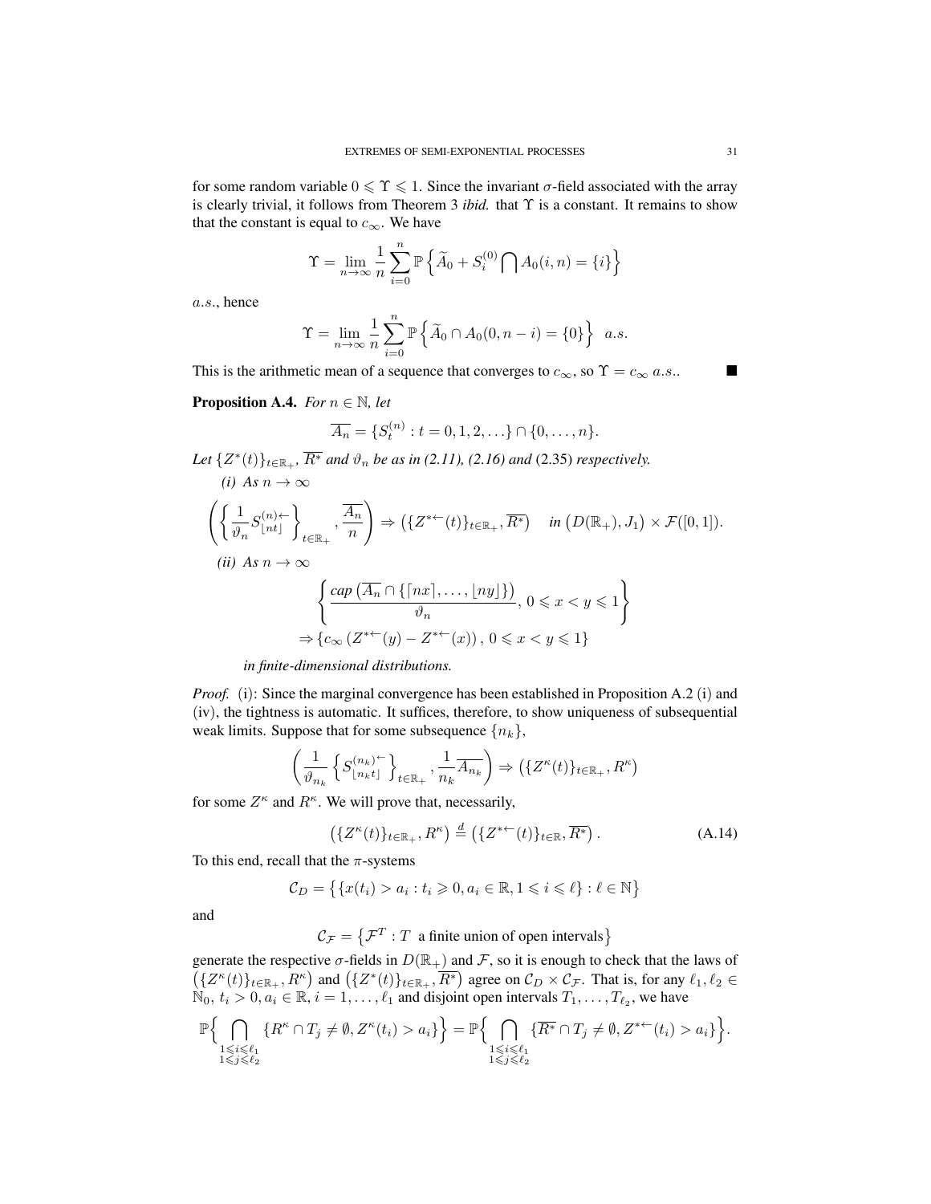for some random variable $0 \leqslant \Upsilon \leqslant 1$. Since the invariant $\sigma$-field associated with the array is clearly trivial, it follows from Theorem 3 *ibid.* that $\Upsilon$ is a constant. It remains to show that the constant is equal to $c_\infty$. We have

$$\Upsilon = \lim_{n\to\infty} \frac{1}{n} \sum_{i=0}^{n} \mathbb{P}\left\{ \widetilde{A}_0 + S_i^{(0)} \bigcap A_0(i,n) = \{i\} \right\}$$

$a.s.$, hence

$$\Upsilon = \lim_{n\to\infty} \frac{1}{n} \sum_{i=0}^{n} \mathbb{P}\left\{ \widetilde{A}_0 \cap A_0(0, n-i) = \{0\} \right\} \ \ a.s.$$

This is the arithmetic mean of a sequence that converges to $c_\infty$, so $\Upsilon = c_\infty$ $a.s.$. ■

**Proposition A.4.** *For $n \in \mathbb{N}$, let*

$$\overline{A_n} = \{S_t^{(n)} : t = 0, 1, 2, \ldots\} \cap \{0, \ldots, n\}.$$

*Let $\{Z^*(t)\}_{t\in\mathbb{R}_+}$, $\overline{R^*}$ and $\vartheta_n$ be as in (2.11), (2.16) and* (2.35) *respectively.*

*(i) As $n \to \infty$*

$$\left( \left\{ \frac{1}{\vartheta_n} S_{\lfloor nt \rfloor}^{(n)\leftarrow} \right\}_{t\in\mathbb{R}_+}, \frac{\overline{A_n}}{n} \right) \Rightarrow \left( \{Z^{*\leftarrow}(t)\}_{t\in\mathbb{R}_+}, \overline{R^*} \right) \quad \text{in } \left(D(\mathbb{R}_+), J_1\right) \times \mathcal{F}([0,1]).$$

*(ii) As $n \to \infty$*

$$\left\{ \frac{\text{cap}\left( \overline{A_n} \cap \{\lceil nx \rceil, \ldots, \lfloor ny \rfloor\} \right)}{\vartheta_n}, \, 0 \leqslant x < y \leqslant 1 \right\}$$
$$\Rightarrow \left\{ c_\infty \left( Z^{*\leftarrow}(y) - Z^{*\leftarrow}(x) \right), \, 0 \leqslant x < y \leqslant 1 \right\}$$

*in finite-dimensional distributions.*

*Proof.* (i): Since the marginal convergence has been established in Proposition A.2 (i) and (iv), the tightness is automatic. It suffices, therefore, to show uniqueness of subsequential weak limits. Suppose that for some subsequence $\{n_k\}$,

$$\left( \frac{1}{\vartheta_{n_k}} \left\{ S_{\lfloor n_k t \rfloor}^{(n_k)\leftarrow} \right\}_{t\in\mathbb{R}_+}, \frac{1}{n_k} \overline{A_{n_k}} \right) \Rightarrow \left( \{Z^\kappa(t)\}_{t\in\mathbb{R}_+}, R^\kappa \right)$$

for some $Z^\kappa$ and $R^\kappa$. We will prove that, necessarily,

$$\left( \{Z^\kappa(t)\}_{t\in\mathbb{R}_+}, R^\kappa \right) \stackrel{d}{=} \left( \{Z^{*\leftarrow}(t)\}_{t\in\mathbb{R}}, \overline{R^*} \right). \tag{A.14}$$

To this end, recall that the $\pi$-systems

$$\mathcal{C}_D = \left\{ \{x(t_i) > a_i : t_i \geqslant 0, a_i \in \mathbb{R}, 1 \leqslant i \leqslant \ell\} : \ell \in \mathbb{N} \right\}$$

and

$$\mathcal{C}_\mathcal{F} = \left\{ \mathcal{F}^T : T \ \text{ a finite union of open intervals} \right\}$$

generate the respective $\sigma$-fields in $D(\mathbb{R}_+)$ and $\mathcal{F}$, so it is enough to check that the laws of $\left( \{Z^\kappa(t)\}_{t\in\mathbb{R}_+}, R^\kappa \right)$ and $\left( \{Z^*(t)\}_{t\in\mathbb{R}_+}, \overline{R^*} \right)$ agree on $\mathcal{C}_D \times \mathcal{C}_\mathcal{F}$. That is, for any $\ell_1, \ell_2 \in \mathbb{N}_0$, $t_i > 0, a_i \in \mathbb{R}, i = 1, \ldots, \ell_1$ and disjoint open intervals $T_1, \ldots, T_{\ell_2}$, we have

$$\mathbb{P}\Big\{ \bigcap_{\substack{1\leqslant i\leqslant \ell_1 \\ 1\leqslant j\leqslant \ell_2}} \{R^\kappa \cap T_j \neq \emptyset, Z^\kappa(t_i) > a_i\} \Big\} = \mathbb{P}\Big\{ \bigcap_{\substack{1\leqslant i\leqslant \ell_1 \\ 1\leqslant j\leqslant \ell_2}} \{\overline{R^*} \cap T_j \neq \emptyset, Z^{*\leftarrow}(t_i) > a_i\} \Big\}.$$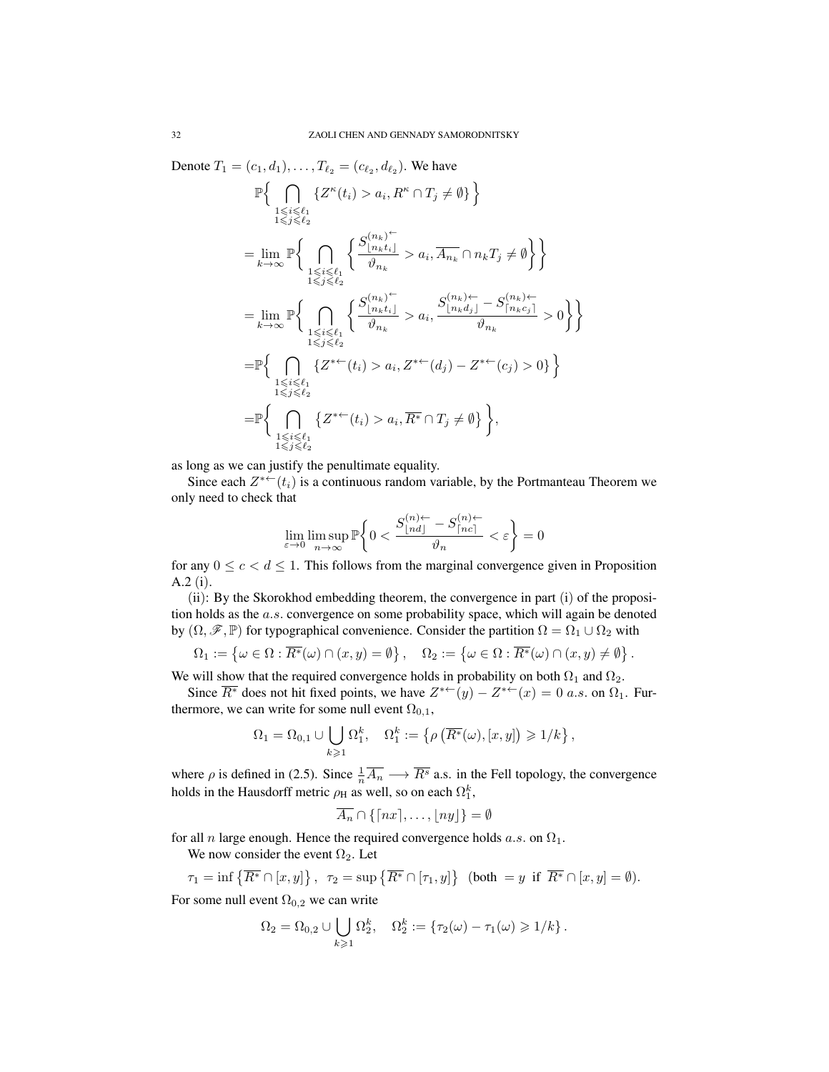Denote $T_1 = (c_1, d_1), \ldots, T_{\ell_2} = (c_{\ell_2}, d_{\ell_2})$. We have

$$
\begin{aligned}
&\mathbb{P}\Big\{ \bigcap_{\substack{1\leqslant i\leqslant \ell_1\\ 1\leqslant j\leqslant \ell_2}} \{Z^{\kappa}(t_i) > a_i, R^{\kappa}\cap T_j \neq \emptyset\} \Big\} \\
&= \lim_{k\to\infty} \mathbb{P}\Big\{ \bigcap_{\substack{1\leqslant i\leqslant \ell_1\\ 1\leqslant j\leqslant \ell_2}} \Big\{ \frac{S^{(n_k)\leftarrow}_{\lfloor n_k t_i\rfloor}}{\vartheta_{n_k}} > a_i, \overline{A_{n_k}} \cap n_k T_j \neq \emptyset \Big\} \Big\} \\
&= \lim_{k\to\infty} \mathbb{P}\Big\{ \bigcap_{\substack{1\leqslant i\leqslant \ell_1\\ 1\leqslant j\leqslant \ell_2}} \Big\{ \frac{S^{(n_k)\leftarrow}_{\lfloor n_k t_i\rfloor}}{\vartheta_{n_k}} > a_i, \frac{S^{(n_k)\leftarrow}_{\lfloor n_k d_j\rfloor} - S^{(n_k)\leftarrow}_{\lceil n_k c_j\rceil}}{\vartheta_{n_k}} > 0 \Big\} \Big\} \\
&= \mathbb{P}\Big\{ \bigcap_{\substack{1\leqslant i\leqslant \ell_1\\ 1\leqslant j\leqslant \ell_2}} \{Z^{*\leftarrow}(t_i) > a_i, Z^{*\leftarrow}(d_j) - Z^{*\leftarrow}(c_j) > 0\} \Big\} \\
&= \mathbb{P}\Big\{ \bigcap_{\substack{1\leqslant i\leqslant \ell_1\\ 1\leqslant j\leqslant \ell_2}} \big\{Z^{*\leftarrow}(t_i) > a_i, \overline{R^*} \cap T_j \neq \emptyset\big\} \Big\},
\end{aligned}
$$

as long as we can justify the penultimate equality.

Since each $Z^{*\leftarrow}(t_i)$ is a continuous random variable, by the Portmanteau Theorem we only need to check that

$$
\lim_{\varepsilon\to 0} \limsup_{n\to\infty} \mathbb{P}\Big\{ 0 < \frac{S^{(n)\leftarrow}_{\lfloor nd\rfloor} - S^{(n)\leftarrow}_{\lceil nc\rceil}}{\vartheta_n} < \varepsilon \Big\} = 0
$$

for any $0 \le c < d \le 1$. This follows from the marginal convergence given in Proposition A.2 (i).

(ii): By the Skorokhod embedding theorem, the convergence in part (i) of the proposition holds as the $a.s.$ convergence on some probability space, which will again be denoted by $(\Omega, \mathscr{F}, \mathbb{P})$ for typographical convenience. Consider the partition $\Omega = \Omega_1 \cup \Omega_2$ with

$$
\Omega_1 := \big\{\omega \in \Omega : \overline{R^*}(\omega) \cap (x,y) = \emptyset\big\}, \quad \Omega_2 := \big\{\omega \in \Omega : \overline{R^*}(\omega) \cap (x,y) \neq \emptyset\big\}.
$$

We will show that the required convergence holds in probability on both $\Omega_1$ and $\Omega_2$.

Since $\overline{R^*}$ does not hit fixed points, we have $Z^{*\leftarrow}(y) - Z^{*\leftarrow}(x) = 0$ $a.s.$ on $\Omega_1$. Furthermore, we can write for some null event $\Omega_{0,1}$,

$$
\Omega_1 = \Omega_{0,1} \cup \bigcup_{k\geqslant 1} \Omega_1^k, \quad \Omega_1^k := \big\{\rho\left(\overline{R^*}(\omega), [x,y]\right) \geqslant 1/k\big\},
$$

where $\rho$ is defined in (2.5). Since $\frac{1}{n}\overline{A_n} \longrightarrow \overline{R^s}$ a.s. in the Fell topology, the convergence holds in the Hausdorff metric $\rho_{\mathrm{H}}$ as well, so on each $\Omega_1^k$,

$$
\overline{A_n} \cap \{\lceil nx\rceil, \ldots, \lfloor ny\rfloor\} = \emptyset
$$

for all $n$ large enough. Hence the required convergence holds $a.s.$ on $\Omega_1$.

We now consider the event $\Omega_2$. Let

$$
\tau_1 = \inf\big\{\overline{R^*} \cap [x,y]\big\}, \ \ \tau_2 = \sup\big\{\overline{R^*} \cap [\tau_1, y]\big\} \ \ (\text{both } = y \text{ if } \overline{R^*} \cap [x,y] = \emptyset).
$$

For some null event $\Omega_{0,2}$ we can write

$$
\Omega_2 = \Omega_{0,2} \cup \bigcup_{k\geqslant 1} \Omega_2^k, \quad \Omega_2^k := \{\tau_2(\omega) - \tau_1(\omega) \geqslant 1/k\}.
$$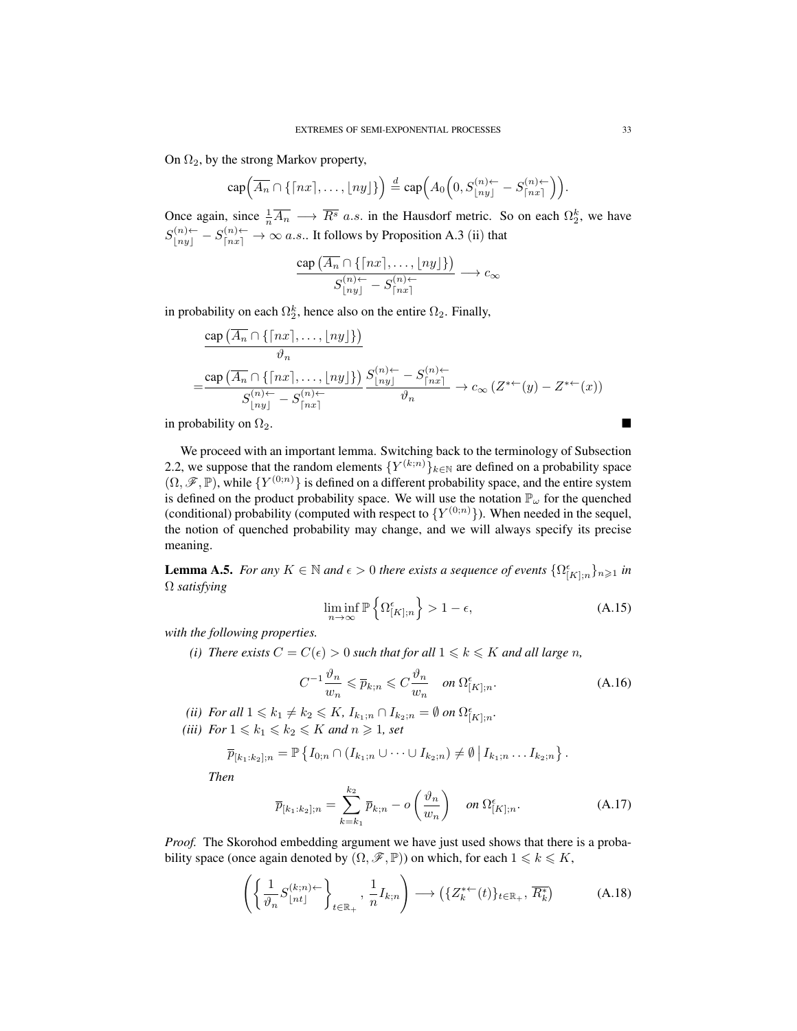On $\Omega_2$, by the strong Markov property,

$$\mathrm{cap}\Big(\overline{A_n} \cap \{\lceil nx \rceil, \dots, \lfloor ny \rfloor\}\Big) \stackrel{d}{=} \mathrm{cap}\Big(A_0\Big(0, S^{(n)\leftarrow}_{\lfloor ny \rfloor} - S^{(n)\leftarrow}_{\lceil nx \rceil}\Big)\Big).$$

Once again, since $\frac{1}{n}\overline{A_n} \longrightarrow \overline{R^s}$ *a.s.* in the Hausdorf metric. So on each $\Omega_2^k$, we have $S^{(n)\leftarrow}_{\lfloor ny \rfloor} - S^{(n)\leftarrow}_{\lceil nx \rceil} \to \infty$ *a.s.*. It follows by Proposition A.3 (ii) that

$$\frac{\mathrm{cap}\left(\overline{A_n} \cap \{\lceil nx \rceil, \dots, \lfloor ny \rfloor\}\right)}{S^{(n)\leftarrow}_{\lfloor ny \rfloor} - S^{(n)\leftarrow}_{\lceil nx \rceil}} \longrightarrow c_\infty$$

in probability on each $\Omega_2^k$, hence also on the entire $\Omega_2$. Finally,

$$\begin{aligned}
&\frac{\mathrm{cap}\left(\overline{A_n} \cap \{\lceil nx \rceil, \dots, \lfloor ny \rfloor\}\right)}{\vartheta_n} \\
=&\frac{\mathrm{cap}\left(\overline{A_n} \cap \{\lceil nx \rceil, \dots, \lfloor ny \rfloor\}\right)}{S^{(n)\leftarrow}_{\lfloor ny \rfloor} - S^{(n)\leftarrow}_{\lceil nx \rceil}} \frac{S^{(n)\leftarrow}_{\lfloor ny \rfloor} - S^{(n)\leftarrow}_{\lceil nx \rceil}}{\vartheta_n} \to c_\infty \left(Z^{*\leftarrow}(y) - Z^{*\leftarrow}(x)\right)
\end{aligned}$$

in probability on $\Omega_2$. ∎

We proceed with an important lemma. Switching back to the terminology of Subsection 2.2, we suppose that the random elements $\{Y^{(k;n)}\}_{k\in\mathbb{N}}$ are defined on a probability space $(\Omega, \mathscr{F}, \mathbb{P})$, while $\{Y^{(0;n)}\}$ is defined on a different probability space, and the entire system is defined on the product probability space. We will use the notation $\mathbb{P}_\omega$ for the quenched (conditional) probability (computed with respect to $\{Y^{(0;n)}\}$). When needed in the sequel, the notion of quenched probability may change, and we will always specify its precise meaning.

**Lemma A.5.** *For any $K \in \mathbb{N}$ and $\epsilon > 0$ there exists a sequence of events $\{\Omega^\epsilon_{[K];n}\}_{n\geqslant 1}$ in $\Omega$ satisfying*

$$\liminf_{n\to\infty} \mathbb{P}\left\{\Omega^\epsilon_{[K];n}\right\} > 1-\epsilon, \tag{A.15}$$

*with the following properties.*

*(i) There exists $C = C(\epsilon) > 0$ such that for all $1 \leqslant k \leqslant K$ and all large $n$,*

$$C^{-1}\frac{\vartheta_n}{w_n} \leqslant \overline{p}_{k;n} \leqslant C\frac{\vartheta_n}{w_n} \quad \text{on } \Omega^\epsilon_{[K];n}. \tag{A.16}$$

*(ii) For all $1 \leqslant k_1 \neq k_2 \leqslant K$, $I_{k_1;n} \cap I_{k_2;n} = \emptyset$ on $\Omega^\epsilon_{[K];n}$.*

*(iii) For $1 \leqslant k_1 \leqslant k_2 \leqslant K$ and $n \geqslant 1$, set*

$$\overline{p}_{[k_1:k_2];n} = \mathbb{P}\left\{I_{0;n} \cap (I_{k_1;n} \cup \dots \cup I_{k_2;n}) \neq \emptyset \,\middle|\, I_{k_1;n} \dots I_{k_2;n}\right\}.$$

*Then*

$$\overline{p}_{[k_1:k_2];n} = \sum_{k=k_1}^{k_2} \overline{p}_{k;n} - o\left(\frac{\vartheta_n}{w_n}\right) \quad \text{on } \Omega^\epsilon_{[K];n}. \tag{A.17}$$

*Proof.* The Skorohod embedding argument we have just used shows that there is a probability space (once again denoted by $(\Omega, \mathscr{F}, \mathbb{P})$) on which, for each $1 \leqslant k \leqslant K$,

$$\left(\left\{\frac{1}{\vartheta_n} S^{(k;n)\leftarrow}_{\lfloor nt \rfloor}\right\}_{t\in\mathbb{R}_+}, \frac{1}{n} I_{k;n}\right) \longrightarrow \left(\{Z^{*\leftarrow}_k(t)\}_{t\in\mathbb{R}_+}, \overline{R^*_k}\right) \tag{A.18}$$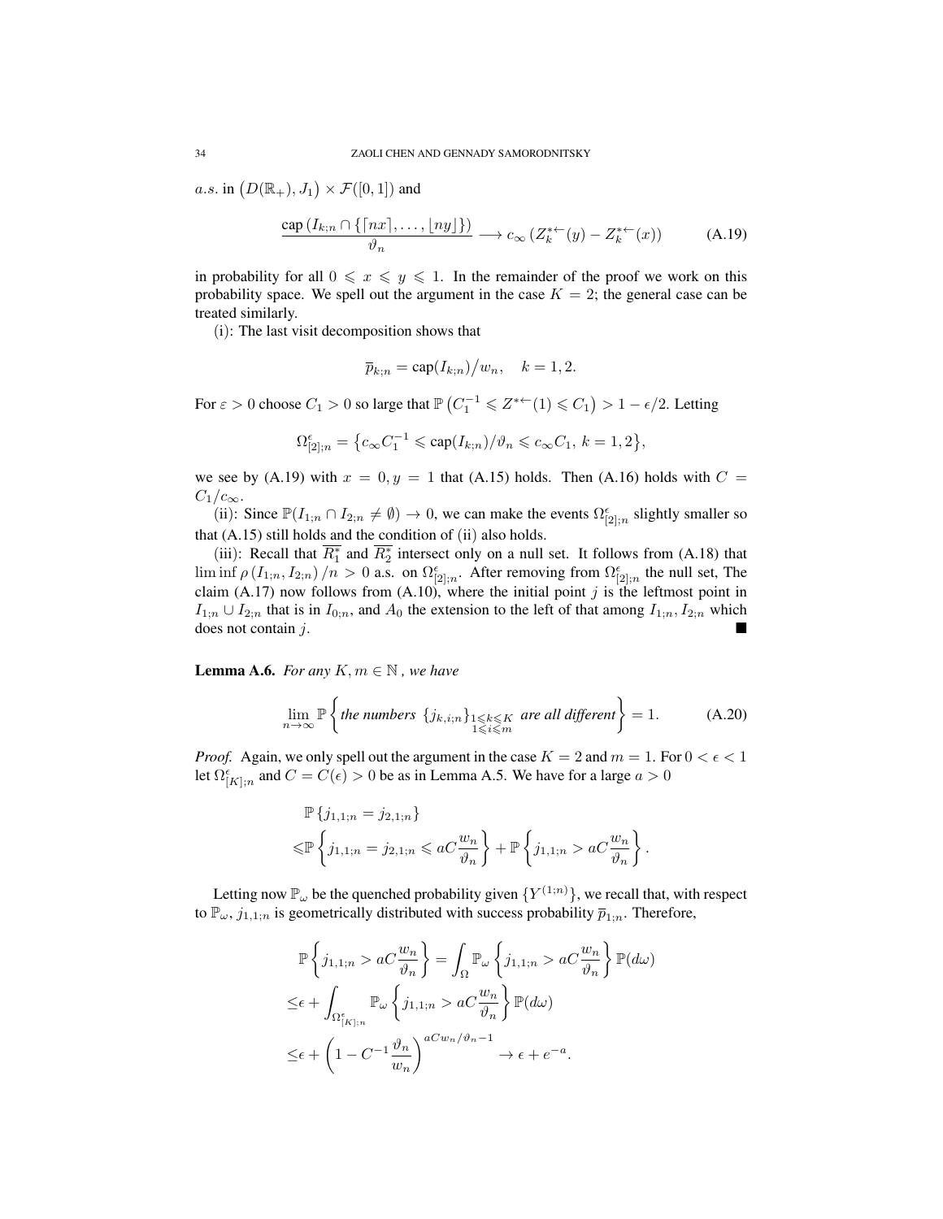$a.s.$ in $\big(D(\mathbb{R}_+), J_1\big) \times \mathcal{F}([0,1])$ and

$$\frac{\text{cap}\left(I_{k;n} \cap \{\lceil nx \rceil, \ldots, \lfloor ny \rfloor\}\right)}{\vartheta_n} \longrightarrow c_\infty \left(Z_k^{*\leftarrow}(y) - Z_k^{*\leftarrow}(x)\right) \tag{A.19}$$

in probability for all $0 \leqslant x \leqslant y \leqslant 1$. In the remainder of the proof we work on this probability space. We spell out the argument in the case $K = 2$; the general case can be treated similarly.

(i): The last visit decomposition shows that

$$\overline{p}_{k;n} = \text{cap}(I_{k;n})\big/w_n, \quad k = 1, 2.$$

For $\varepsilon > 0$ choose $C_1 > 0$ so large that $\mathbb{P}\left(C_1^{-1} \leqslant Z^{*\leftarrow}(1) \leqslant C_1\right) > 1 - \epsilon/2$. Letting

$$\Omega_{[2];n}^{\epsilon} = \left\{c_\infty C_1^{-1} \leqslant \text{cap}(I_{k;n})/\vartheta_n \leqslant c_\infty C_1, \; k = 1, 2\right\},$$

we see by (A.19) with $x = 0, y = 1$ that (A.15) holds. Then (A.16) holds with $C = C_1/c_\infty$.

(ii): Since $\mathbb{P}(I_{1;n} \cap I_{2;n} \neq \emptyset) \to 0$, we can make the events $\Omega_{[2];n}^{\epsilon}$ slightly smaller so that (A.15) still holds and the condition of (ii) also holds.

(iii): Recall that $\overline{R_1^*}$ and $\overline{R_2^*}$ intersect only on a null set. It follows from (A.18) that $\liminf \rho\left(I_{1;n}, I_{2;n}\right)/n > 0$ a.s. on $\Omega_{[2];n}^{\epsilon}$. After removing from $\Omega_{[2];n}^{\epsilon}$ the null set, The claim (A.17) now follows from (A.10), where the initial point $j$ is the leftmost point in $I_{1;n} \cup I_{2;n}$ that is in $I_{0;n}$, and $A_0$ the extension to the left of that among $I_{1;n}, I_{2;n}$ which does not contain $j$. ∎

**Lemma A.6.** *For any $K, m \in \mathbb{N}$, we have*

$$\lim_{n \to \infty} \mathbb{P}\left\{\textit{the numbers } \{j_{k,i;n}\}_{\substack{1 \leqslant k \leqslant K \\ 1 \leqslant i \leqslant m}} \textit{ are all different}\right\} = 1. \tag{A.20}$$

*Proof.* Again, we only spell out the argument in the case $K = 2$ and $m = 1$. For $0 < \epsilon < 1$ let $\Omega_{[K];n}^{\epsilon}$ and $C = C(\epsilon) > 0$ be as in Lemma A.5. We have for a large $a > 0$

$$\begin{aligned}
&\mathbb{P}\left\{j_{1,1;n} = j_{2,1;n}\right\} \\
\leqslant &\mathbb{P}\left\{j_{1,1;n} = j_{2,1;n} \leqslant aC\frac{w_n}{\vartheta_n}\right\} + \mathbb{P}\left\{j_{1,1;n} > aC\frac{w_n}{\vartheta_n}\right\}.
\end{aligned}$$

Letting now $\mathbb{P}_\omega$ be the quenched probability given $\{Y^{(1;n)}\}$, we recall that, with respect to $\mathbb{P}_\omega$, $j_{1,1;n}$ is geometrically distributed with success probability $\overline{p}_{1;n}$. Therefore,

$$\begin{aligned}
&\mathbb{P}\left\{j_{1,1;n} > aC\frac{w_n}{\vartheta_n}\right\} = \int_\Omega \mathbb{P}_\omega\left\{j_{1,1;n} > aC\frac{w_n}{\vartheta_n}\right\}\mathbb{P}(d\omega) \\
\leq &\epsilon + \int_{\Omega_{[K];n}^{\epsilon}} \mathbb{P}_\omega\left\{j_{1,1;n} > aC\frac{w_n}{\vartheta_n}\right\}\mathbb{P}(d\omega) \\
\leq &\epsilon + \left(1 - C^{-1}\frac{\vartheta_n}{w_n}\right)^{aCw_n/\vartheta_n - 1} \to \epsilon + e^{-a}.
\end{aligned}$$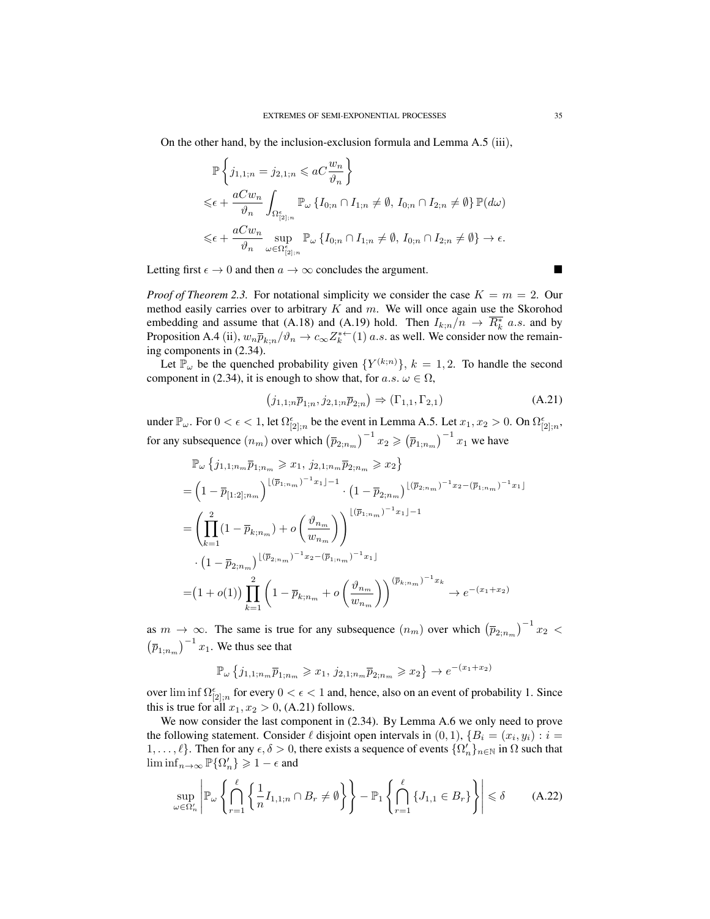On the other hand, by the inclusion-exclusion formula and Lemma A.5 (iii),

$$
\begin{aligned}
&\mathbb{P}\left\{j_{1,1;n} = j_{2,1;n} \leqslant aC\frac{w_n}{\vartheta_n}\right\} \\
\leqslant&\epsilon + \frac{aCw_n}{\vartheta_n}\int_{\Omega^{\epsilon}_{[2];n}} \mathbb{P}_\omega\left\{I_{0;n}\cap I_{1;n}\neq\emptyset,\, I_{0;n}\cap I_{2;n}\neq\emptyset\right\}\mathbb{P}(d\omega) \\
\leqslant&\epsilon + \frac{aCw_n}{\vartheta_n}\sup_{\omega\in\Omega^{\epsilon}_{[2];n}} \mathbb{P}_\omega\left\{I_{0;n}\cap I_{1;n}\neq\emptyset,\, I_{0;n}\cap I_{2;n}\neq\emptyset\right\} \to \epsilon.
\end{aligned}
$$

Letting first $\epsilon\to 0$ and then $a\to\infty$ concludes the argument. ∎

*Proof of Theorem 2.3.* For notational simplicity we consider the case $K = m = 2$. Our method easily carries over to arbitrary $K$ and $m$. We will once again use the Skorohod embedding and assume that (A.18) and (A.19) hold. Then $I_{k;n}/n \to \overline{R^*_k}$ $a.s.$ and by Proposition A.4 (ii), $w_n\overline{p}_{k;n}/\vartheta_n \to c_\infty Z^{*\leftarrow}_k(1)$ $a.s.$ as well. We consider now the remaining components in (2.34).

Let $\mathbb{P}_\omega$ be the quenched probability given $\{Y^{(k;n)}\}$, $k = 1, 2$. To handle the second component in (2.34), it is enough to show that, for $a.s.$ $\omega\in\Omega$,

$$
\left(j_{1,1;n}\overline{p}_{1;n}, j_{2,1;n}\overline{p}_{2;n}\right) \Rightarrow (\Gamma_{1,1}, \Gamma_{2,1}) \tag{A.21}
$$

under $\mathbb{P}_\omega$. For $0<\epsilon<1$, let $\Omega^{\epsilon}_{[2];n}$ be the event in Lemma A.5. Let $x_1, x_2 > 0$. On $\Omega^{\epsilon}_{[2];n}$, for any subsequence $(n_m)$ over which $\left(\overline{p}_{2;n_m}\right)^{-1}x_2 \geqslant \left(\overline{p}_{1;n_m}\right)^{-1}x_1$ we have

$$
\begin{aligned}
&\mathbb{P}_\omega\left\{j_{1,1;n_m}\overline{p}_{1;n_m}\geqslant x_1,\, j_{2,1;n_m}\overline{p}_{2;n_m}\geqslant x_2\right\} \\
=&\left(1-\overline{p}_{[1:2];n_m}\right)^{\lfloor(\overline{p}_{1;n_m})^{-1}x_1\rfloor-1}\cdot\left(1-\overline{p}_{2;n_m}\right)^{\lfloor(\overline{p}_{2;n_m})^{-1}x_2-(\overline{p}_{1;n_m})^{-1}x_1\rfloor} \\
=&\left(\prod_{k=1}^{2}(1-\overline{p}_{k;n_m}) + o\left(\frac{\vartheta_{n_m}}{w_{n_m}}\right)\right)^{\lfloor(\overline{p}_{1;n_m})^{-1}x_1\rfloor-1} \\
&\cdot\left(1-\overline{p}_{2;n_m}\right)^{\lfloor(\overline{p}_{2;n_m})^{-1}x_2-(\overline{p}_{1;n_m})^{-1}x_1\rfloor} \\
=&\big(1+o(1)\big)\prod_{k=1}^{2}\left(1-\overline{p}_{k;n_m}+o\left(\frac{\vartheta_{n_m}}{w_{n_m}}\right)\right)^{(\overline{p}_{k;n_m})^{-1}x_k} \to e^{-(x_1+x_2)}
\end{aligned}
$$

as $m\to\infty$. The same is true for any subsequence $(n_m)$ over which $\left(\overline{p}_{2;n_m}\right)^{-1}x_2 < \left(\overline{p}_{1;n_m}\right)^{-1}x_1$. We thus see that

$$
\mathbb{P}_\omega\left\{j_{1,1;n_m}\overline{p}_{1;n_m}\geqslant x_1,\, j_{2,1;n_m}\overline{p}_{2;n_m}\geqslant x_2\right\} \to e^{-(x_1+x_2)}
$$

over $\liminf\Omega^{\epsilon}_{[2];n}$ for every $0<\epsilon<1$ and, hence, also on an event of probability 1. Since this is true for all $x_1, x_2 > 0$, (A.21) follows.

We now consider the last component in (2.34). By Lemma A.6 we only need to prove the following statement. Consider $\ell$ disjoint open intervals in $(0,1)$, $\{B_i = (x_i, y_i) : i = 1,\ldots,\ell\}$. Then for any $\epsilon, \delta > 0$, there exists a sequence of events $\{\Omega'_n\}_{n\in\mathbb{N}}$ in $\Omega$ such that $\liminf_{n\to\infty}\mathbb{P}\{\Omega'_n\}\geqslant 1-\epsilon$ and

$$
\sup_{\omega\in\Omega'_n}\left|\mathbb{P}_\omega\left\{\bigcap_{r=1}^{\ell}\left\{\frac{1}{n}I_{1,1;n}\cap B_r\neq\emptyset\right\}\right\} - \mathbb{P}_1\left\{\bigcap_{r=1}^{\ell}\{J_{1,1}\in B_r\}\right\}\right| \leqslant \delta \tag{A.22}
$$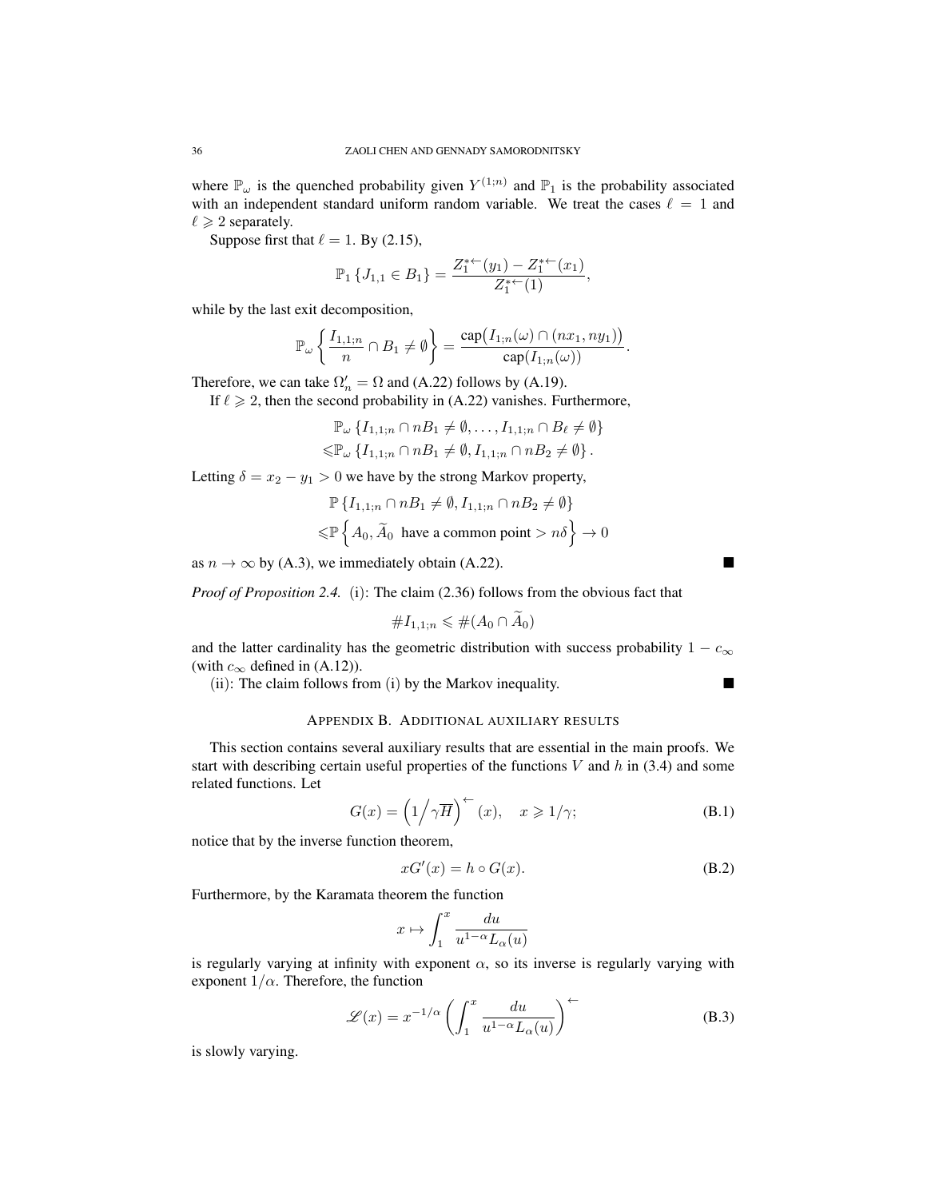where $\mathbb{P}_\omega$ is the quenched probability given $Y^{(1;n)}$ and $\mathbb{P}_1$ is the probability associated with an independent standard uniform random variable. We treat the cases $\ell = 1$ and $\ell \geqslant 2$ separately.

Suppose first that $\ell = 1$. By (2.15),

$$\mathbb{P}_1 \{J_{1,1} \in B_1\} = \frac{Z_1^{*\leftarrow}(y_1) - Z_1^{*\leftarrow}(x_1)}{Z_1^{*\leftarrow}(1)},$$

while by the last exit decomposition,

$$\mathbb{P}_\omega \left\{ \frac{I_{1,1;n}}{n} \cap B_1 \neq \emptyset \right\} = \frac{\text{cap}\big(I_{1;n}(\omega) \cap (nx_1, ny_1)\big)}{\text{cap}(I_{1;n}(\omega))}.$$

Therefore, we can take $\Omega_n' = \Omega$ and (A.22) follows by (A.19).

If $\ell \geqslant 2$, then the second probability in (A.22) vanishes. Furthermore,

$$\begin{aligned}
&\mathbb{P}_\omega \{I_{1,1;n} \cap nB_1 \neq \emptyset, \ldots, I_{1,1;n} \cap B_\ell \neq \emptyset\} \\
\leqslant &\mathbb{P}_\omega \{I_{1,1;n} \cap nB_1 \neq \emptyset, I_{1,1;n} \cap nB_2 \neq \emptyset\}.
\end{aligned}$$

Letting $\delta = x_2 - y_1 > 0$ we have by the strong Markov property,

$$\begin{aligned}
&\mathbb{P} \{I_{1,1;n} \cap nB_1 \neq \emptyset, I_{1,1;n} \cap nB_2 \neq \emptyset\} \\
\leqslant &\mathbb{P} \left\{ A_0, \widetilde{A}_0 \text{ have a common point} > n\delta \right\} \to 0
\end{aligned}$$

as $n \to \infty$ by (A.3), we immediately obtain (A.22). ∎

*Proof of Proposition 2.4.* (i): The claim (2.36) follows from the obvious fact that

$$\# I_{1,1;n} \leqslant \#(A_0 \cap \widetilde{A}_0)$$

and the latter cardinality has the geometric distribution with success probability $1 - c_\infty$ (with $c_\infty$ defined in (A.12)).

(ii): The claim follows from (i) by the Markov inequality. ∎

## Appendix B. Additional auxiliary results

This section contains several auxiliary results that are essential in the main proofs. We start with describing certain useful properties of the functions $V$ and $h$ in (3.4) and some related functions. Let

$$G(x) = \left(1 \big/ \gamma \overline{H}\right)^{\leftarrow}(x), \quad x \geqslant 1/\gamma; \tag{B.1}$$

notice that by the inverse function theorem,

$$xG'(x) = h \circ G(x). \tag{B.2}$$

Furthermore, by the Karamata theorem the function

$$x \mapsto \int_1^x \frac{du}{u^{1-\alpha} L_\alpha(u)}$$

is regularly varying at infinity with exponent $\alpha$, so its inverse is regularly varying with exponent $1/\alpha$. Therefore, the function

$$\mathscr{L}(x) = x^{-1/\alpha} \left( \int_1^x \frac{du}{u^{1-\alpha} L_\alpha(u)} \right)^{\leftarrow} \tag{B.3}$$

is slowly varying.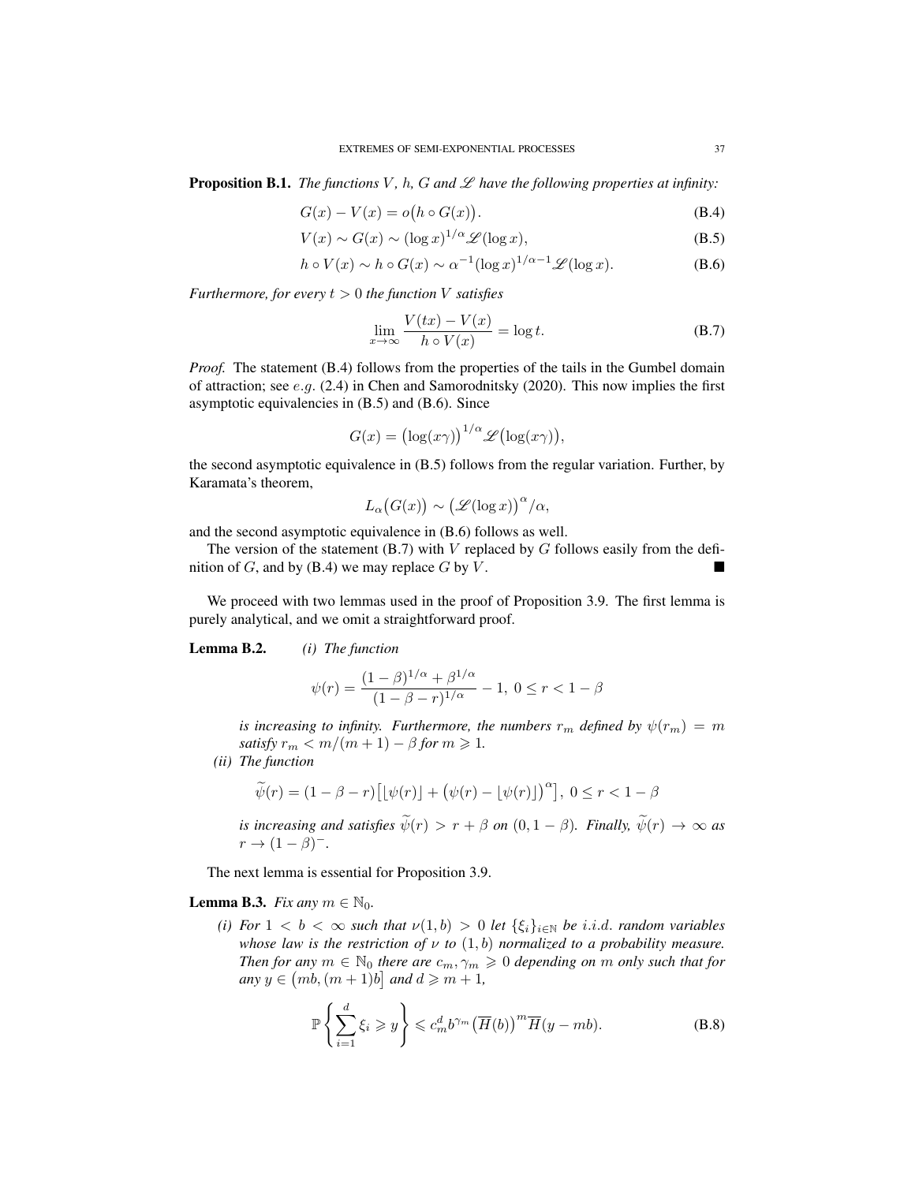**Proposition B.1.** *The functions $V$, $h$, $G$ and $\mathscr{L}$ have the following properties at infinity:*

$$G(x) - V(x) = o\big(h \circ G(x)\big). \tag{B.4}$$

$$V(x) \sim G(x) \sim (\log x)^{1/\alpha} \mathscr{L}(\log x), \tag{B.5}$$

$$h \circ V(x) \sim h \circ G(x) \sim \alpha^{-1} (\log x)^{1/\alpha - 1} \mathscr{L}(\log x). \tag{B.6}$$

*Furthermore, for every $t > 0$ the function $V$ satisfies*

$$\lim_{x \to \infty} \frac{V(tx) - V(x)}{h \circ V(x)} = \log t. \tag{B.7}$$

*Proof.* The statement (B.4) follows from the properties of the tails in the Gumbel domain of attraction; see *e.g.* (2.4) in Chen and Samorodnitsky (2020). This now implies the first asymptotic equivalencies in (B.5) and (B.6). Since

$$G(x) = \big(\log(x\gamma)\big)^{1/\alpha} \mathscr{L}\big(\log(x\gamma)\big),$$

the second asymptotic equivalence in (B.5) follows from the regular variation. Further, by Karamata's theorem,

$$L_\alpha\big(G(x)\big) \sim \big(\mathscr{L}(\log x)\big)^\alpha / \alpha,$$

and the second asymptotic equivalence in (B.6) follows as well.

The version of the statement (B.7) with $V$ replaced by $G$ follows easily from the definition of $G$, and by (B.4) we may replace $G$ by $V$. ∎

We proceed with two lemmas used in the proof of Proposition 3.9. The first lemma is purely analytical, and we omit a straightforward proof.

**Lemma B.2.** *(i) The function*

$$\psi(r) = \frac{(1-\beta)^{1/\alpha} + \beta^{1/\alpha}}{(1-\beta-r)^{1/\alpha}} - 1, \ 0 \le r < 1 - \beta$$

*is increasing to infinity. Furthermore, the numbers $r_m$ defined by $\psi(r_m) = m$ satisfy $r_m < m/(m+1) - \beta$ for $m \geqslant 1$.*

*(ii) The function*

$$\widetilde{\psi}(r) = (1-\beta-r)\big[\lfloor \psi(r) \rfloor + \big(\psi(r) - \lfloor \psi(r) \rfloor\big)^\alpha\big], \ 0 \le r < 1 - \beta$$

*is increasing and satisfies $\widetilde{\psi}(r) > r + \beta$ on $(0, 1-\beta)$. Finally, $\widetilde{\psi}(r) \to \infty$ as $r \to (1-\beta)^-$.*

The next lemma is essential for Proposition 3.9.

**Lemma B.3.** *Fix any $m \in \mathbb{N}_0$.*

*(i) For $1 < b < \infty$ such that $\nu(1,b) > 0$ let $\{\xi_i\}_{i \in \mathbb{N}}$ be i.i.d. random variables whose law is the restriction of $\nu$ to $(1,b)$ normalized to a probability measure. Then for any $m \in \mathbb{N}_0$ there are $c_m, \gamma_m \geqslant 0$ depending on $m$ only such that for any $y \in \big(mb, (m+1)b\big]$ and $d \geqslant m+1$,*

$$\mathbb{P}\left\{ \sum_{i=1}^{d} \xi_i \geqslant y \right\} \leqslant c_m^d b^{\gamma_m} \big(\overline{H}(b)\big)^m \overline{H}(y - mb). \tag{B.8}$$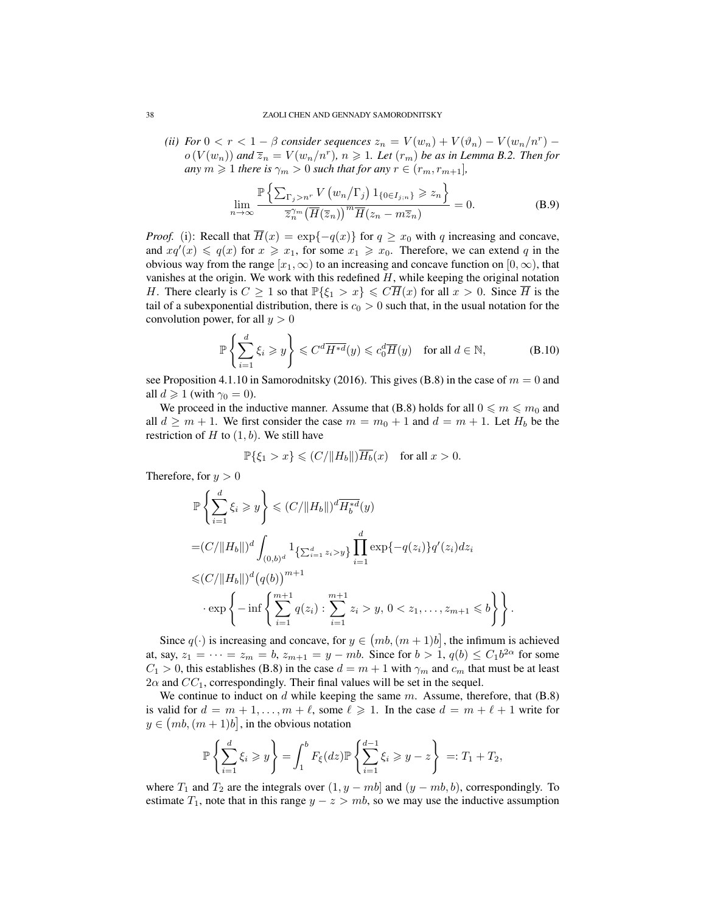*(ii) For $0 < r < 1-\beta$ consider sequences $z_n = V(w_n) + V(\vartheta_n) - V(w_n/n^r) - o(V(w_n))$ and $\overline{z}_n = V(w_n/n^r)$, $n \geqslant 1$. Let $(r_m)$ be as in Lemma B.2. Then for any $m \geqslant 1$ there is $\gamma_m > 0$ such that for any $r \in (r_m, r_{m+1}]$,*

$$\lim_{n\to\infty} \frac{\mathbb{P}\left\{\sum_{\Gamma_j > n^r} V\left(w_n/\Gamma_j\right) 1_{\{0\in I_{j;n}\}} \geqslant z_n\right\}}{\overline{z}_n^{\gamma_m}\big(\overline{H}(\overline{z}_n)\big)^m \overline{H}(z_n - m\overline{z}_n)} = 0. \tag{B.9}$$

*Proof.* (i): Recall that $\overline{H}(x) = \exp\{-q(x)\}$ for $q \geq x_0$ with $q$ increasing and concave, and $xq'(x) \leqslant q(x)$ for $x \geqslant x_1$, for some $x_1 \geqslant x_0$. Therefore, we can extend $q$ in the obvious way from the range $[x_1, \infty)$ to an increasing and concave function on $[0,\infty)$, that vanishes at the origin. We work with this redefined $H$, while keeping the original notation $H$. There clearly is $C \geq 1$ so that $\mathbb{P}\{\xi_1 > x\} \leqslant C\overline{H}(x)$ for all $x > 0$. Since $\overline{H}$ is the tail of a subexponential distribution, there is $c_0 > 0$ such that, in the usual notation for the convolution power, for all $y > 0$

$$\mathbb{P}\left\{\sum_{i=1}^d \xi_i \geqslant y\right\} \leqslant C^d\overline{H^{*d}}(y) \leqslant c_0^d\overline{H}(y) \quad \text{for all } d\in\mathbb{N}, \tag{B.10}$$

see Proposition 4.1.10 in Samorodnitsky (2016). This gives (B.8) in the case of $m = 0$ and all $d \geqslant 1$ (with $\gamma_0 = 0$).

We proceed in the inductive manner. Assume that (B.8) holds for all $0 \leqslant m \leqslant m_0$ and all $d \geq m+1$. We first consider the case $m = m_0 + 1$ and $d = m+1$. Let $H_b$ be the restriction of $H$ to $(1, b)$. We still have

$$\mathbb{P}\{\xi_1 > x\} \leqslant (C/\|H_b\|)\overline{H_b}(x) \quad \text{for all } x > 0.$$

Therefore, for $y > 0$

$$\begin{aligned}
&\mathbb{P}\left\{\sum_{i=1}^d \xi_i \geqslant y\right\} \leqslant (C/\|H_b\|)^d\overline{H_b^{*d}}(y) \\
=&(C/\|H_b\|)^d \int_{(0,b)^d} 1_{\left\{\sum_{i=1}^d z_i > y\right\}} \prod_{i=1}^d \exp\{-q(z_i)\}q'(z_i)dz_i \\
\leqslant&(C/\|H_b\|)^d\big(q(b)\big)^{m+1} \\
&\cdot \exp\left\{-\inf\left\{\sum_{i=1}^{m+1} q(z_i) : \sum_{i=1}^{m+1} z_i > y,\, 0 < z_1, \ldots, z_{m+1} \leqslant b\right\}\right\}.
\end{aligned}$$

Since $q(\cdot)$ is increasing and concave, for $y \in \big(mb, (m+1)b\big]$, the infimum is achieved at, say, $z_1 = \cdots = z_m = b$, $z_{m+1} = y - mb$. Since for $b > 1$, $q(b) \leq C_1 b^{2\alpha}$ for some $C_1 > 0$, this establishes (B.8) in the case $d = m+1$ with $\gamma_m$ and $c_m$ that must be at least $2\alpha$ and $CC_1$, correspondingly. Their final values will be set in the sequel.

We continue to induct on $d$ while keeping the same $m$. Assume, therefore, that (B.8) is valid for $d = m+1, \ldots, m+\ell$, some $\ell \geqslant 1$. In the case $d = m+\ell+1$ write for $y \in \big(mb, (m+1)b\big]$, in the obvious notation

$$\mathbb{P}\left\{\sum_{i=1}^d \xi_i \geqslant y\right\} = \int_1^b F_\xi(dz)\mathbb{P}\left\{\sum_{i=1}^{d-1} \xi_i \geqslant y - z\right\} =: T_1 + T_2,$$

where $T_1$ and $T_2$ are the integrals over $(1, y-mb]$ and $(y-mb, b)$, correspondingly. To estimate $T_1$, note that in this range $y - z > mb$, so we may use the inductive assumption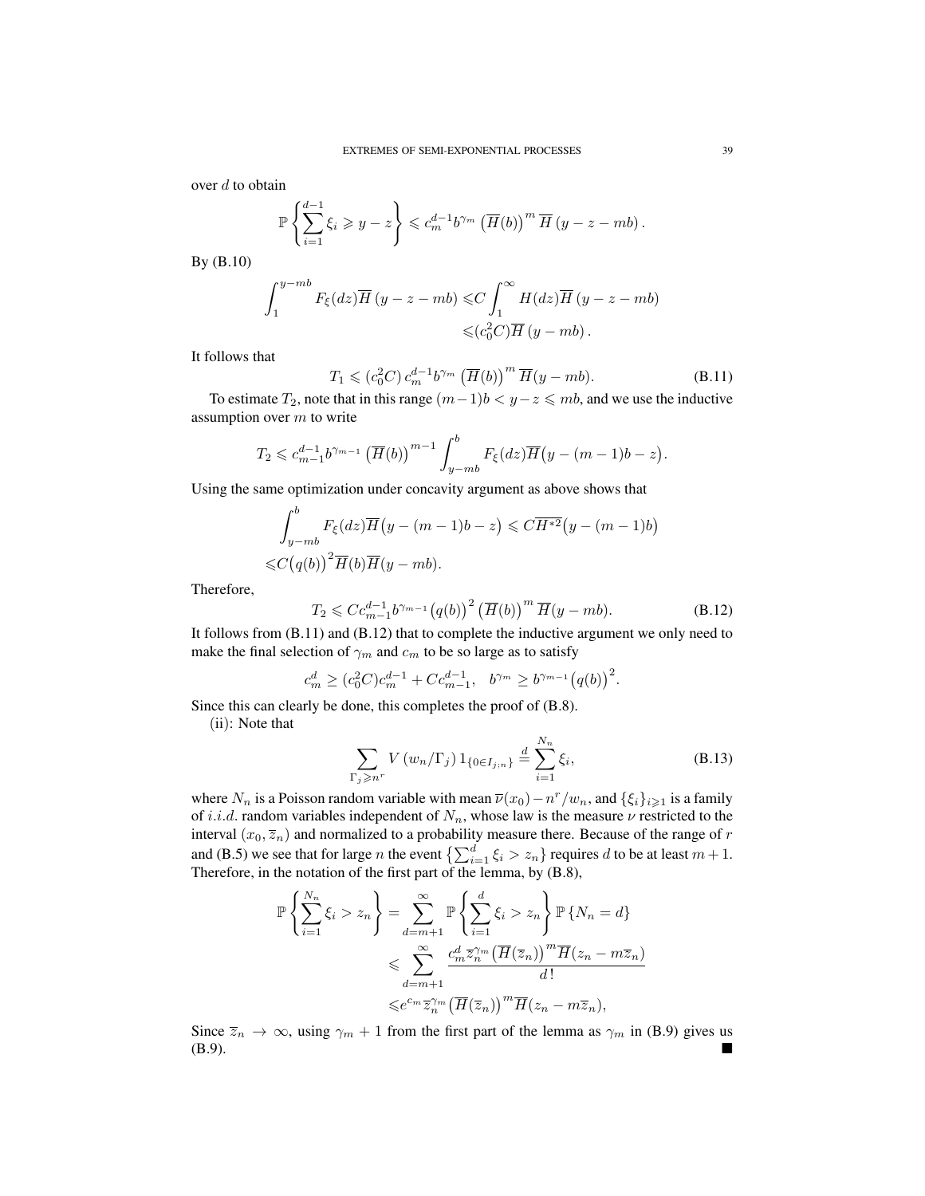over $d$ to obtain

$$\mathbb{P}\left\{\sum_{i=1}^{d-1}\xi_i \geqslant y-z\right\} \leqslant c_m^{d-1}b^{\gamma_m}\left(\overline{H}(b)\right)^m \overline{H}\left(y-z-mb\right).$$

By (B.10)

$$\begin{aligned}\int_1^{y-mb} F_\xi(dz)\overline{H}\left(y-z-mb\right) \leqslant & C\int_1^\infty H(dz)\overline{H}\left(y-z-mb\right) \\ \leqslant & (c_0^2 C)\overline{H}\left(y-mb\right).\end{aligned}$$

It follows that

$$T_1 \leqslant (c_0^2 C)\, c_m^{d-1}b^{\gamma_m}\left(\overline{H}(b)\right)^m \overline{H}(y-mb). \tag{B.11}$$

To estimate $T_2$, note that in this range $(m-1)b < y-z \leqslant mb$, and we use the inductive assumption over $m$ to write

$$T_2 \leqslant c_{m-1}^{d-1}b^{\gamma_{m-1}}\left(\overline{H}(b)\right)^{m-1}\int_{y-mb}^{b} F_\xi(dz)\overline{H}\big(y-(m-1)b-z\big).$$

Using the same optimization under concavity argument as above shows that

$$\begin{aligned}&\int_{y-mb}^{b} F_\xi(dz)\overline{H}\big(y-(m-1)b-z\big) \leqslant C\overline{H^{*2}}\big(y-(m-1)b\big) \\ \leqslant & C\big(q(b)\big)^2\overline{H}(b)\overline{H}(y-mb).\end{aligned}$$

Therefore,

$$T_2 \leqslant Cc_{m-1}^{d-1}b^{\gamma_{m-1}}\big(q(b)\big)^2\left(\overline{H}(b)\right)^m \overline{H}(y-mb). \tag{B.12}$$

It follows from (B.11) and (B.12) that to complete the inductive argument we only need to make the final selection of $\gamma_m$ and $c_m$ to be so large as to satisfy

$$c_m^d \geq (c_0^2 C)c_m^{d-1} + Cc_{m-1}^{d-1}, \quad b^{\gamma_m} \geq b^{\gamma_{m-1}}\big(q(b)\big)^2.$$

Since this can clearly be done, this completes the proof of (B.8).

(ii): Note that

$$\sum_{\Gamma_j \geqslant n^r} V\left(w_n/\Gamma_j\right) 1_{\{0\in I_{j;n}\}} \stackrel{d}{=} \sum_{i=1}^{N_n}\xi_i, \tag{B.13}$$

where $N_n$ is a Poisson random variable with mean $\overline{\nu}(x_0) - n^r/w_n$, and $\{\xi_i\}_{i\geqslant 1}$ is a family of $i.i.d.$ random variables independent of $N_n$, whose law is the measure $\nu$ restricted to the interval $(x_0, \overline{z}_n)$ and normalized to a probability measure there. Because of the range of $r$ and (B.5) we see that for large $n$ the event $\left\{\sum_{i=1}^d \xi_i > z_n\right\}$ requires $d$ to be at least $m+1$. Therefore, in the notation of the first part of the lemma, by (B.8),

$$\begin{aligned}\mathbb{P}\left\{\sum_{i=1}^{N_n}\xi_i > z_n\right\} = & \sum_{d=m+1}^{\infty}\mathbb{P}\left\{\sum_{i=1}^{d}\xi_i > z_n\right\}\mathbb{P}\left\{N_n = d\right\} \\ \leqslant & \sum_{d=m+1}^{\infty}\frac{c_m^d\overline{z}_n^{\gamma_m}\big(\overline{H}(\overline{z}_n)\big)^m\overline{H}(z_n - m\overline{z}_n)}{d\,!} \\ \leqslant & e^{c_m}\overline{z}_n^{\gamma_m}\big(\overline{H}(\overline{z}_n)\big)^m\overline{H}(z_n - m\overline{z}_n),\end{aligned}$$

Since $\overline{z}_n \to \infty$, using $\gamma_m + 1$ from the first part of the lemma as $\gamma_m$ in (B.9) gives us (B.9). ■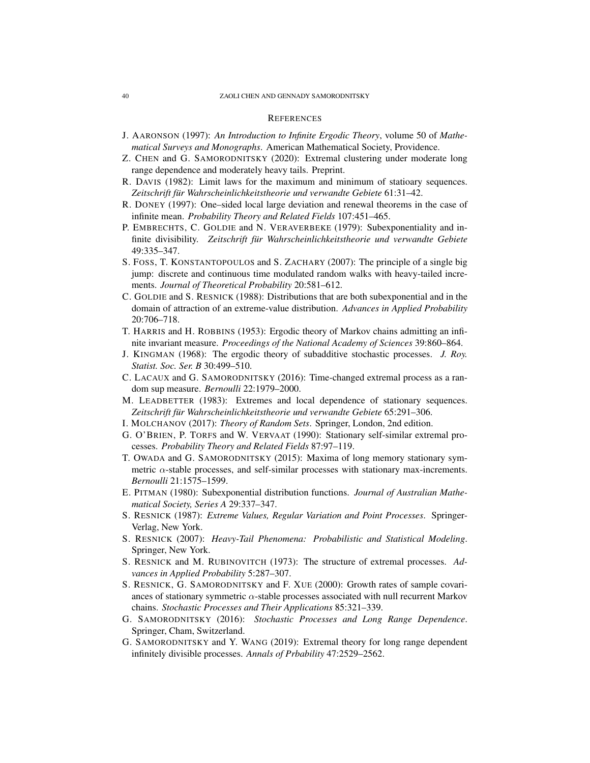## REFERENCES

J. AARONSON (1997): *An Introduction to Infinite Ergodic Theory*, volume 50 of *Mathematical Surveys and Monographs*. American Mathematical Society, Providence.

Z. CHEN and G. SAMORODNITSKY (2020): Extremal clustering under moderate long range dependence and moderately heavy tails. Preprint.

R. DAVIS (1982): Limit laws for the maximum and minimum of statioary sequences. *Zeitschrift für Wahrscheinlichkeitstheorie und verwandte Gebiete* 61:31–42.

R. DONEY (1997): One–sided local large deviation and renewal theorems in the case of infinite mean. *Probability Theory and Related Fields* 107:451–465.

P. EMBRECHTS, C. GOLDIE and N. VERAVERBEKE (1979): Subexponentiality and infinite divisibility. *Zeitschrift für Wahrscheinlichkeitstheorie und verwandte Gebiete* 49:335–347.

S. FOSS, T. KONSTANTOPOULOS and S. ZACHARY (2007): The principle of a single big jump: discrete and continuous time modulated random walks with heavy-tailed increments. *Journal of Theoretical Probability* 20:581–612.

C. GOLDIE and S. RESNICK (1988): Distributions that are both subexponential and in the domain of attraction of an extreme-value distribution. *Advances in Applied Probability* 20:706–718.

T. HARRIS and H. ROBBINS (1953): Ergodic theory of Markov chains admitting an infinite invariant measure. *Proceedings of the National Academy of Sciences* 39:860–864.

J. KINGMAN (1968): The ergodic theory of subadditive stochastic processes. *J. Roy. Statist. Soc. Ser. B* 30:499–510.

C. LACAUX and G. SAMORODNITSKY (2016): Time-changed extremal process as a random sup measure. *Bernoulli* 22:1979–2000.

M. LEADBETTER (1983): Extremes and local dependence of stationary sequences. *Zeitschrift für Wahrscheinlichkeitstheorie und verwandte Gebiete* 65:291–306.

I. MOLCHANOV (2017): *Theory of Random Sets*. Springer, London, 2nd edition.

G. O'BRIEN, P. TORFS and W. VERVAAT (1990): Stationary self-similar extremal processes. *Probability Theory and Related Fields* 87:97–119.

T. OWADA and G. SAMORODNITSKY (2015): Maxima of long memory stationary symmetric $\alpha$-stable processes, and self-similar processes with stationary max-increments. *Bernoulli* 21:1575–1599.

E. PITMAN (1980): Subexponential distribution functions. *Journal of Australian Mathematical Society, Series A* 29:337–347.

S. RESNICK (1987): *Extreme Values, Regular Variation and Point Processes*. Springer-Verlag, New York.

S. RESNICK (2007): *Heavy-Tail Phenomena: Probabilistic and Statistical Modeling*. Springer, New York.

S. RESNICK and M. RUBINOVITCH (1973): The structure of extremal processes. *Advances in Applied Probability* 5:287–307.

S. RESNICK, G. SAMORODNITSKY and F. XUE (2000): Growth rates of sample covariances of stationary symmetric $\alpha$-stable processes associated with null recurrent Markov chains. *Stochastic Processes and Their Applications* 85:321–339.

G. SAMORODNITSKY (2016): *Stochastic Processes and Long Range Dependence*. Springer, Cham, Switzerland.

G. SAMORODNITSKY and Y. WANG (2019): Extremal theory for long range dependent infinitely divisible processes. *Annals of Prbability* 47:2529–2562.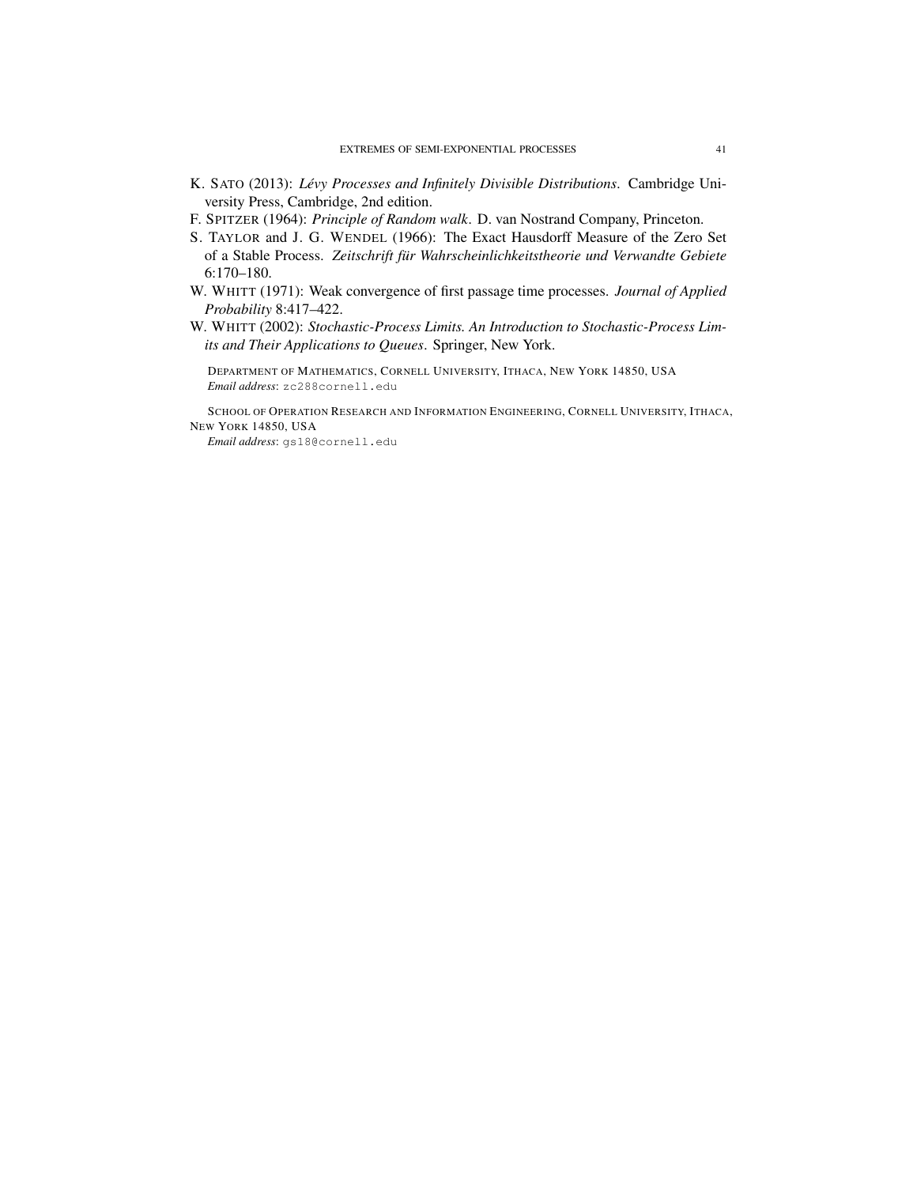K. SATO (2013): *Lévy Processes and Infinitely Divisible Distributions*. Cambridge University Press, Cambridge, 2nd edition.

F. SPITZER (1964): *Principle of Random walk*. D. van Nostrand Company, Princeton.

S. TAYLOR and J. G. WENDEL (1966): The Exact Hausdorff Measure of the Zero Set of a Stable Process. *Zeitschrift für Wahrscheinlichkeitstheorie und Verwandte Gebiete* 6:170–180.

W. WHITT (1971): Weak convergence of first passage time processes. *Journal of Applied Probability* 8:417–422.

W. WHITT (2002): *Stochastic-Process Limits. An Introduction to Stochastic-Process Limits and Their Applications to Queues*. Springer, New York.

DEPARTMENT OF MATHEMATICS, CORNELL UNIVERSITY, ITHACA, NEW YORK 14850, USA
*Email address*: zc288cornell.edu

SCHOOL OF OPERATION RESEARCH AND INFORMATION ENGINEERING, CORNELL UNIVERSITY, ITHACA, NEW YORK 14850, USA
*Email address*: gs18@cornell.edu